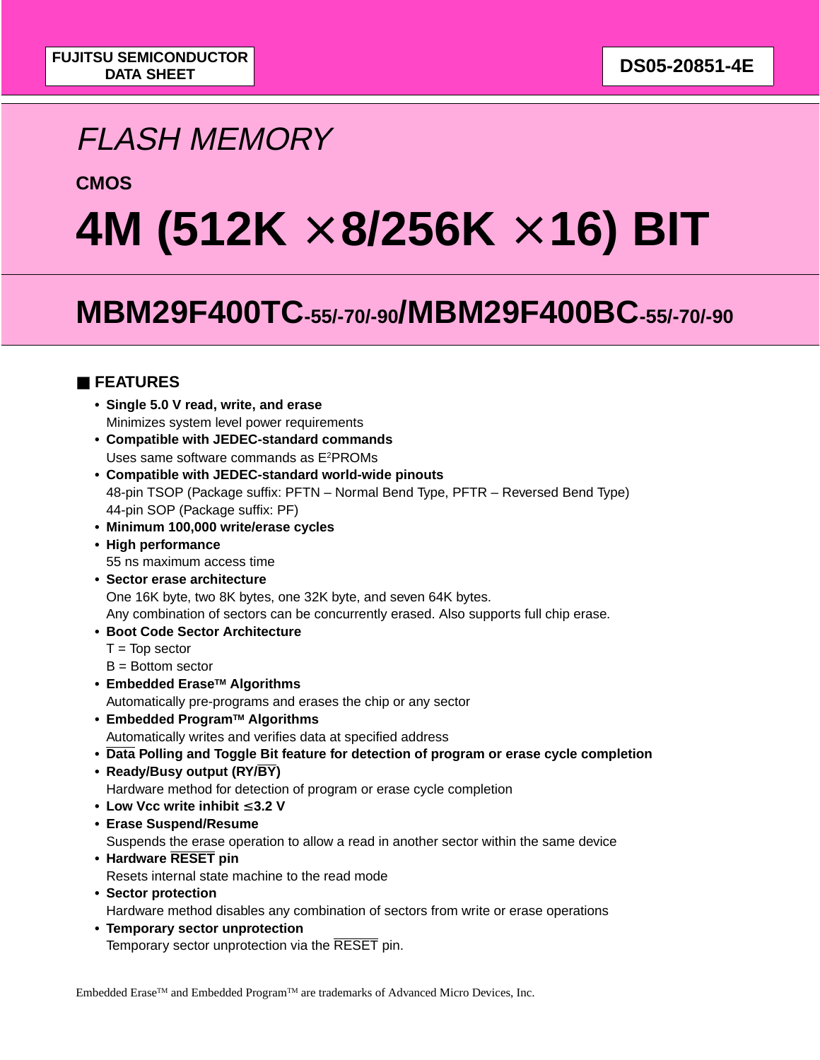FUJITSU SEMICONDUCTOR
DATA SHEET

DS05-20851-4E

# FLASH MEMORY

**CMOS**

# 4M (512K × 8/256K × 16) BIT

# MBM29F400TC-55/-70/-90/MBM29F400BC-55/-70/-90

## ■ FEATURES

- **Single 5.0 V read, write, and erase**
  Minimizes system level power requirements
- **Compatible with JEDEC-standard commands**
  Uses same software commands as $E^2$PROMs
- **Compatible with JEDEC-standard world-wide pinouts**
  48-pin TSOP (Package suffix: PFTN – Normal Bend Type, PFTR – Reversed Bend Type)
  44-pin SOP (Package suffix: PF)
- **Minimum 100,000 write/erase cycles**
- **High performance**
  55 ns maximum access time
- **Sector erase architecture**
  One 16K byte, two 8K bytes, one 32K byte, and seven 64K bytes.
  Any combination of sectors can be concurrently erased. Also supports full chip erase.
- **Boot Code Sector Architecture**
  T = Top sector
  B = Bottom sector
- **Embedded Erase™ Algorithms**
  Automatically pre-programs and erases the chip or any sector
- **Embedded Program™ Algorithms**
  Automatically writes and verifies data at specified address
- **$\overline{\text{Data}}$ Polling and Toggle Bit feature for detection of program or erase cycle completion**
- **Ready/Busy output (RY/$\overline{\text{BY}}$)**
  Hardware method for detection of program or erase cycle completion
- **Low Vcc write inhibit ≤ 3.2 V**
- **Erase Suspend/Resume**
  Suspends the erase operation to allow a read in another sector within the same device
- **Hardware $\overline{\text{RESET}}$ pin**
  Resets internal state machine to the read mode
- **Sector protection**
  Hardware method disables any combination of sectors from write or erase operations
- **Temporary sector unprotection**
  Temporary sector unprotection via the $\overline{\text{RESET}}$ pin.

Embedded Erase™ and Embedded Program™ are trademarks of Advanced Micro Devices, Inc.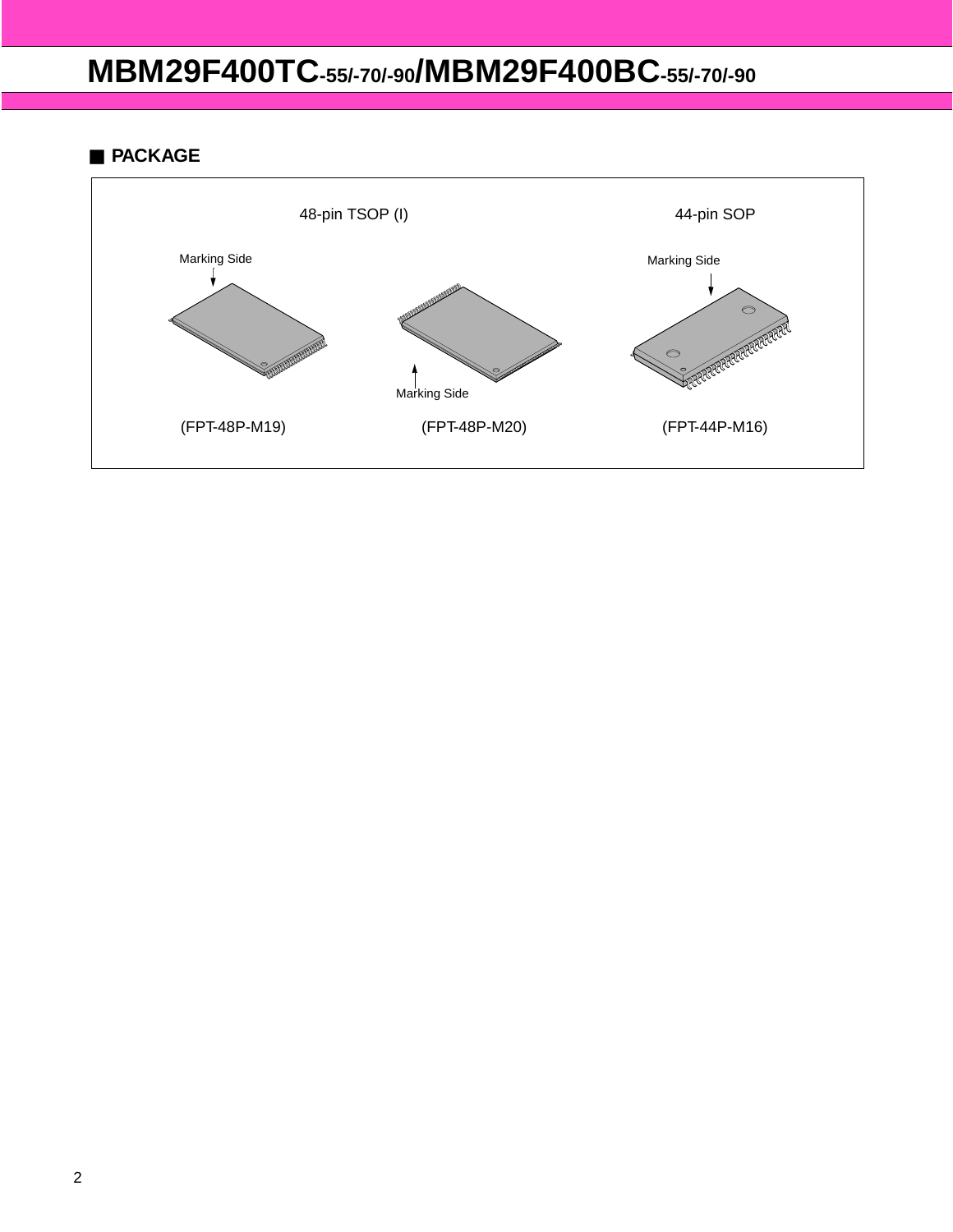## ■ PACKAGE

48-pin TSOP (I)

44-pin SOP

Marking Side

Marking Side

Marking Side

(FPT-48P-M19)

(FPT-48P-M20)

(FPT-44P-M16)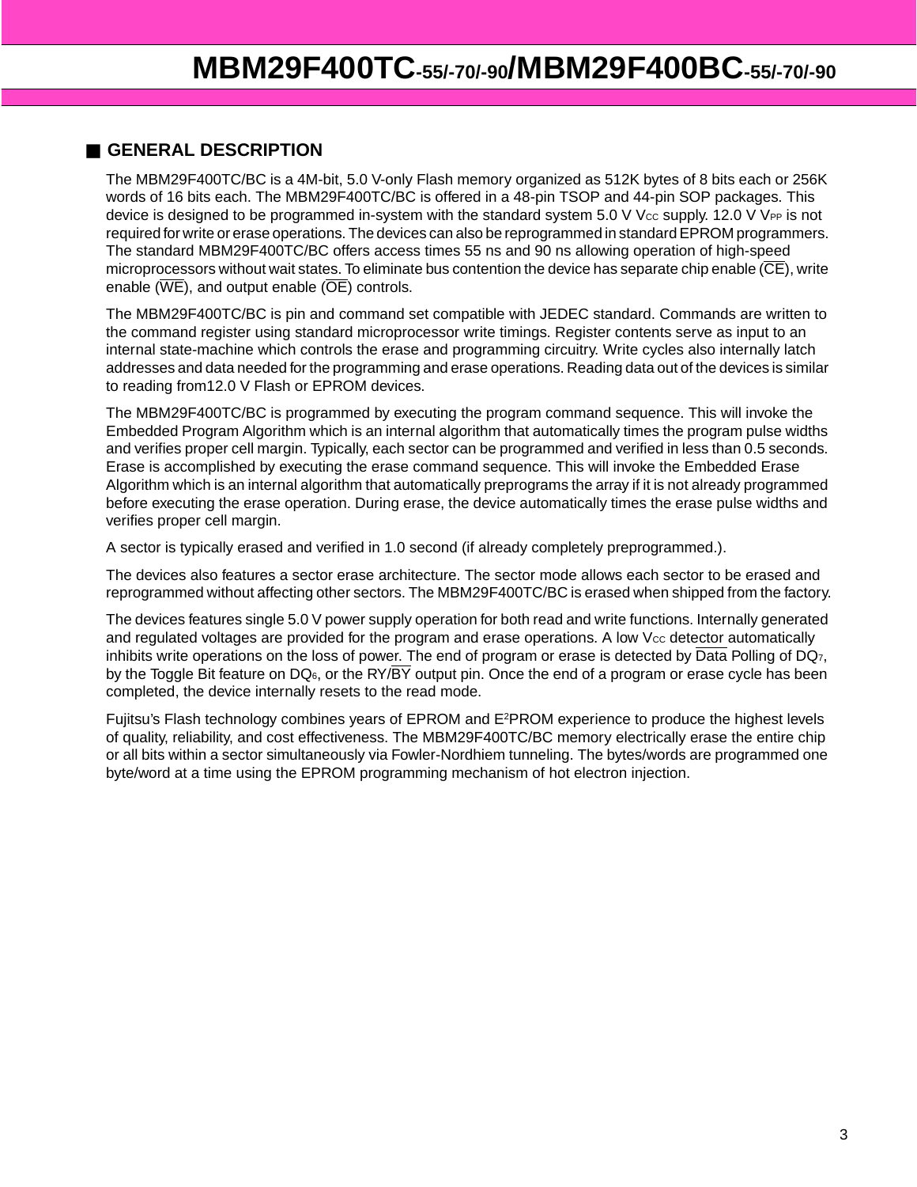## ■ GENERAL DESCRIPTION

The MBM29F400TC/BC is a 4M-bit, 5.0 V-only Flash memory organized as 512K bytes of 8 bits each or 256K words of 16 bits each. The MBM29F400TC/BC is offered in a 48-pin TSOP and 44-pin SOP packages. This device is designed to be programmed in-system with the standard system 5.0 V $V_{CC}$ supply. 12.0 V $V_{PP}$ is not required for write or erase operations. The devices can also be reprogrammed in standard EPROM programmers. The standard MBM29F400TC/BC offers access times 55 ns and 90 ns allowing operation of high-speed microprocessors without wait states. To eliminate bus contention the device has separate chip enable ($\overline{CE}$), write enable ($\overline{WE}$), and output enable ($\overline{OE}$) controls.

The MBM29F400TC/BC is pin and command set compatible with JEDEC standard. Commands are written to the command register using standard microprocessor write timings. Register contents serve as input to an internal state-machine which controls the erase and programming circuitry. Write cycles also internally latch addresses and data needed for the programming and erase operations. Reading data out of the devices is similar to reading from12.0 V Flash or EPROM devices.

The MBM29F400TC/BC is programmed by executing the program command sequence. This will invoke the Embedded Program Algorithm which is an internal algorithm that automatically times the program pulse widths and verifies proper cell margin. Typically, each sector can be programmed and verified in less than 0.5 seconds. Erase is accomplished by executing the erase command sequence. This will invoke the Embedded Erase Algorithm which is an internal algorithm that automatically preprograms the array if it is not already programmed before executing the erase operation. During erase, the device automatically times the erase pulse widths and verifies proper cell margin.

A sector is typically erased and verified in 1.0 second (if already completely preprogrammed.).

The devices also features a sector erase architecture. The sector mode allows each sector to be erased and reprogrammed without affecting other sectors. The MBM29F400TC/BC is erased when shipped from the factory.

The devices features single 5.0 V power supply operation for both read and write functions. Internally generated and regulated voltages are provided for the program and erase operations. A low $V_{CC}$ detector automatically inhibits write operations on the loss of power. The end of program or erase is detected by $\overline{\text{Data}}$ Polling of $DQ_7$, by the Toggle Bit feature on $DQ_6$, or the RY/$\overline{BY}$ output pin. Once the end of a program or erase cycle has been completed, the device internally resets to the read mode.

Fujitsu's Flash technology combines years of EPROM and $E^2$PROM experience to produce the highest levels of quality, reliability, and cost effectiveness. The MBM29F400TC/BC memory electrically erase the entire chip or all bits within a sector simultaneously via Fowler-Nordhiem tunneling. The bytes/words are programmed one byte/word at a time using the EPROM programming mechanism of hot electron injection.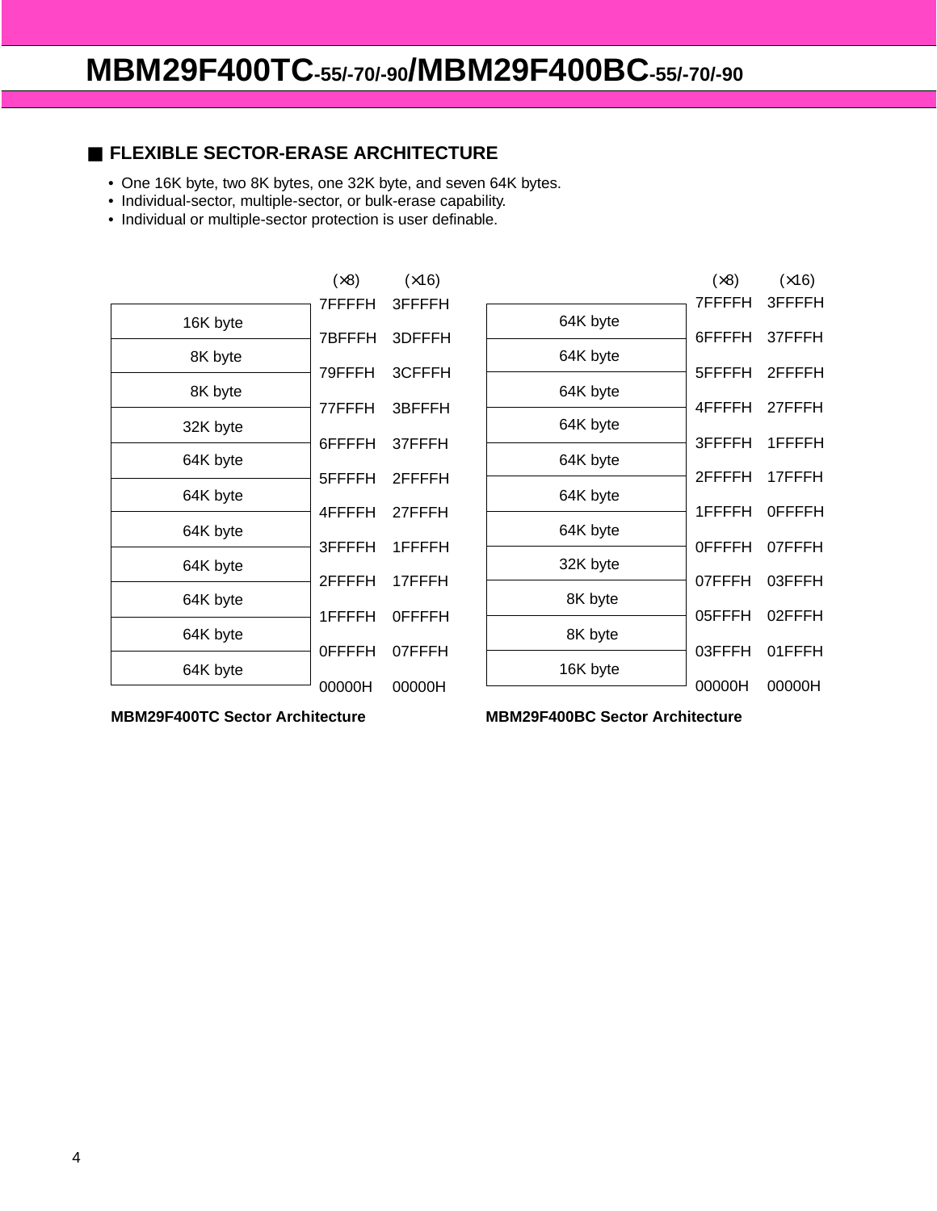## ■ FLEXIBLE SECTOR-ERASE ARCHITECTURE

- One 16K byte, two 8K bytes, one 32K byte, and seven 64K bytes.
- Individual-sector, multiple-sector, or bulk-erase capability.
- Individual or multiple-sector protection is user definable.

| Sector | (×8) | (×16) |
|---|---|---|
| | 7FFFFH | 3FFFFH |
| 16K byte | | |
| | 7BFFFH | 3DFFFH |
| 8K byte | | |
| | 79FFFH | 3CFFFH |
| 8K byte | | |
| | 77FFFH | 3BFFFH |
| 32K byte | | |
| | 6FFFFH | 37FFFH |
| 64K byte | | |
| | 5FFFFH | 2FFFFH |
| 64K byte | | |
| | 4FFFFH | 27FFFH |
| 64K byte | | |
| | 3FFFFH | 1FFFFH |
| 64K byte | | |
| | 2FFFFH | 17FFFH |
| 64K byte | | |
| | 1FFFFH | 0FFFFH |
| 64K byte | | |
| | 0FFFFH | 07FFFH |
| 64K byte | | |
| | 00000H | 00000H |

**MBM29F400TC Sector Architecture**

| Sector | (×8) | (×16) |
|---|---|---|
| | 7FFFFH | 3FFFFH |
| 64K byte | | |
| | 6FFFFH | 37FFFH |
| 64K byte | | |
| | 5FFFFH | 2FFFFH |
| 64K byte | | |
| | 4FFFFH | 27FFFH |
| 64K byte | | |
| | 3FFFFH | 1FFFFH |
| 64K byte | | |
| | 2FFFFH | 17FFFH |
| 64K byte | | |
| | 1FFFFH | 0FFFFH |
| 64K byte | | |
| | 0FFFFH | 07FFFH |
| 32K byte | | |
| | 07FFFH | 03FFFH |
| 8K byte | | |
| | 05FFFH | 02FFFH |
| 8K byte | | |
| | 03FFFH | 01FFFH |
| 16K byte | | |
| | 00000H | 00000H |

**MBM29F400BC Sector Architecture**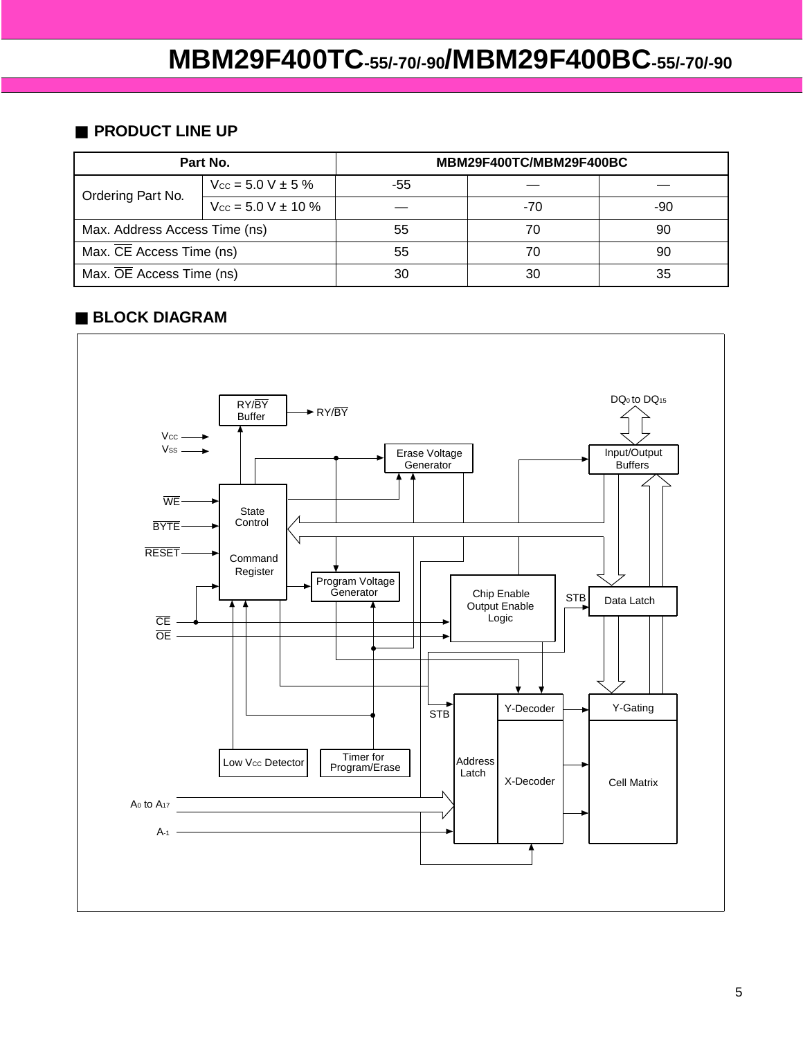## ■ PRODUCT LINE UP

| Part No. | | MBM29F400TC/MBM29F400BC | | |
|---|---|---|---|---|
| Ordering Part No. | $V_{CC}$ = 5.0 V ± 5 % | -55 | — | — |
| | $V_{CC}$ = 5.0 V ± 10 % | — | -70 | -90 |
| Max. Address Access Time (ns) | | 55 | 70 | 90 |
| Max. $\overline{CE}$ Access Time (ns) | | 55 | 70 | 90 |
| Max. $\overline{OE}$ Access Time (ns) | | 30 | 30 | 35 |

## ■ BLOCK DIAGRAM

RY/$\overline{BY}$ Buffer
RY/$\overline{BY}$
$V_{CC}$
$V_{SS}$
$\overline{WE}$
$\overline{BYTE}$
$\overline{RESET}$
State Control
Command Register
$\overline{CE}$
$\overline{OE}$
Erase Voltage Generator
Program Voltage Generator
Chip Enable Output Enable Logic
$DQ_0$ to $DQ_{15}$
Input/Output Buffers
STB
Data Latch
STB
Y-Decoder
Y-Gating
Address Latch
X-Decoder
Cell Matrix
Low $V_{CC}$ Detector
Timer for Program/Erase
$A_0$ to $A_{17}$
$A_{-1}$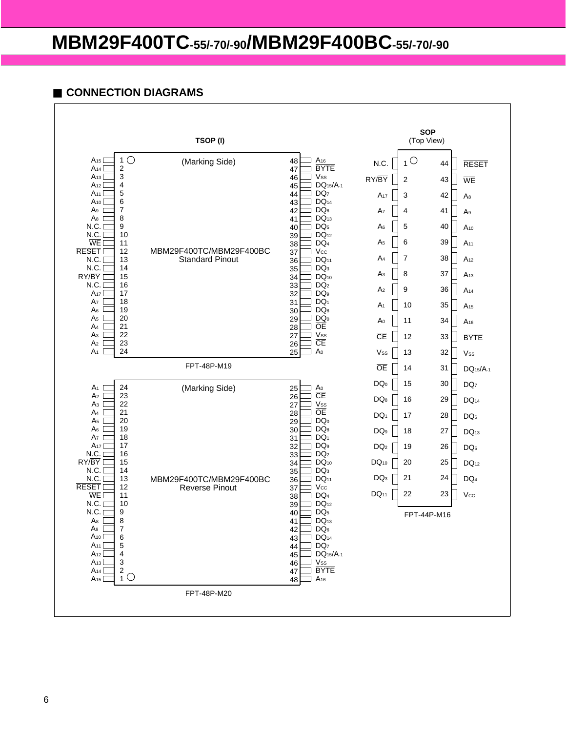## ■ CONNECTION DIAGRAMS

### TSOP (I)

**MBM29F400TC/MBM29F400BC Standard Pinout** (Marking Side)

| Pin | Signal | Pin | Signal |
|---|---|---|---|
| 1 | $A_{15}$ | 48 | $A_{16}$ |
| 2 | $A_{14}$ | 47 | $\overline{BYTE}$ |
| 3 | $A_{13}$ | 46 | $V_{SS}$ |
| 4 | $A_{12}$ | 45 | $DQ_{15}/A_{-1}$ |
| 5 | $A_{11}$ | 44 | $DQ_7$ |
| 6 | $A_{10}$ | 43 | $DQ_{14}$ |
| 7 | $A_9$ | 42 | $DQ_6$ |
| 8 | $A_8$ | 41 | $DQ_{13}$ |
| 9 | N.C. | 40 | $DQ_5$ |
| 10 | N.C. | 39 | $DQ_{12}$ |
| 11 | $\overline{WE}$ | 38 | $DQ_4$ |
| 12 | $\overline{RESET}$ | 37 | $V_{CC}$ |
| 13 | N.C. | 36 | $DQ_{11}$ |
| 14 | N.C. | 35 | $DQ_3$ |
| 15 | $RY/\overline{BY}$ | 34 | $DQ_{10}$ |
| 16 | N.C. | 33 | $DQ_2$ |
| 17 | $A_{17}$ | 32 | $DQ_9$ |
| 18 | $A_7$ | 31 | $DQ_1$ |
| 19 | $A_6$ | 30 | $DQ_8$ |
| 20 | $A_5$ | 29 | $DQ_0$ |
| 21 | $A_4$ | 28 | $\overline{OE}$ |
| 22 | $A_3$ | 27 | $V_{SS}$ |
| 23 | $A_2$ | 26 | $\overline{CE}$ |
| 24 | $A_1$ | 25 | $A_0$ |

FPT-48P-M19

**MBM29F400TC/MBM29F400BC Reverse Pinout** (Marking Side)

| Signal | Pin | Pin | Signal |
|---|---|---|---|
| $A_1$ | 24 | 25 | $A_0$ |
| $A_2$ | 23 | 26 | $\overline{CE}$ |
| $A_3$ | 22 | 27 | $V_{SS}$ |
| $A_4$ | 21 | 28 | $\overline{OE}$ |
| $A_5$ | 20 | 29 | $DQ_0$ |
| $A_6$ | 19 | 30 | $DQ_8$ |
| $A_7$ | 18 | 31 | $DQ_1$ |
| $A_{17}$ | 17 | 32 | $DQ_9$ |
| N.C. | 16 | 33 | $DQ_2$ |
| $RY/\overline{BY}$ | 15 | 34 | $DQ_{10}$ |
| N.C. | 14 | 35 | $DQ_3$ |
| N.C. | 13 | 36 | $DQ_{11}$ |
| $\overline{RESET}$ | 12 | 37 | $V_{CC}$ |
| $\overline{WE}$ | 11 | 38 | $DQ_4$ |
| N.C. | 10 | 39 | $DQ_{12}$ |
| N.C. | 9 | 40 | $DQ_5$ |
| $A_8$ | 8 | 41 | $DQ_{13}$ |
| $A_9$ | 7 | 42 | $DQ_6$ |
| $A_{10}$ | 6 | 43 | $DQ_{14}$ |
| $A_{11}$ | 5 | 44 | $DQ_7$ |
| $A_{12}$ | 4 | 45 | $DQ_{15}/A_{-1}$ |
| $A_{13}$ | 3 | 46 | $V_{SS}$ |
| $A_{14}$ | 2 | 47 | $\overline{BYTE}$ |
| $A_{15}$ | 1 | 48 | $A_{16}$ |

FPT-48P-M20

### SOP (Top View)

| Signal | Pin | Pin | Signal |
|---|---|---|---|
| N.C. | 1 | 44 | $\overline{RESET}$ |
| $RY/\overline{BY}$ | 2 | 43 | $\overline{WE}$ |
| $A_{17}$ | 3 | 42 | $A_8$ |
| $A_7$ | 4 | 41 | $A_9$ |
| $A_6$ | 5 | 40 | $A_{10}$ |
| $A_5$ | 6 | 39 | $A_{11}$ |
| $A_4$ | 7 | 38 | $A_{12}$ |
| $A_3$ | 8 | 37 | $A_{13}$ |
| $A_2$ | 9 | 36 | $A_{14}$ |
| $A_1$ | 10 | 35 | $A_{15}$ |
| $A_0$ | 11 | 34 | $A_{16}$ |
| $\overline{CE}$ | 12 | 33 | $\overline{BYTE}$ |
| $V_{SS}$ | 13 | 32 | $V_{SS}$ |
| $\overline{OE}$ | 14 | 31 | $DQ_{15}/A_{-1}$ |
| $DQ_0$ | 15 | 30 | $DQ_7$ |
| $DQ_8$ | 16 | 29 | $DQ_{14}$ |
| $DQ_1$ | 17 | 28 | $DQ_6$ |
| $DQ_9$ | 18 | 27 | $DQ_{13}$ |
| $DQ_2$ | 19 | 26 | $DQ_5$ |
| $DQ_{10}$ | 20 | 25 | $DQ_{12}$ |
| $DQ_3$ | 21 | 24 | $DQ_4$ |
| $DQ_{11}$ | 22 | 23 | $V_{CC}$ |

FPT-44P-M16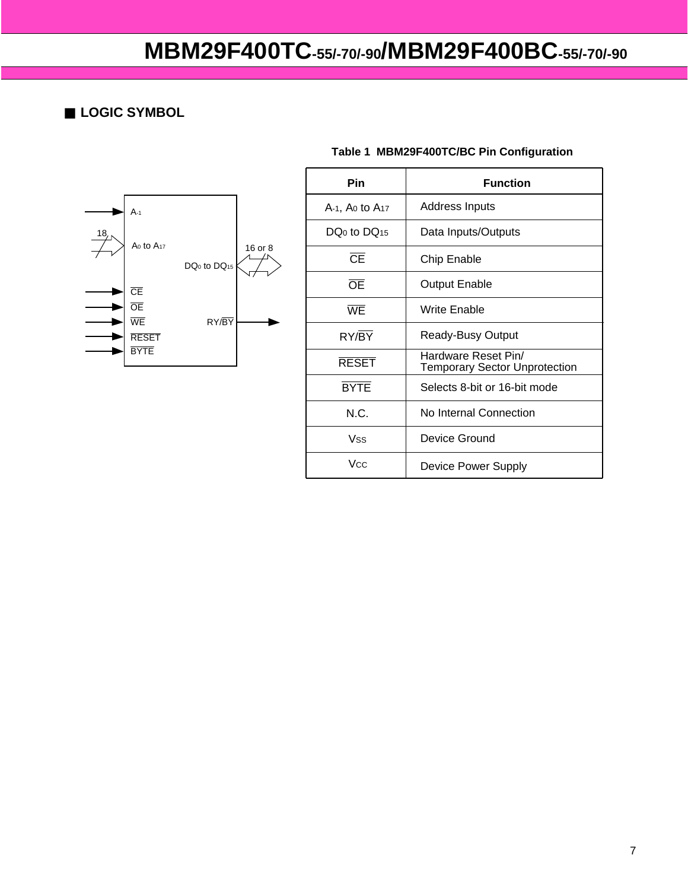## ■ LOGIC SYMBOL

**Table 1 MBM29F400TC/BC Pin Configuration**

| Pin | Function |
|---|---|
| $A_{-1}$, $A_0$ to $A_{17}$ | Address Inputs |
| $DQ_0$ to $DQ_{15}$ | Data Inputs/Outputs |
| $\overline{CE}$ | Chip Enable |
| $\overline{OE}$ | Output Enable |
| $\overline{WE}$ | Write Enable |
| RY/$\overline{BY}$ | Ready-Busy Output |
| $\overline{RESET}$ | Hardware Reset Pin/ Temporary Sector Unprotection |
| $\overline{BYTE}$ | Selects 8-bit or 16-bit mode |
| N.C. | No Internal Connection |
| $V_{SS}$ | Device Ground |
| $V_{CC}$ | Device Power Supply |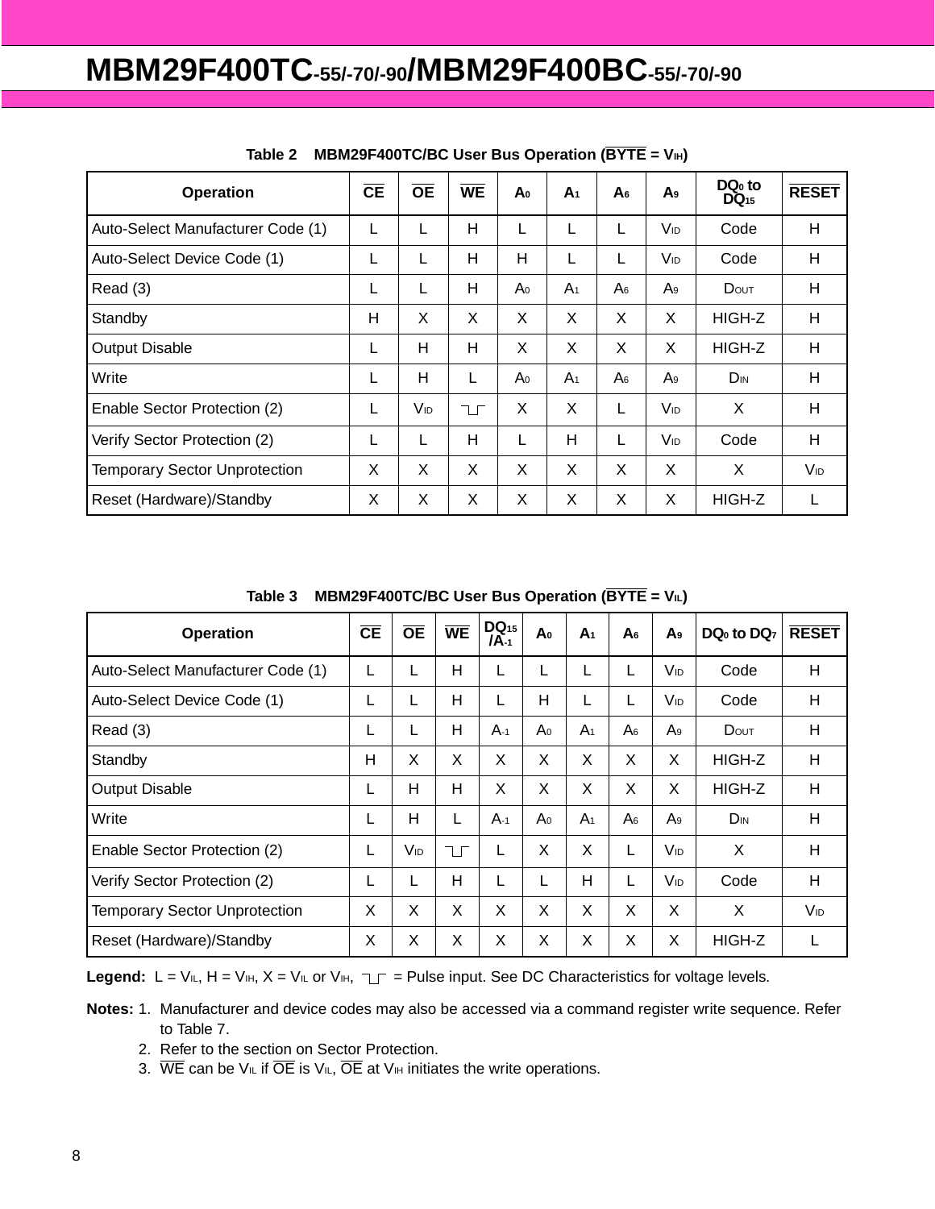**Table 2 MBM29F400TC/BC User Bus Operation ($\overline{BYTE}$ = $V_{IH}$)**

| Operation | $\overline{CE}$ | $\overline{OE}$ | $\overline{WE}$ | $A_0$ | $A_1$ | $A_6$ | $A_9$ | $DQ_0$ to $DQ_{15}$ | $\overline{RESET}$ |
|---|---|---|---|---|---|---|---|---|---|
| Auto-Select Manufacturer Code (1) | L | L | H | L | L | L | $V_{ID}$ | Code | H |
| Auto-Select Device Code (1) | L | L | H | H | L | L | $V_{ID}$ | Code | H |
| Read (3) | L | L | H | $A_0$ | $A_1$ | $A_6$ | $A_9$ | $D_{OUT}$ | H |
| Standby | H | X | X | X | X | X | X | HIGH-Z | H |
| Output Disable | L | H | H | X | X | X | X | HIGH-Z | H |
| Write | L | H | L | $A_0$ | $A_1$ | $A_6$ | $A_9$ | $D_{IN}$ | H |
| Enable Sector Protection (2) | L | $V_{ID}$ | ⌐_⌐ | X | X | L | $V_{ID}$ | X | H |
| Verify Sector Protection (2) | L | L | H | L | H | L | $V_{ID}$ | Code | H |
| Temporary Sector Unprotection | X | X | X | X | X | X | X | X | $V_{ID}$ |
| Reset (Hardware)/Standby | X | X | X | X | X | X | X | HIGH-Z | L |

**Table 3 MBM29F400TC/BC User Bus Operation ($\overline{BYTE}$ = $V_{IL}$)**

| Operation | $\overline{CE}$ | $\overline{OE}$ | $\overline{WE}$ | $DQ_{15}$ /$A_{-1}$ | $A_0$ | $A_1$ | $A_6$ | $A_9$ | $DQ_0$ to $DQ_7$ | $\overline{RESET}$ |
|---|---|---|---|---|---|---|---|---|---|---|
| Auto-Select Manufacturer Code (1) | L | L | H | L | L | L | L | $V_{ID}$ | Code | H |
| Auto-Select Device Code (1) | L | L | H | L | H | L | L | $V_{ID}$ | Code | H |
| Read (3) | L | L | H | $A_{-1}$ | $A_0$ | $A_1$ | $A_6$ | $A_9$ | $D_{OUT}$ | H |
| Standby | H | X | X | X | X | X | X | X | HIGH-Z | H |
| Output Disable | L | H | H | X | X | X | X | X | HIGH-Z | H |
| Write | L | H | L | $A_{-1}$ | $A_0$ | $A_1$ | $A_6$ | $A_9$ | $D_{IN}$ | H |
| Enable Sector Protection (2) | L | $V_{ID}$ | ⌐_⌐ | L | X | X | L | $V_{ID}$ | X | H |
| Verify Sector Protection (2) | L | L | H | L | L | H | L | $V_{ID}$ | Code | H |
| Temporary Sector Unprotection | X | X | X | X | X | X | X | X | X | $V_{ID}$ |
| Reset (Hardware)/Standby | X | X | X | X | X | X | X | X | HIGH-Z | L |

**Legend:** L = $V_{IL}$, H = $V_{IH}$, X = $V_{IL}$ or $V_{IH}$, ⌐_⌐ = Pulse input. See DC Characteristics for voltage levels.

**Notes:**
1. Manufacturer and device codes may also be accessed via a command register write sequence. Refer to Table 7.
2. Refer to the section on Sector Protection.
3. $\overline{WE}$ can be $V_{IL}$ if $\overline{OE}$ is $V_{IL}$, $\overline{OE}$ at $V_{IH}$ initiates the write operations.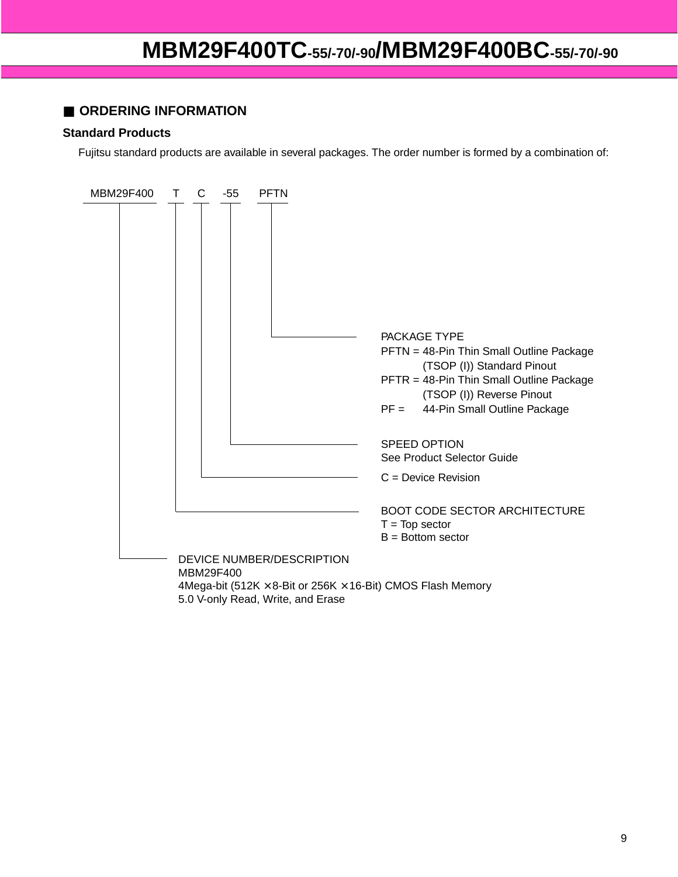## ■ ORDERING INFORMATION

### Standard Products

Fujitsu standard products are available in several packages. The order number is formed by a combination of:

MBM29F400 T C -55 PFTN

**PACKAGE TYPE** (PFTN)
- PFTN = 48-Pin Thin Small Outline Package (TSOP (I)) Standard Pinout
- PFTR = 48-Pin Thin Small Outline Package (TSOP (I)) Reverse Pinout
- PF = 44-Pin Small Outline Package

**SPEED OPTION** (-55)
See Product Selector Guide

**C = Device Revision** (C)

**BOOT CODE SECTOR ARCHITECTURE** (T)
- T = Top sector
- B = Bottom sector

**DEVICE NUMBER/DESCRIPTION** (MBM29F400)
MBM29F400
4Mega-bit (512K × 8-Bit or 256K × 16-Bit) CMOS Flash Memory
5.0 V-only Read, Write, and Erase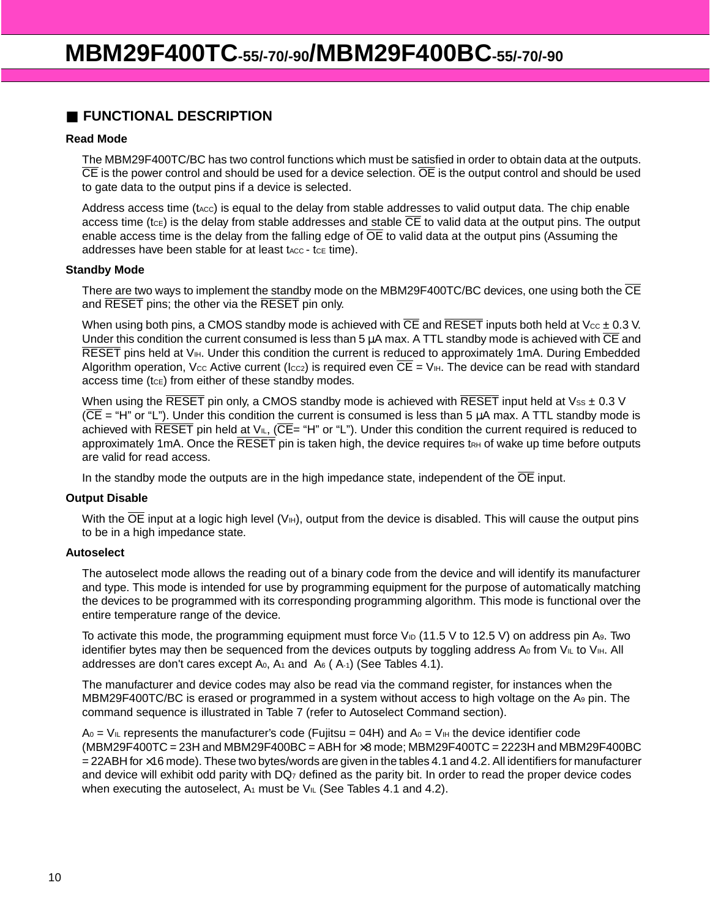## ■ FUNCTIONAL DESCRIPTION

### Read Mode

The MBM29F400TC/BC has two control functions which must be satisfied in order to obtain data at the outputs. $\overline{CE}$ is the power control and should be used for a device selection. $\overline{OE}$ is the output control and should be used to gate data to the output pins if a device is selected.

Address access time ($t_{ACC}$) is equal to the delay from stable addresses to valid output data. The chip enable access time ($t_{CE}$) is the delay from stable addresses and stable $\overline{CE}$ to valid data at the output pins. The output enable access time is the delay from the falling edge of $\overline{OE}$ to valid data at the output pins (Assuming the addresses have been stable for at least $t_{ACC}$ - $t_{CE}$ time).

### Standby Mode

There are two ways to implement the standby mode on the MBM29F400TC/BC devices, one using both the $\overline{CE}$ and $\overline{RESET}$ pins; the other via the $\overline{RESET}$ pin only.

When using both pins, a CMOS standby mode is achieved with $\overline{CE}$ and $\overline{RESET}$ inputs both held at $V_{CC}$ ± 0.3 V. Under this condition the current consumed is less than 5 μA max. A TTL standby mode is achieved with $\overline{CE}$ and $\overline{RESET}$ pins held at $V_{IH}$. Under this condition the current is reduced to approximately 1mA. During Embedded Algorithm operation, $V_{CC}$ Active current ($I_{CC2}$) is required even $\overline{CE}$ = $V_{IH}$. The device can be read with standard access time ($t_{CE}$) from either of these standby modes.

When using the $\overline{RESET}$ pin only, a CMOS standby mode is achieved with $\overline{RESET}$ input held at $V_{SS}$ ± 0.3 V ($\overline{CE}$ = "H" or "L"). Under this condition the current is consumed is less than 5 μA max. A TTL standby mode is achieved with $\overline{RESET}$ pin held at $V_{IL}$, ($\overline{CE}$= "H" or "L"). Under this condition the current required is reduced to approximately 1mA. Once the $\overline{RESET}$ pin is taken high, the device requires $t_{RH}$ of wake up time before outputs are valid for read access.

In the standby mode the outputs are in the high impedance state, independent of the $\overline{OE}$ input.

### Output Disable

With the $\overline{OE}$ input at a logic high level ($V_{IH}$), output from the device is disabled. This will cause the output pins to be in a high impedance state.

### Autoselect

The autoselect mode allows the reading out of a binary code from the device and will identify its manufacturer and type. This mode is intended for use by programming equipment for the purpose of automatically matching the devices to be programmed with its corresponding programming algorithm. This mode is functional over the entire temperature range of the device.

To activate this mode, the programming equipment must force $V_{ID}$ (11.5 V to 12.5 V) on address pin $A_9$. Two identifier bytes may then be sequenced from the devices outputs by toggling address $A_0$ from $V_{IL}$ to $V_{IH}$. All addresses are don't cares except $A_0$, $A_1$ and $A_6$ ( $A_{-1}$) (See Tables 4.1).

The manufacturer and device codes may also be read via the command register, for instances when the MBM29F400TC/BC is erased or programmed in a system without access to high voltage on the $A_9$ pin. The command sequence is illustrated in Table 7 (refer to Autoselect Command section).

$A_0$ = $V_{IL}$ represents the manufacturer's code (Fujitsu = 04H) and $A_0$ = $V_{IH}$ the device identifier code (MBM29F400TC = 23H and MBM29F400BC = ABH for ×8 mode; MBM29F400TC = 2223H and MBM29F400BC = 22ABH for ×16 mode). These two bytes/words are given in the tables 4.1 and 4.2. All identifiers for manufacturer and device will exhibit odd parity with $DQ_7$ defined as the parity bit. In order to read the proper device codes when executing the autoselect, $A_1$ must be $V_{IL}$ (See Tables 4.1 and 4.2).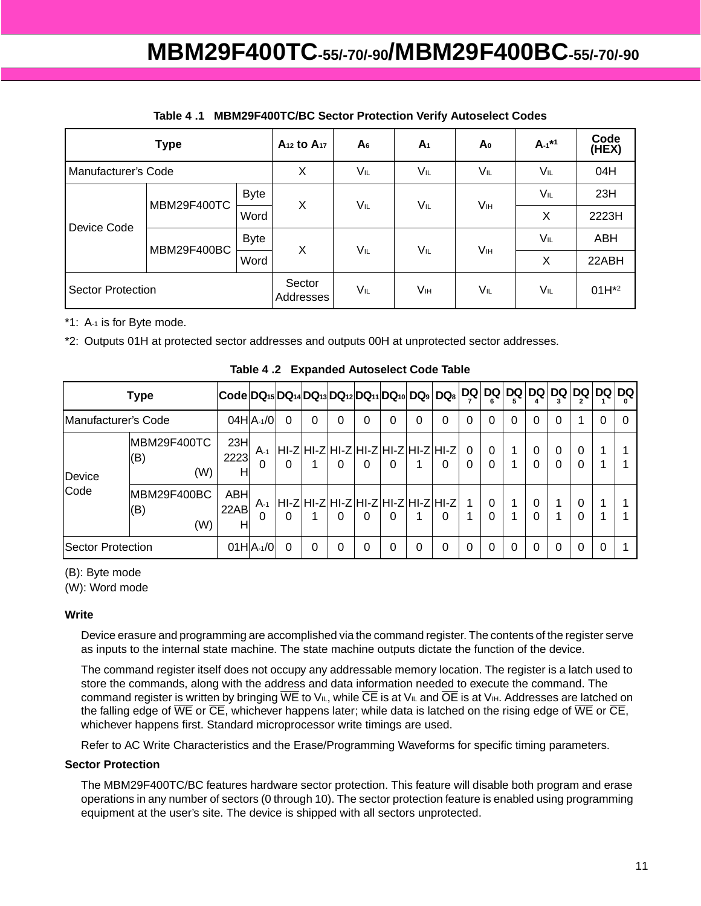**Table 4 .1 MBM29F400TC/BC Sector Protection Verify Autoselect Codes**

| Type | | | $A_{12}$ to $A_{17}$ | $A_6$ | $A_1$ | $A_0$ | $A_{-1}$*1 | Code (HEX) |
|---|---|---|---|---|---|---|---|---|
| Manufacturer's Code | | | X | $V_{IL}$ | $V_{IL}$ | $V_{IL}$ | $V_{IL}$ | 04H |
| Device Code | MBM29F400TC | Byte | X | $V_{IL}$ | $V_{IL}$ | $V_{IH}$ | $V_{IL}$ | 23H |
| | | Word | | | | | X | 2223H |
| | MBM29F400BC | Byte | X | $V_{IL}$ | $V_{IL}$ | $V_{IH}$ | $V_{IL}$ | ABH |
| | | Word | | | | | X | 22ABH |
| Sector Protection | | | Sector Addresses | $V_{IL}$ | $V_{IH}$ | $V_{IL}$ | $V_{IL}$ | 01H*2 |

*1: $A_{-1}$ is for Byte mode.

*2: Outputs 01H at protected sector addresses and outputs 00H at unprotected sector addresses.

**Table 4 .2 Expanded Autoselect Code Table**

| Type | | Code | $DQ_{15}$ | $DQ_{14}$ | $DQ_{13}$ | $DQ_{12}$ | $DQ_{11}$ | $DQ_{10}$ | $DQ_9$ | $DQ_8$ | $DQ_7$ | $DQ_6$ | $DQ_5$ | $DQ_4$ | $DQ_3$ | $DQ_2$ | $DQ_1$ | $DQ_0$ |
|---|---|---|---|---|---|---|---|---|---|---|---|---|---|---|---|---|---|---|
| Manufacturer's Code | | 04H | $A_{-1}$/0 | 0 | 0 | 0 | 0 | 0 | 0 | 0 | 0 | 0 | 0 | 0 | 0 | 1 | 0 | 0 |
| Device Code | MBM29F400TC (B) | 23H | $A_{-1}$ | HI-Z | HI-Z | HI-Z | HI-Z | HI-Z | HI-Z | HI-Z | 0 | 0 | 1 | 0 | 0 | 0 | 1 | 1 |
| | (W) | 2223H | 0 | 0 | 1 | 0 | 0 | 0 | 1 | 0 | 0 | 0 | 1 | 0 | 0 | 0 | 1 | 1 |
| | MBM29F400BC (B) | ABH | $A_{-1}$ | HI-Z | HI-Z | HI-Z | HI-Z | HI-Z | HI-Z | HI-Z | 1 | 0 | 1 | 0 | 1 | 0 | 1 | 1 |
| | (W) | 22ABH | 0 | 0 | 1 | 0 | 0 | 0 | 1 | 0 | 1 | 0 | 1 | 0 | 1 | 0 | 1 | 1 |
| Sector Protection | | 01H | $A_{-1}$/0 | 0 | 0 | 0 | 0 | 0 | 0 | 0 | 0 | 0 | 0 | 0 | 0 | 0 | 0 | 1 |

(B): Byte mode
(W): Word mode

**Write**

Device erasure and programming are accomplished via the command register. The contents of the register serve as inputs to the internal state machine. The state machine outputs dictate the function of the device.

The command register itself does not occupy any addressable memory location. The register is a latch used to store the commands, along with the address and data information needed to execute the command. The command register is written by bringing $\overline{WE}$ to $V_{IL}$, while $\overline{CE}$ is at $V_{IL}$ and $\overline{OE}$ is at $V_{IH}$. Addresses are latched on the falling edge of $\overline{WE}$ or $\overline{CE}$, whichever happens later; while data is latched on the rising edge of $\overline{WE}$ or $\overline{CE}$, whichever happens first. Standard microprocessor write timings are used.

Refer to AC Write Characteristics and the Erase/Programming Waveforms for specific timing parameters.

**Sector Protection**

The MBM29F400TC/BC features hardware sector protection. This feature will disable both program and erase operations in any number of sectors (0 through 10). The sector protection feature is enabled using programming equipment at the user's site. The device is shipped with all sectors unprotected.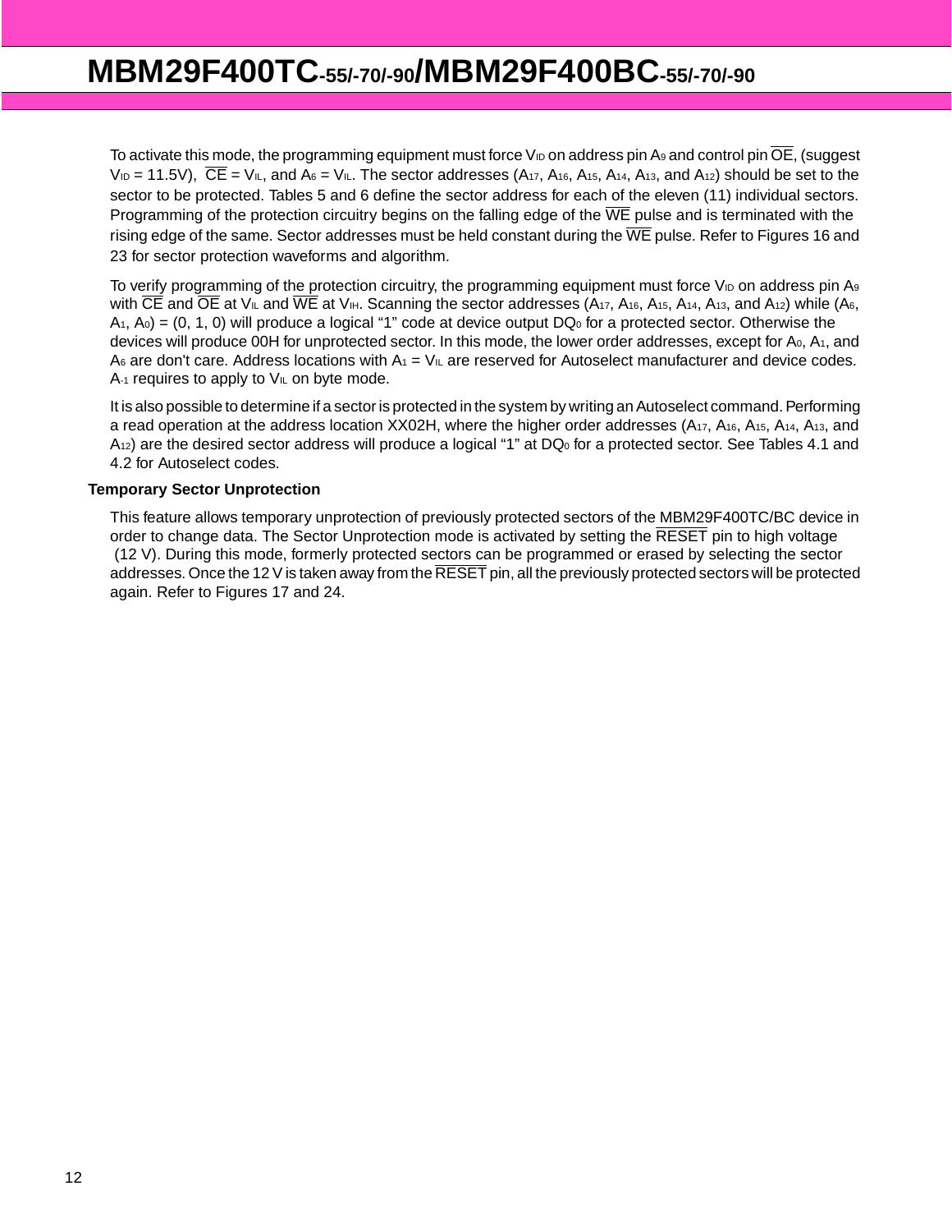To activate this mode, the programming equipment must force $V_{ID}$ on address pin $A_9$ and control pin $\overline{OE}$, (suggest $V_{ID}$ = 11.5V), $\overline{CE}$ = $V_{IL}$, and $A_6$ = $V_{IL}$. The sector addresses ($A_{17}$, $A_{16}$, $A_{15}$, $A_{14}$, $A_{13}$, and $A_{12}$) should be set to the sector to be protected. Tables 5 and 6 define the sector address for each of the eleven (11) individual sectors. Programming of the protection circuitry begins on the falling edge of the $\overline{WE}$ pulse and is terminated with the rising edge of the same. Sector addresses must be held constant during the $\overline{WE}$ pulse. Refer to Figures 16 and 23 for sector protection waveforms and algorithm.

To verify programming of the protection circuitry, the programming equipment must force $V_{ID}$ on address pin $A_9$ with $\overline{CE}$ and $\overline{OE}$ at $V_{IL}$ and $\overline{WE}$ at $V_{IH}$. Scanning the sector addresses ($A_{17}$, $A_{16}$, $A_{15}$, $A_{14}$, $A_{13}$, and $A_{12}$) while ($A_6$, $A_1$, $A_0$) = (0, 1, 0) will produce a logical "1" code at device output $DQ_0$ for a protected sector. Otherwise the devices will produce 00H for unprotected sector. In this mode, the lower order addresses, except for $A_0$, $A_1$, and $A_6$ are don't care. Address locations with $A_1$ = $V_{IL}$ are reserved for Autoselect manufacturer and device codes. $A_{-1}$ requires to apply to $V_{IL}$ on byte mode.

It is also possible to determine if a sector is protected in the system by writing an Autoselect command. Performing a read operation at the address location XX02H, where the higher order addresses ($A_{17}$, $A_{16}$, $A_{15}$, $A_{14}$, $A_{13}$, and $A_{12}$) are the desired sector address will produce a logical "1" at $DQ_0$ for a protected sector. See Tables 4.1 and 4.2 for Autoselect codes.

**Temporary Sector Unprotection**

This feature allows temporary unprotection of previously protected sectors of the MBM29F400TC/BC device in order to change data. The Sector Unprotection mode is activated by setting the $\overline{RESET}$ pin to high voltage (12 V). During this mode, formerly protected sectors can be programmed or erased by selecting the sector addresses. Once the 12 V is taken away from the $\overline{RESET}$ pin, all the previously protected sectors will be protected again. Refer to Figures 17 and 24.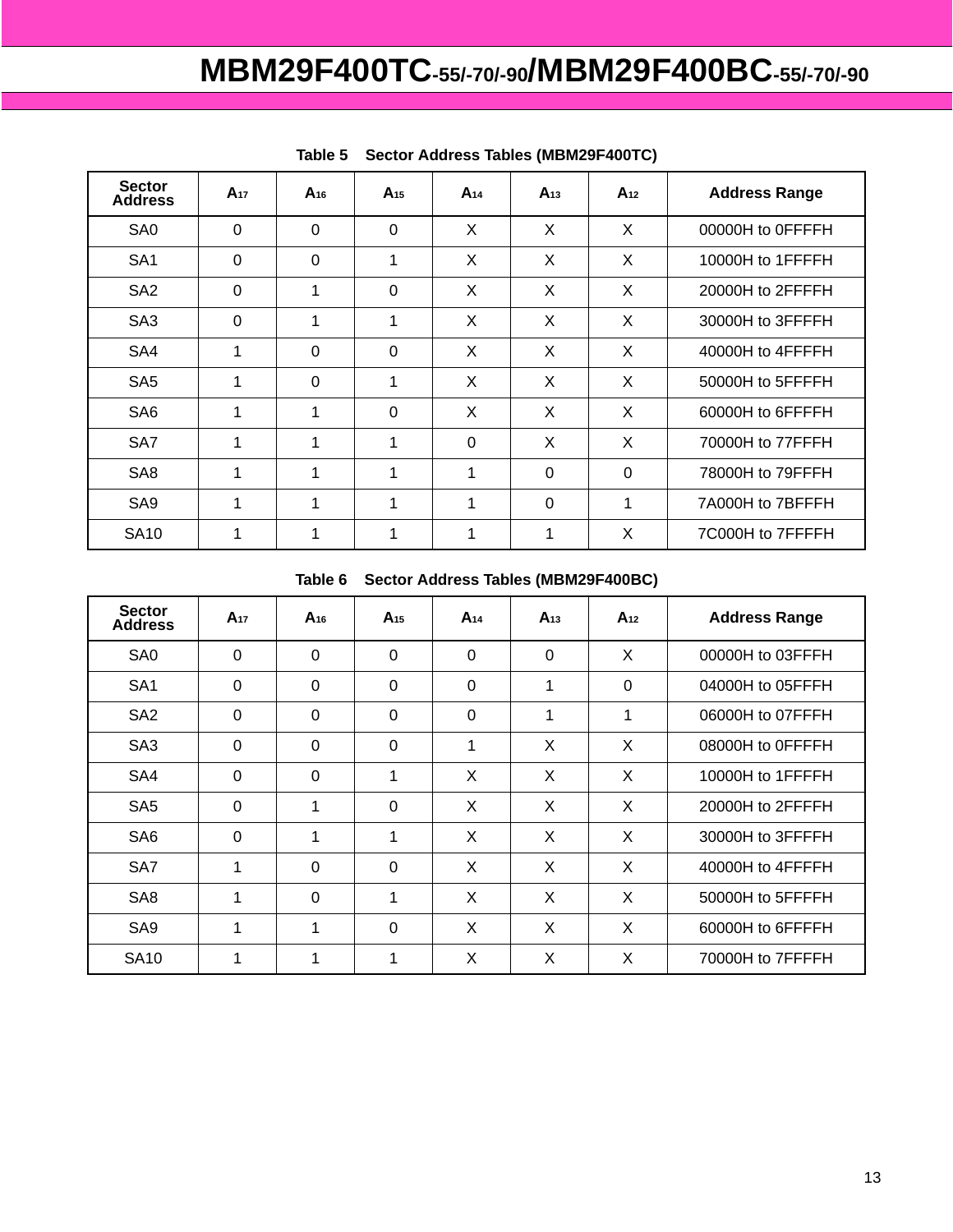**Table 5 Sector Address Tables (MBM29F400TC)**

| Sector Address | $A_{17}$ | $A_{16}$ | $A_{15}$ | $A_{14}$ | $A_{13}$ | $A_{12}$ | Address Range |
|---|---|---|---|---|---|---|---|
| SA0 | 0 | 0 | 0 | X | X | X | 00000H to 0FFFFH |
| SA1 | 0 | 0 | 1 | X | X | X | 10000H to 1FFFFH |
| SA2 | 0 | 1 | 0 | X | X | X | 20000H to 2FFFFH |
| SA3 | 0 | 1 | 1 | X | X | X | 30000H to 3FFFFH |
| SA4 | 1 | 0 | 0 | X | X | X | 40000H to 4FFFFH |
| SA5 | 1 | 0 | 1 | X | X | X | 50000H to 5FFFFH |
| SA6 | 1 | 1 | 0 | X | X | X | 60000H to 6FFFFH |
| SA7 | 1 | 1 | 1 | 0 | X | X | 70000H to 77FFFH |
| SA8 | 1 | 1 | 1 | 1 | 0 | 0 | 78000H to 79FFFH |
| SA9 | 1 | 1 | 1 | 1 | 0 | 1 | 7A000H to 7BFFFH |
| SA10 | 1 | 1 | 1 | 1 | 1 | X | 7C000H to 7FFFFH |

**Table 6 Sector Address Tables (MBM29F400BC)**

| Sector Address | $A_{17}$ | $A_{16}$ | $A_{15}$ | $A_{14}$ | $A_{13}$ | $A_{12}$ | Address Range |
|---|---|---|---|---|---|---|---|
| SA0 | 0 | 0 | 0 | 0 | 0 | X | 00000H to 03FFFH |
| SA1 | 0 | 0 | 0 | 0 | 1 | 0 | 04000H to 05FFFH |
| SA2 | 0 | 0 | 0 | 0 | 1 | 1 | 06000H to 07FFFH |
| SA3 | 0 | 0 | 0 | 1 | X | X | 08000H to 0FFFFH |
| SA4 | 0 | 0 | 1 | X | X | X | 10000H to 1FFFFH |
| SA5 | 0 | 1 | 0 | X | X | X | 20000H to 2FFFFH |
| SA6 | 0 | 1 | 1 | X | X | X | 30000H to 3FFFFH |
| SA7 | 1 | 0 | 0 | X | X | X | 40000H to 4FFFFH |
| SA8 | 1 | 0 | 1 | X | X | X | 50000H to 5FFFFH |
| SA9 | 1 | 1 | 0 | X | X | X | 60000H to 6FFFFH |
| SA10 | 1 | 1 | 1 | X | X | X | 70000H to 7FFFFH |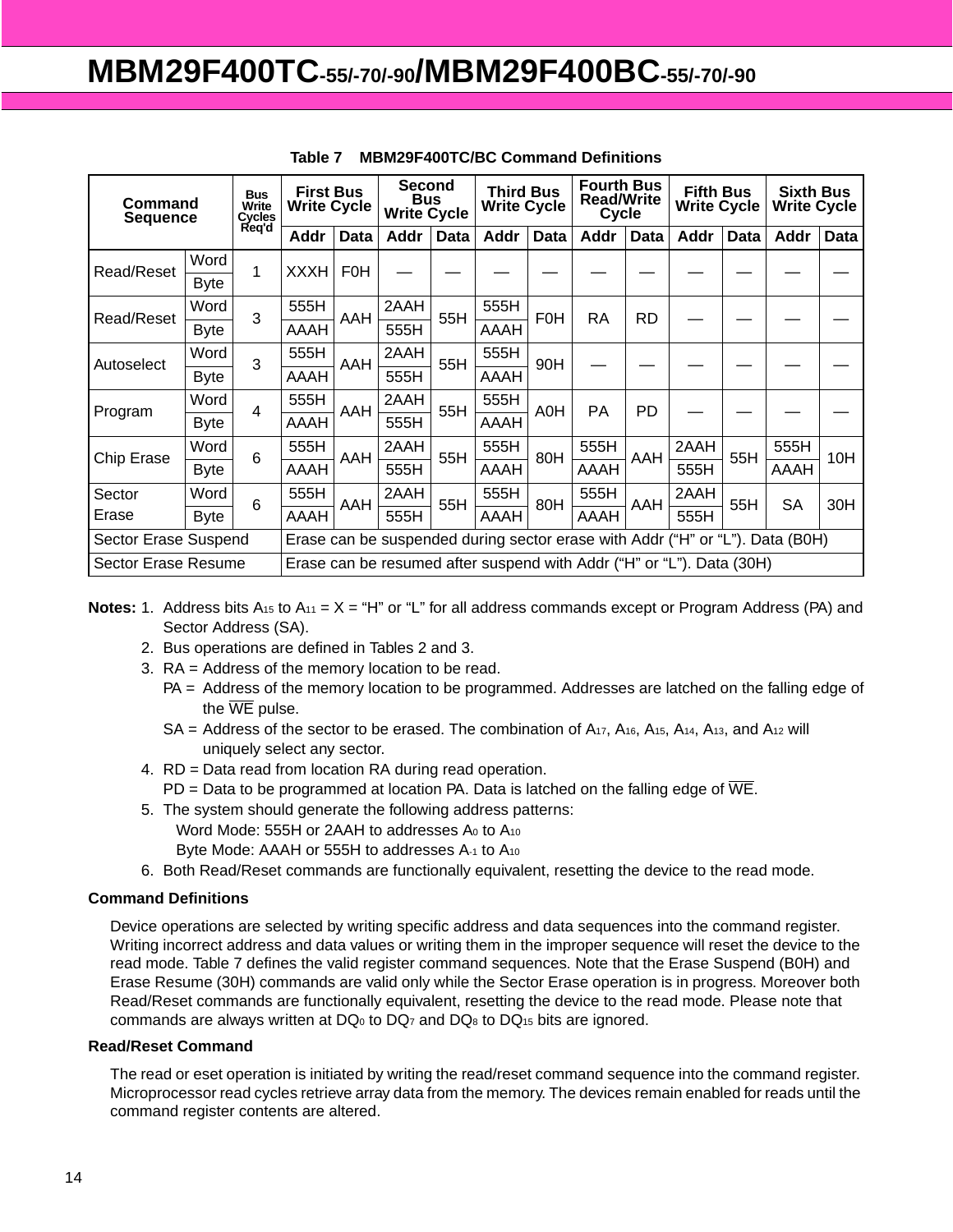**Table 7 MBM29F400TC/BC Command Definitions**

| Command Sequence | | Bus Write Cycles Req'd | First Bus Write Cycle | | Second Bus Write Cycle | | Third Bus Write Cycle | | Fourth Bus Read/Write Cycle | | Fifth Bus Write Cycle | | Sixth Bus Write Cycle | |
|---|---|---|---|---|---|---|---|---|---|---|---|---|---|---|
| | | | Addr | Data | Addr | Data | Addr | Data | Addr | Data | Addr | Data | Addr | Data |
| Read/Reset | Word | 1 | XXXH | F0H | — | — | — | — | — | — | — | — | — | — |
| | Byte | | | | | | | | | | | | | |
| Read/Reset | Word | 3 | 555H | AAH | 2AAH | 55H | 555H | F0H | RA | RD | — | — | — | — |
| | Byte | | AAAH | | 555H | | AAAH | | | | | | | |
| Autoselect | Word | 3 | 555H | AAH | 2AAH | 55H | 555H | 90H | — | — | — | — | — | — |
| | Byte | | AAAH | | 555H | | AAAH | | | | | | | |
| Program | Word | 4 | 555H | AAH | 2AAH | 55H | 555H | A0H | PA | PD | — | — | — | — |
| | Byte | | AAAH | | 555H | | AAAH | | | | | | | |
| Chip Erase | Word | 6 | 555H | AAH | 2AAH | 55H | 555H | 80H | 555H | AAH | 2AAH | 55H | 555H | 10H |
| | Byte | | AAAH | | 555H | | AAAH | | AAAH | | 555H | | AAAH | |
| Sector Erase | Word | 6 | 555H | AAH | 2AAH | 55H | 555H | 80H | 555H | AAH | 2AAH | 55H | SA | 30H |
| | Byte | | AAAH | | 555H | | AAAH | | AAAH | | 555H | | | |
| Sector Erase Suspend | | | Erase can be suspended during sector erase with Addr ("H" or "L"). Data (B0H) | | | | | | | | | | | |
| Sector Erase Resume | | | Erase can be resumed after suspend with Addr ("H" or "L"). Data (30H) | | | | | | | | | | | |

**Notes:**
1. Address bits $A_{15}$ to $A_{11}$ = X = "H" or "L" for all address commands except or Program Address (PA) and Sector Address (SA).
2. Bus operations are defined in Tables 2 and 3.
3. RA = Address of the memory location to be read.
   PA = Address of the memory location to be programmed. Addresses are latched on the falling edge of the $\overline{WE}$ pulse.
   SA = Address of the sector to be erased. The combination of $A_{17}$, $A_{16}$, $A_{15}$, $A_{14}$, $A_{13}$, and $A_{12}$ will uniquely select any sector.
4. RD = Data read from location RA during read operation.
   PD = Data to be programmed at location PA. Data is latched on the falling edge of $\overline{WE}$.
5. The system should generate the following address patterns:
   Word Mode: 555H or 2AAH to addresses $A_0$ to $A_{10}$
   Byte Mode: AAAH or 555H to addresses $A_{-1}$ to $A_{10}$
6. Both Read/Reset commands are functionally equivalent, resetting the device to the read mode.

**Command Definitions**

Device operations are selected by writing specific address and data sequences into the command register. Writing incorrect address and data values or writing them in the improper sequence will reset the device to the read mode. Table 7 defines the valid register command sequences. Note that the Erase Suspend (B0H) and Erase Resume (30H) commands are valid only while the Sector Erase operation is in progress. Moreover both Read/Reset commands are functionally equivalent, resetting the device to the read mode. Please note that commands are always written at $DQ_0$ to $DQ_7$ and $DQ_8$ to $DQ_{15}$ bits are ignored.

**Read/Reset Command**

The read or eset operation is initiated by writing the read/reset command sequence into the command register. Microprocessor read cycles retrieve array data from the memory. The devices remain enabled for reads until the command register contents are altered.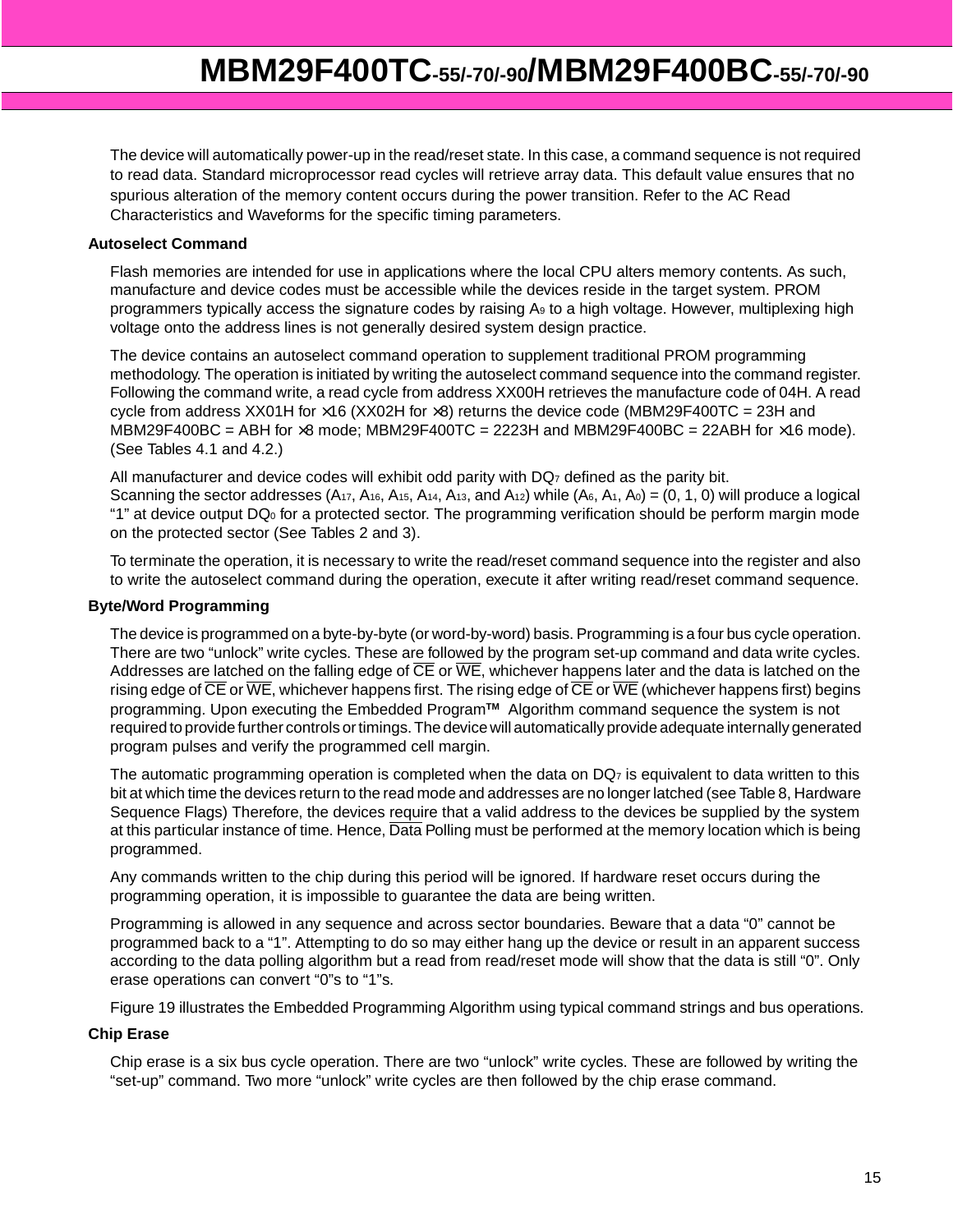The device will automatically power-up in the read/reset state. In this case, a command sequence is not required to read data. Standard microprocessor read cycles will retrieve array data. This default value ensures that no spurious alteration of the memory content occurs during the power transition. Refer to the AC Read Characteristics and Waveforms for the specific timing parameters.

**Autoselect Command**

Flash memories are intended for use in applications where the local CPU alters memory contents. As such, manufacture and device codes must be accessible while the devices reside in the target system. PROM programmers typically access the signature codes by raising $A_9$ to a high voltage. However, multiplexing high voltage onto the address lines is not generally desired system design practice.

The device contains an autoselect command operation to supplement traditional PROM programming methodology. The operation is initiated by writing the autoselect command sequence into the command register. Following the command write, a read cycle from address XX00H retrieves the manufacture code of 04H. A read cycle from address XX01H for ×16 (XX02H for ×8) returns the device code (MBM29F400TC = 23H and MBM29F400BC = ABH for ×8 mode; MBM29F400TC = 2223H and MBM29F400BC = 22ABH for ×16 mode). (See Tables 4.1 and 4.2.)

All manufacturer and device codes will exhibit odd parity with $DQ_7$ defined as the parity bit.
Scanning the sector addresses ($A_{17}$, $A_{16}$, $A_{15}$, $A_{14}$, $A_{13}$, and $A_{12}$) while ($A_6$, $A_1$, $A_0$) = (0, 1, 0) will produce a logical "1" at device output $DQ_0$ for a protected sector. The programming verification should be perform margin mode on the protected sector (See Tables 2 and 3).

To terminate the operation, it is necessary to write the read/reset command sequence into the register and also to write the autoselect command during the operation, execute it after writing read/reset command sequence.

**Byte/Word Programming**

The device is programmed on a byte-by-byte (or word-by-word) basis. Programming is a four bus cycle operation. There are two "unlock" write cycles. These are followed by the program set-up command and data write cycles. Addresses are latched on the falling edge of $\overline{CE}$ or $\overline{WE}$, whichever happens later and the data is latched on the rising edge of $\overline{CE}$ or $\overline{WE}$, whichever happens first. The rising edge of $\overline{CE}$ or $\overline{WE}$ (whichever happens first) begins programming. Upon executing the Embedded Program™ Algorithm command sequence the system is not required to provide further controls or timings. The device will automatically provide adequate internally generated program pulses and verify the programmed cell margin.

The automatic programming operation is completed when the data on $DQ_7$ is equivalent to data written to this bit at which time the devices return to the read mode and addresses are no longer latched (see Table 8, Hardware Sequence Flags) Therefore, the devices require that a valid address to the devices be supplied by the system at this particular instance of time. Hence, $\overline{\text{Data}}$ Polling must be performed at the memory location which is being programmed.

Any commands written to the chip during this period will be ignored. If hardware reset occurs during the programming operation, it is impossible to guarantee the data are being written.

Programming is allowed in any sequence and across sector boundaries. Beware that a data "0" cannot be programmed back to a "1". Attempting to do so may either hang up the device or result in an apparent success according to the data polling algorithm but a read from read/reset mode will show that the data is still "0". Only erase operations can convert "0"s to "1"s.

Figure 19 illustrates the Embedded Programming Algorithm using typical command strings and bus operations.

**Chip Erase**

Chip erase is a six bus cycle operation. There are two "unlock" write cycles. These are followed by writing the "set-up" command. Two more "unlock" write cycles are then followed by the chip erase command.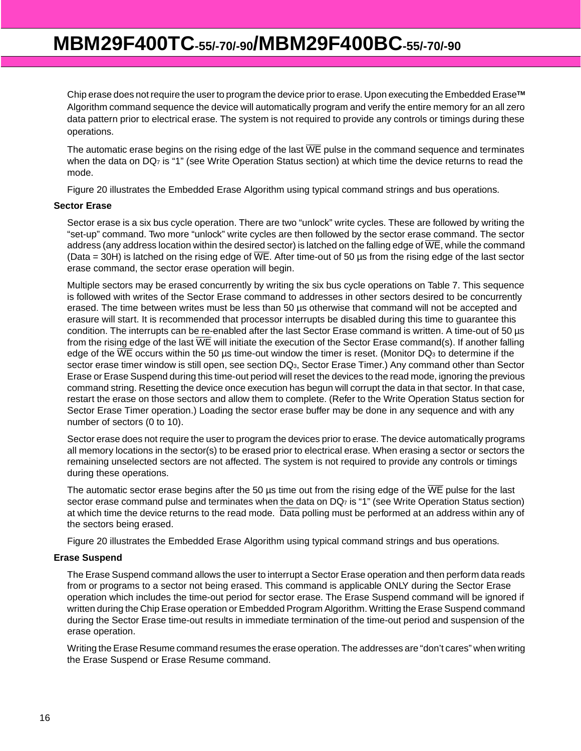Chip erase does not require the user to program the device prior to erase. Upon executing the Embedded Erase™ Algorithm command sequence the device will automatically program and verify the entire memory for an all zero data pattern prior to electrical erase. The system is not required to provide any controls or timings during these operations.

The automatic erase begins on the rising edge of the last $\overline{WE}$ pulse in the command sequence and terminates when the data on $DQ_7$ is "1" (see Write Operation Status section) at which time the device returns to read the mode.

Figure 20 illustrates the Embedded Erase Algorithm using typical command strings and bus operations.

**Sector Erase**

Sector erase is a six bus cycle operation. There are two "unlock" write cycles. These are followed by writing the "set-up" command. Two more "unlock" write cycles are then followed by the sector erase command. The sector address (any address location within the desired sector) is latched on the falling edge of $\overline{WE}$, while the command (Data = 30H) is latched on the rising edge of $\overline{WE}$. After time-out of 50 µs from the rising edge of the last sector erase command, the sector erase operation will begin.

Multiple sectors may be erased concurrently by writing the six bus cycle operations on Table 7. This sequence is followed with writes of the Sector Erase command to addresses in other sectors desired to be concurrently erased. The time between writes must be less than 50 µs otherwise that command will not be accepted and erasure will start. It is recommended that processor interrupts be disabled during this time to guarantee this condition. The interrupts can be re-enabled after the last Sector Erase command is written. A time-out of 50 µs from the rising edge of the last $\overline{WE}$ will initiate the execution of the Sector Erase command(s). If another falling edge of the $\overline{WE}$ occurs within the 50 µs time-out window the timer is reset. (Monitor $DQ_3$ to determine if the sector erase timer window is still open, see section $DQ_3$, Sector Erase Timer.) Any command other than Sector Erase or Erase Suspend during this time-out period will reset the devices to the read mode, ignoring the previous command string. Resetting the device once execution has begun will corrupt the data in that sector. In that case, restart the erase on those sectors and allow them to complete. (Refer to the Write Operation Status section for Sector Erase Timer operation.) Loading the sector erase buffer may be done in any sequence and with any number of sectors (0 to 10).

Sector erase does not require the user to program the devices prior to erase. The device automatically programs all memory locations in the sector(s) to be erased prior to electrical erase. When erasing a sector or sectors the remaining unselected sectors are not affected. The system is not required to provide any controls or timings during these operations.

The automatic sector erase begins after the 50 µs time out from the rising edge of the $\overline{WE}$ pulse for the last sector erase command pulse and terminates when the data on $DQ_7$ is "1" (see Write Operation Status section) at which time the device returns to the read mode. $\overline{Data}$ polling must be performed at an address within any of the sectors being erased.

Figure 20 illustrates the Embedded Erase Algorithm using typical command strings and bus operations.

**Erase Suspend**

The Erase Suspend command allows the user to interrupt a Sector Erase operation and then perform data reads from or programs to a sector not being erased. This command is applicable ONLY during the Sector Erase operation which includes the time-out period for sector erase. The Erase Suspend command will be ignored if written during the Chip Erase operation or Embedded Program Algorithm. Writting the Erase Suspend command during the Sector Erase time-out results in immediate termination of the time-out period and suspension of the erase operation.

Writing the Erase Resume command resumes the erase operation. The addresses are "don't cares" when writing the Erase Suspend or Erase Resume command.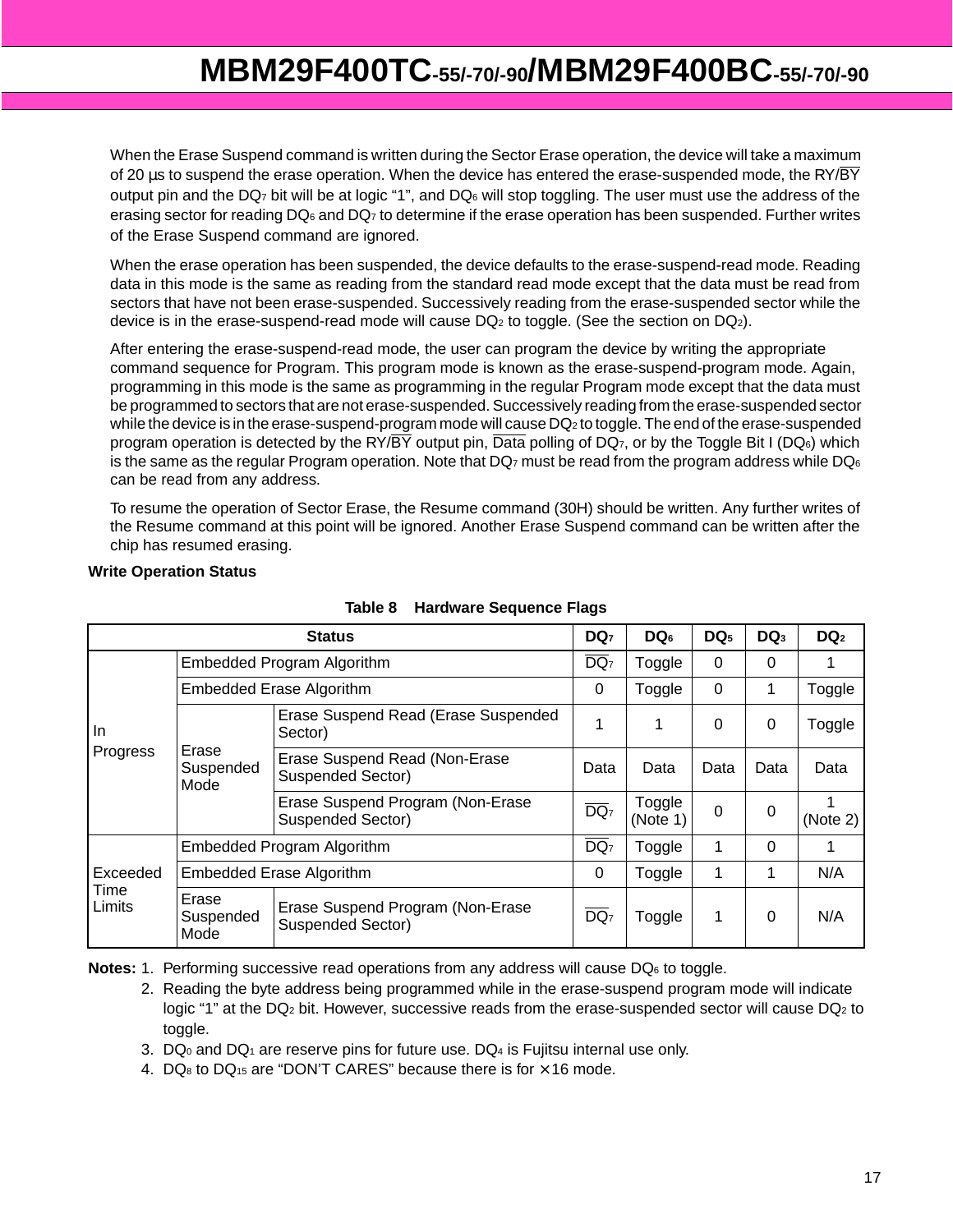When the Erase Suspend command is written during the Sector Erase operation, the device will take a maximum of 20 µs to suspend the erase operation. When the device has entered the erase-suspended mode, the RY/$\overline{BY}$ output pin and the $DQ_7$ bit will be at logic "1", and $DQ_6$ will stop toggling. The user must use the address of the erasing sector for reading $DQ_6$ and $DQ_7$ to determine if the erase operation has been suspended. Further writes of the Erase Suspend command are ignored.

When the erase operation has been suspended, the device defaults to the erase-suspend-read mode. Reading data in this mode is the same as reading from the standard read mode except that the data must be read from sectors that have not been erase-suspended. Successively reading from the erase-suspended sector while the device is in the erase-suspend-read mode will cause $DQ_2$ to toggle. (See the section on $DQ_2$).

After entering the erase-suspend-read mode, the user can program the device by writing the appropriate command sequence for Program. This program mode is known as the erase-suspend-program mode. Again, programming in this mode is the same as programming in the regular Program mode except that the data must be programmed to sectors that are not erase-suspended. Successively reading from the erase-suspended sector while the device is in the erase-suspend-program mode will cause $DQ_2$ to toggle. The end of the erase-suspended program operation is detected by the RY/$\overline{BY}$ output pin, $\overline{Data}$ polling of $DQ_7$, or by the Toggle Bit I ($DQ_6$) which is the same as the regular Program operation. Note that $DQ_7$ must be read from the program address while $DQ_6$ can be read from any address.

To resume the operation of Sector Erase, the Resume command (30H) should be written. Any further writes of the Resume command at this point will be ignored. Another Erase Suspend command can be written after the chip has resumed erasing.

**Write Operation Status**

**Table 8 Hardware Sequence Flags**

| Status | | | $DQ_7$ | $DQ_6$ | $DQ_5$ | $DQ_3$ | $DQ_2$ |
|---|---|---|---|---|---|---|---|
| In Progress | Embedded Program Algorithm | | $\overline{DQ_7}$ | Toggle | 0 | 0 | 1 |
| | Embedded Erase Algorithm | | 0 | Toggle | 0 | 1 | Toggle |
| | Erase Suspended Mode | Erase Suspend Read (Erase Suspended Sector) | 1 | 1 | 0 | 0 | Toggle |
| | | Erase Suspend Read (Non-Erase Suspended Sector) | Data | Data | Data | Data | Data |
| | | Erase Suspend Program (Non-Erase Suspended Sector) | $\overline{DQ_7}$ | Toggle (Note 1) | 0 | 0 | 1 (Note 2) |
| Exceeded Time Limits | Embedded Program Algorithm | | $\overline{DQ_7}$ | Toggle | 1 | 0 | 1 |
| | Embedded Erase Algorithm | | 0 | Toggle | 1 | 1 | N/A |
| | Erase Suspended Mode | Erase Suspend Program (Non-Erase Suspended Sector) | $\overline{DQ_7}$ | Toggle | 1 | 0 | N/A |

**Notes:**
1. Performing successive read operations from any address will cause $DQ_6$ to toggle.
2. Reading the byte address being programmed while in the erase-suspend program mode will indicate logic "1" at the $DQ_2$ bit. However, successive reads from the erase-suspended sector will cause $DQ_2$ to toggle.
3. $DQ_0$ and $DQ_1$ are reserve pins for future use. $DQ_4$ is Fujitsu internal use only.
4. $DQ_8$ to $DQ_{15}$ are "DON'T CARES" because there is for ×16 mode.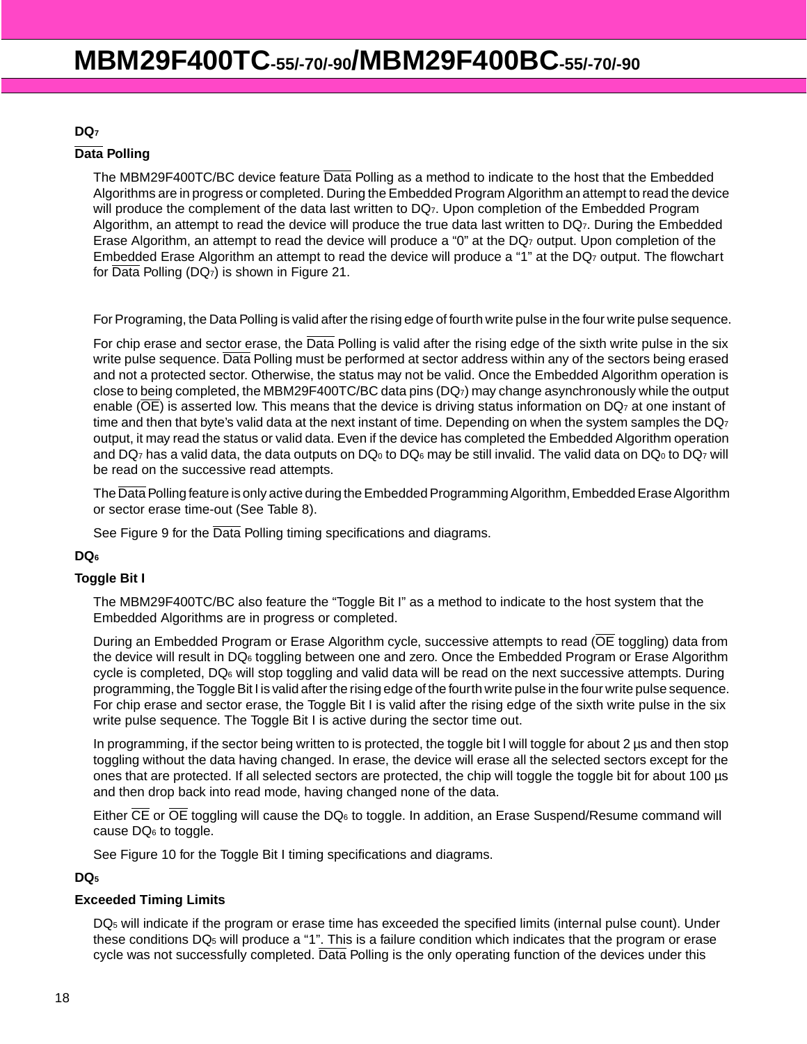### DQ$_7$

#### Data Polling

The MBM29F400TC/BC device feature Data Polling as a method to indicate to the host that the Embedded Algorithms are in progress or completed. During the Embedded Program Algorithm an attempt to read the device will produce the complement of the data last written to DQ$_7$. Upon completion of the Embedded Program Algorithm, an attempt to read the device will produce the true data last written to DQ$_7$. During the Embedded Erase Algorithm, an attempt to read the device will produce a “0” at the DQ$_7$ output. Upon completion of the Embedded Erase Algorithm an attempt to read the device will produce a “1” at the DQ$_7$ output. The flowchart for Data Polling (DQ$_7$) is shown in Figure 21.

For Programing, the Data Polling is valid after the rising edge of fourth write pulse in the four write pulse sequence.

For chip erase and sector erase, the Data Polling is valid after the rising edge of the sixth write pulse in the six write pulse sequence. Data Polling must be performed at sector address within any of the sectors being erased and not a protected sector. Otherwise, the status may not be valid. Once the Embedded Algorithm operation is close to being completed, the MBM29F400TC/BC data pins (DQ$_7$) may change asynchronously while the output enable ($\overline{OE}$) is asserted low. This means that the device is driving status information on DQ$_7$ at one instant of time and then that byte’s valid data at the next instant of time. Depending on when the system samples the DQ$_7$ output, it may read the status or valid data. Even if the device has completed the Embedded Algorithm operation and DQ$_7$ has a valid data, the data outputs on DQ$_0$ to DQ$_6$ may be still invalid. The valid data on DQ$_0$ to DQ$_7$ will be read on the successive read attempts.

The Data Polling feature is only active during the Embedded Programming Algorithm, Embedded Erase Algorithm or sector erase time-out (See Table 8).

See Figure 9 for the Data Polling timing specifications and diagrams.

### DQ$_6$

#### Toggle Bit I

The MBM29F400TC/BC also feature the “Toggle Bit I” as a method to indicate to the host system that the Embedded Algorithms are in progress or completed.

During an Embedded Program or Erase Algorithm cycle, successive attempts to read ($\overline{OE}$ toggling) data from the device will result in DQ$_6$ toggling between one and zero. Once the Embedded Program or Erase Algorithm cycle is completed, DQ$_6$ will stop toggling and valid data will be read on the next successive attempts. During programming, the Toggle Bit I is valid after the rising edge of the fourth write pulse in the four write pulse sequence. For chip erase and sector erase, the Toggle Bit I is valid after the rising edge of the sixth write pulse in the six write pulse sequence. The Toggle Bit I is active during the sector time out.

In programming, if the sector being written to is protected, the toggle bit I will toggle for about 2 µs and then stop toggling without the data having changed. In erase, the device will erase all the selected sectors except for the ones that are protected. If all selected sectors are protected, the chip will toggle the toggle bit for about 100 µs and then drop back into read mode, having changed none of the data.

Either $\overline{CE}$ or $\overline{OE}$ toggling will cause the DQ$_6$ to toggle. In addition, an Erase Suspend/Resume command will cause DQ$_6$ to toggle.

See Figure 10 for the Toggle Bit I timing specifications and diagrams.

### DQ$_5$

#### Exceeded Timing Limits

DQ$_5$ will indicate if the program or erase time has exceeded the specified limits (internal pulse count). Under these conditions DQ$_5$ will produce a “1”. This is a failure condition which indicates that the program or erase cycle was not successfully completed. Data Polling is the only operating function of the devices under this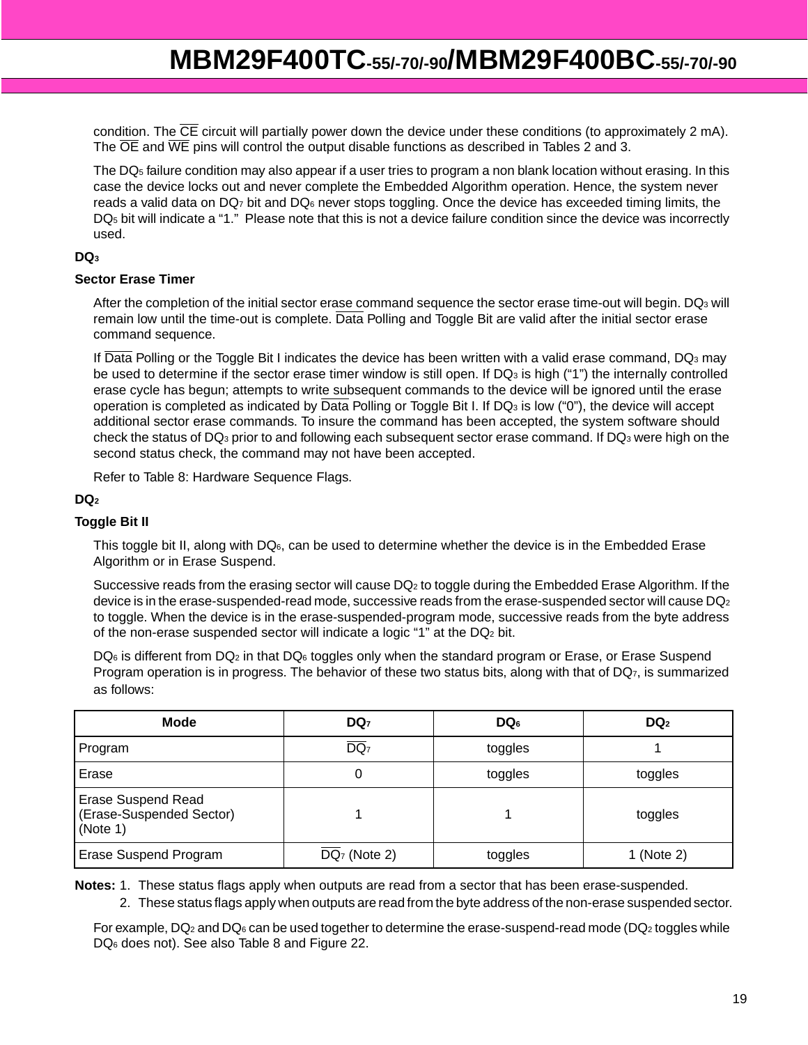condition. The $\overline{CE}$ circuit will partially power down the device under these conditions (to approximately 2 mA). The $\overline{OE}$ and $\overline{WE}$ pins will control the output disable functions as described in Tables 2 and 3.

The $DQ_5$ failure condition may also appear if a user tries to program a non blank location without erasing. In this case the device locks out and never complete the Embedded Algorithm operation. Hence, the system never reads a valid data on $DQ_7$ bit and $DQ_6$ never stops toggling. Once the device has exceeded timing limits, the $DQ_5$ bit will indicate a "1." Please note that this is not a device failure condition since the device was incorrectly used.

**$DQ_3$**

**Sector Erase Timer**

After the completion of the initial sector erase command sequence the sector erase time-out will begin. $DQ_3$ will remain low until the time-out is complete. $\overline{\text{Data}}$ Polling and Toggle Bit are valid after the initial sector erase command sequence.

If $\overline{\text{Data}}$ Polling or the Toggle Bit I indicates the device has been written with a valid erase command, $DQ_3$ may be used to determine if the sector erase timer window is still open. If $DQ_3$ is high ("1") the internally controlled erase cycle has begun; attempts to write subsequent commands to the device will be ignored until the erase operation is completed as indicated by $\overline{\text{Data}}$ Polling or Toggle Bit I. If $DQ_3$ is low ("0"), the device will accept additional sector erase commands. To insure the command has been accepted, the system software should check the status of $DQ_3$ prior to and following each subsequent sector erase command. If $DQ_3$ were high on the second status check, the command may not have been accepted.

Refer to Table 8: Hardware Sequence Flags.

**$DQ_2$**

**Toggle Bit II**

This toggle bit II, along with $DQ_6$, can be used to determine whether the device is in the Embedded Erase Algorithm or in Erase Suspend.

Successive reads from the erasing sector will cause $DQ_2$ to toggle during the Embedded Erase Algorithm. If the device is in the erase-suspended-read mode, successive reads from the erase-suspended sector will cause $DQ_2$ to toggle. When the device is in the erase-suspended-program mode, successive reads from the byte address of the non-erase suspended sector will indicate a logic "1" at the $DQ_2$ bit.

$DQ_6$ is different from $DQ_2$ in that $DQ_6$ toggles only when the standard program or Erase, or Erase Suspend Program operation is in progress. The behavior of these two status bits, along with that of $DQ_7$, is summarized as follows:

| Mode | $DQ_7$ | $DQ_6$ | $DQ_2$ |
|---|---|---|---|
| Program | $\overline{DQ_7}$ | toggles | 1 |
| Erase | 0 | toggles | toggles |
| Erase Suspend Read (Erase-Suspended Sector) (Note 1) | 1 | 1 | toggles |
| Erase Suspend Program | $\overline{DQ_7}$ (Note 2) | toggles | 1 (Note 2) |

**Notes:** 1. These status flags apply when outputs are read from a sector that has been erase-suspended.

2. These status flags apply when outputs are read from the byte address of the non-erase suspended sector.

For example, $DQ_2$ and $DQ_6$ can be used together to determine the erase-suspend-read mode ($DQ_2$ toggles while $DQ_6$ does not). See also Table 8 and Figure 22.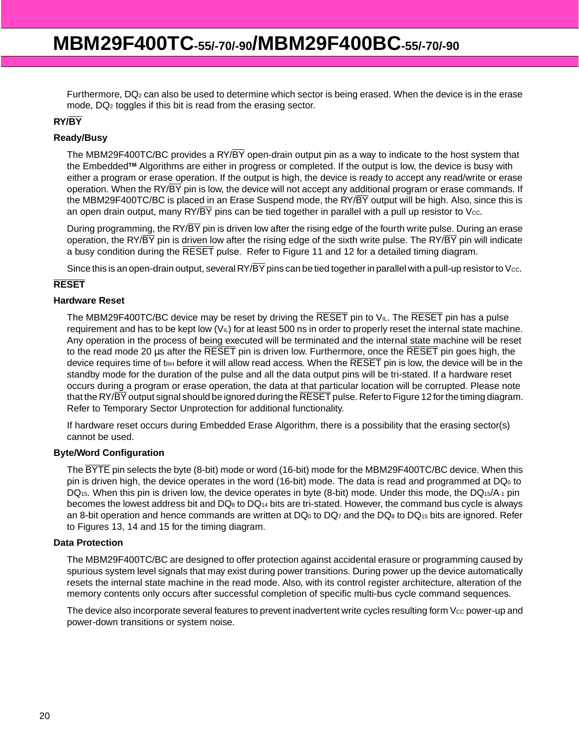Furthermore, $DQ_2$ can also be used to determine which sector is being erased. When the device is in the erase mode, $DQ_2$ toggles if this bit is read from the erasing sector.

**RY/$\overline{\text{BY}}$**

**Ready/Busy**

The MBM29F400TC/BC provides a RY/$\overline{\text{BY}}$ open-drain output pin as a way to indicate to the host system that the Embedded™ Algorithms are either in progress or completed. If the output is low, the device is busy with either a program or erase operation. If the output is high, the device is ready to accept any read/write or erase operation. When the RY/$\overline{\text{BY}}$ pin is low, the device will not accept any additional program or erase commands. If the MBM29F400TC/BC is placed in an Erase Suspend mode, the RY/$\overline{\text{BY}}$ output will be high. Also, since this is an open drain output, many RY/$\overline{\text{BY}}$ pins can be tied together in parallel with a pull up resistor to $V_{CC}$.

During programming, the RY/$\overline{\text{BY}}$ pin is driven low after the rising edge of the fourth write pulse. During an erase operation, the RY/$\overline{\text{BY}}$ pin is driven low after the rising edge of the sixth write pulse. The RY/$\overline{\text{BY}}$ pin will indicate a busy condition during the $\overline{\text{RESET}}$ pulse. Refer to Figure 11 and 12 for a detailed timing diagram.

Since this is an open-drain output, several RY/$\overline{\text{BY}}$ pins can be tied together in parallel with a pull-up resistor to $V_{CC}$.

**$\overline{\text{RESET}}$**

**Hardware Reset**

The MBM29F400TC/BC device may be reset by driving the $\overline{\text{RESET}}$ pin to $V_{IL}$. The $\overline{\text{RESET}}$ pin has a pulse requirement and has to be kept low ($V_{IL}$) for at least 500 ns in order to properly reset the internal state machine. Any operation in the process of being executed will be terminated and the internal state machine will be reset to the read mode 20 µs after the $\overline{\text{RESET}}$ pin is driven low. Furthermore, once the $\overline{\text{RESET}}$ pin goes high, the device requires time of $t_{RH}$ before it will allow read access. When the $\overline{\text{RESET}}$ pin is low, the device will be in the standby mode for the duration of the pulse and all the data output pins will be tri-stated. If a hardware reset occurs during a program or erase operation, the data at that particular location will be corrupted. Please note that the RY/$\overline{\text{BY}}$ output signal should be ignored during the $\overline{\text{RESET}}$ pulse. Refer to Figure 12 for the timing diagram. Refer to Temporary Sector Unprotection for additional functionality.

If hardware reset occurs during Embedded Erase Algorithm, there is a possibility that the erasing sector(s) cannot be used.

**Byte/Word Configuration**

The $\overline{\text{BYTE}}$ pin selects the byte (8-bit) mode or word (16-bit) mode for the MBM29F400TC/BC device. When this pin is driven high, the device operates in the word (16-bit) mode. The data is read and programmed at $DQ_0$ to $DQ_{15}$. When this pin is driven low, the device operates in byte (8-bit) mode. Under this mode, the $DQ_{15}/A_{-1}$ pin becomes the lowest address bit and $DQ_8$ to $DQ_{14}$ bits are tri-stated. However, the command bus cycle is always an 8-bit operation and hence commands are written at $DQ_0$ to $DQ_7$ and the $DQ_8$ to $DQ_{15}$ bits are ignored. Refer to Figures 13, 14 and 15 for the timing diagram.

**Data Protection**

The MBM29F400TC/BC are designed to offer protection against accidental erasure or programming caused by spurious system level signals that may exist during power transitions. During power up the device automatically resets the internal state machine in the read mode. Also, with its control register architecture, alteration of the memory contents only occurs after successful completion of specific multi-bus cycle command sequences.

The device also incorporate several features to prevent inadvertent write cycles resulting form $V_{CC}$ power-up and power-down transitions or system noise.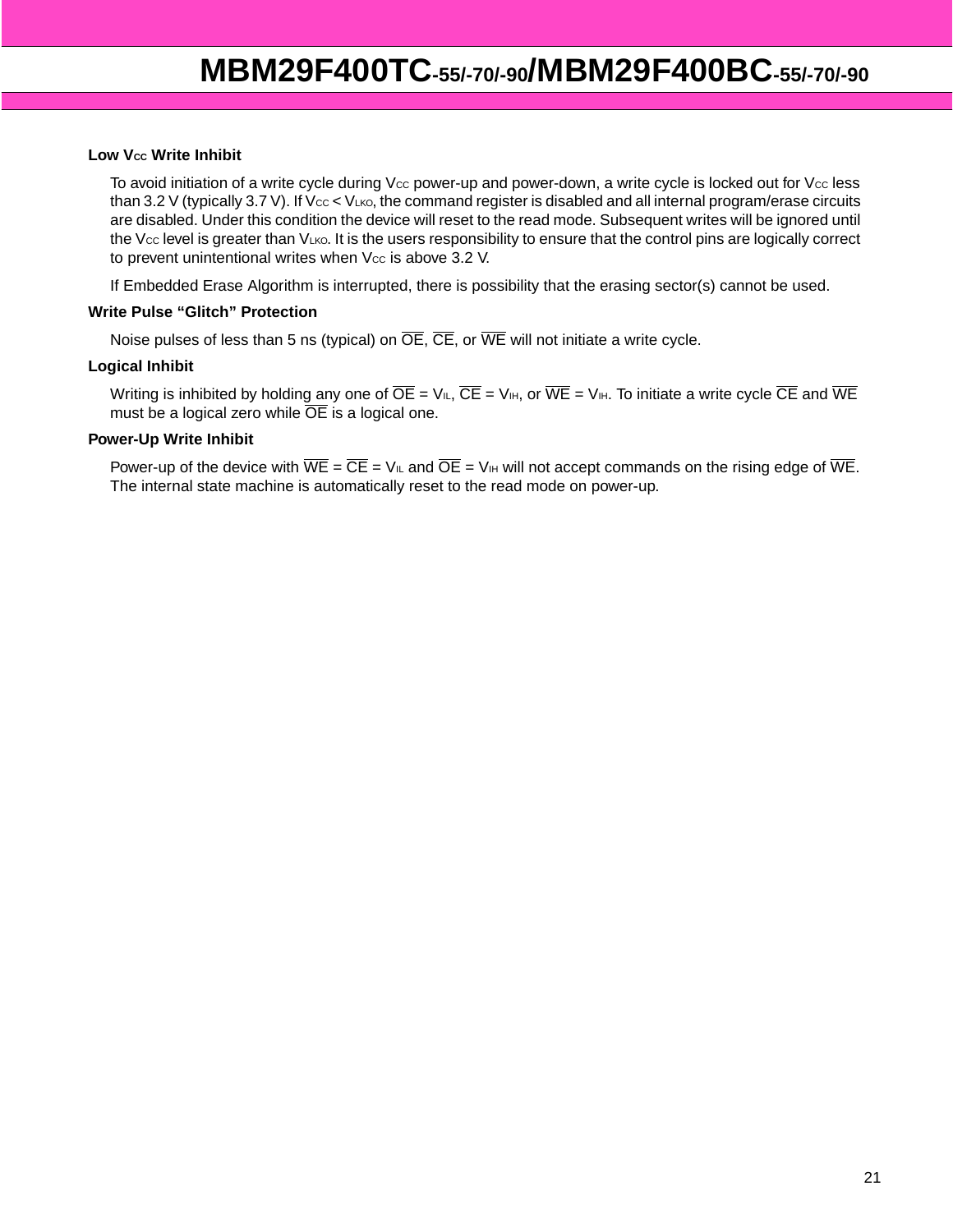**Low $V_{CC}$ Write Inhibit**

To avoid initiation of a write cycle during $V_{CC}$ power-up and power-down, a write cycle is locked out for $V_{CC}$ less than 3.2 V (typically 3.7 V). If $V_{CC} < V_{LKO}$, the command register is disabled and all internal program/erase circuits are disabled. Under this condition the device will reset to the read mode. Subsequent writes will be ignored until the $V_{CC}$ level is greater than $V_{LKO}$. It is the users responsibility to ensure that the control pins are logically correct to prevent unintentional writes when $V_{CC}$ is above 3.2 V.

If Embedded Erase Algorithm is interrupted, there is possibility that the erasing sector(s) cannot be used.

**Write Pulse "Glitch" Protection**

Noise pulses of less than 5 ns (typical) on $\overline{OE}$, $\overline{CE}$, or $\overline{WE}$ will not initiate a write cycle.

**Logical Inhibit**

Writing is inhibited by holding any one of $\overline{OE} = V_{IL}$, $\overline{CE} = V_{IH}$, or $\overline{WE} = V_{IH}$. To initiate a write cycle $\overline{CE}$ and $\overline{WE}$ must be a logical zero while $\overline{OE}$ is a logical one.

**Power-Up Write Inhibit**

Power-up of the device with $\overline{WE} = \overline{CE} = V_{IL}$ and $\overline{OE} = V_{IH}$ will not accept commands on the rising edge of $\overline{WE}$. The internal state machine is automatically reset to the read mode on power-up.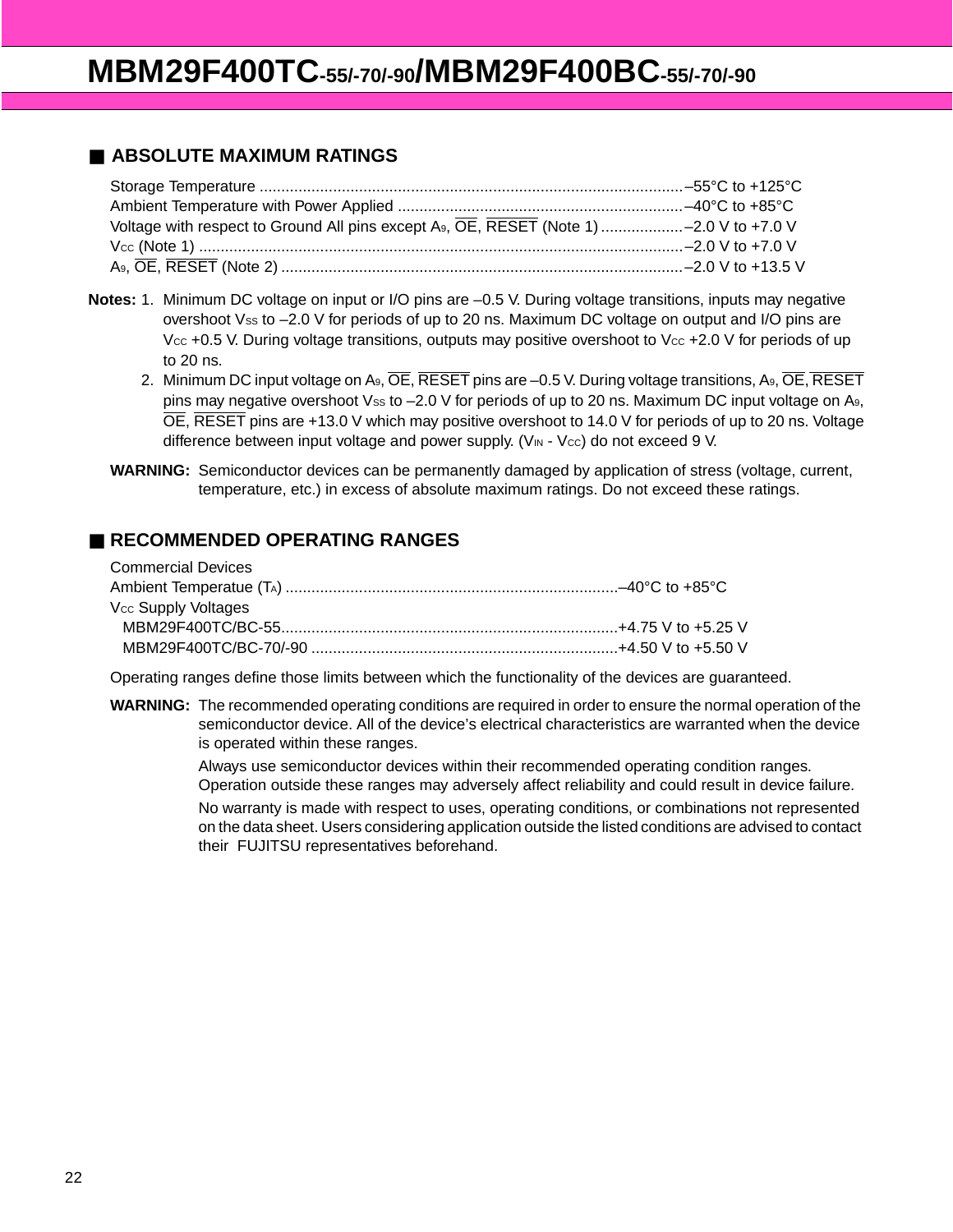## ■ ABSOLUTE MAXIMUM RATINGS

Storage Temperature ........................................................................................–55°C to +125°C
Ambient Temperature with Power Applied ..................................................................–40°C to +85°C
Voltage with respect to Ground All pins except $A_9$, $\overline{OE}$, $\overline{RESET}$ (Note 1) ...................–2.0 V to +7.0 V
$V_{CC}$ (Note 1) ..............................................................................................................–2.0 V to +7.0 V
$A_9$, $\overline{OE}$, $\overline{RESET}$ (Note 2) .............................................................................................–2.0 V to +13.5 V

**Notes:** 1. Minimum DC voltage on input or I/O pins are –0.5 V. During voltage transitions, inputs may negative overshoot $V_{SS}$ to –2.0 V for periods of up to 20 ns. Maximum DC voltage on output and I/O pins are $V_{CC}$ +0.5 V. During voltage transitions, outputs may positive overshoot to $V_{CC}$ +2.0 V for periods of up to 20 ns.

2. Minimum DC input voltage on $A_9$, $\overline{OE}$, $\overline{RESET}$ pins are –0.5 V. During voltage transitions, $A_9$, $\overline{OE}$, $\overline{RESET}$ pins may negative overshoot $V_{SS}$ to –2.0 V for periods of up to 20 ns. Maximum DC input voltage on $A_9$, $\overline{OE}$, $\overline{RESET}$ pins are +13.0 V which may positive overshoot to 14.0 V for periods of up to 20 ns. Voltage difference between input voltage and power supply. ($V_{IN}$ - $V_{CC}$) do not exceed 9 V.

**WARNING:** Semiconductor devices can be permanently damaged by application of stress (voltage, current, temperature, etc.) in excess of absolute maximum ratings. Do not exceed these ratings.

## ■ RECOMMENDED OPERATING RANGES

Commercial Devices
Ambient Temperatue ($T_A$) ............................................................................–40°C to +85°C
$V_{CC}$ Supply Voltages
MBM29F400TC/BC-55.............................................................................+4.75 V to +5.25 V
MBM29F400TC/BC-70/-90 .......................................................................+4.50 V to +5.50 V

Operating ranges define those limits between which the functionality of the devices are guaranteed.

**WARNING:** The recommended operating conditions are required in order to ensure the normal operation of the semiconductor device. All of the device's electrical characteristics are warranted when the device is operated within these ranges.

Always use semiconductor devices within their recommended operating condition ranges. Operation outside these ranges may adversely affect reliability and could result in device failure.

No warranty is made with respect to uses, operating conditions, or combinations not represented on the data sheet. Users considering application outside the listed conditions are advised to contact their FUJITSU representatives beforehand.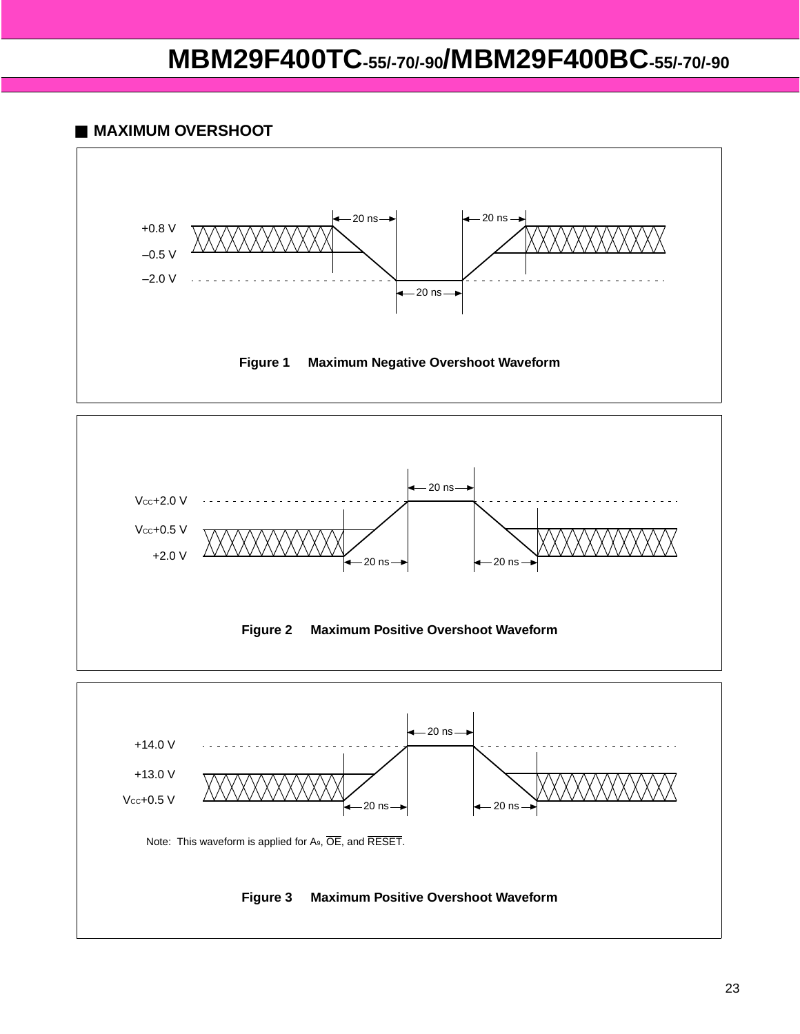## ■ MAXIMUM OVERSHOOT

+0.8 V

–0.5 V

–2.0 V

20 ns 20 ns 20 ns

**Figure 1 Maximum Negative Overshoot Waveform**

$V_{CC}$+2.0 V

$V_{CC}$+0.5 V

+2.0 V

20 ns 20 ns 20 ns

**Figure 2 Maximum Positive Overshoot Waveform**

+14.0 V

+13.0 V

$V_{CC}$+0.5 V

20 ns 20 ns 20 ns

Note: This waveform is applied for $A_9$, $\overline{OE}$, and $\overline{RESET}$.

**Figure 3 Maximum Positive Overshoot Waveform**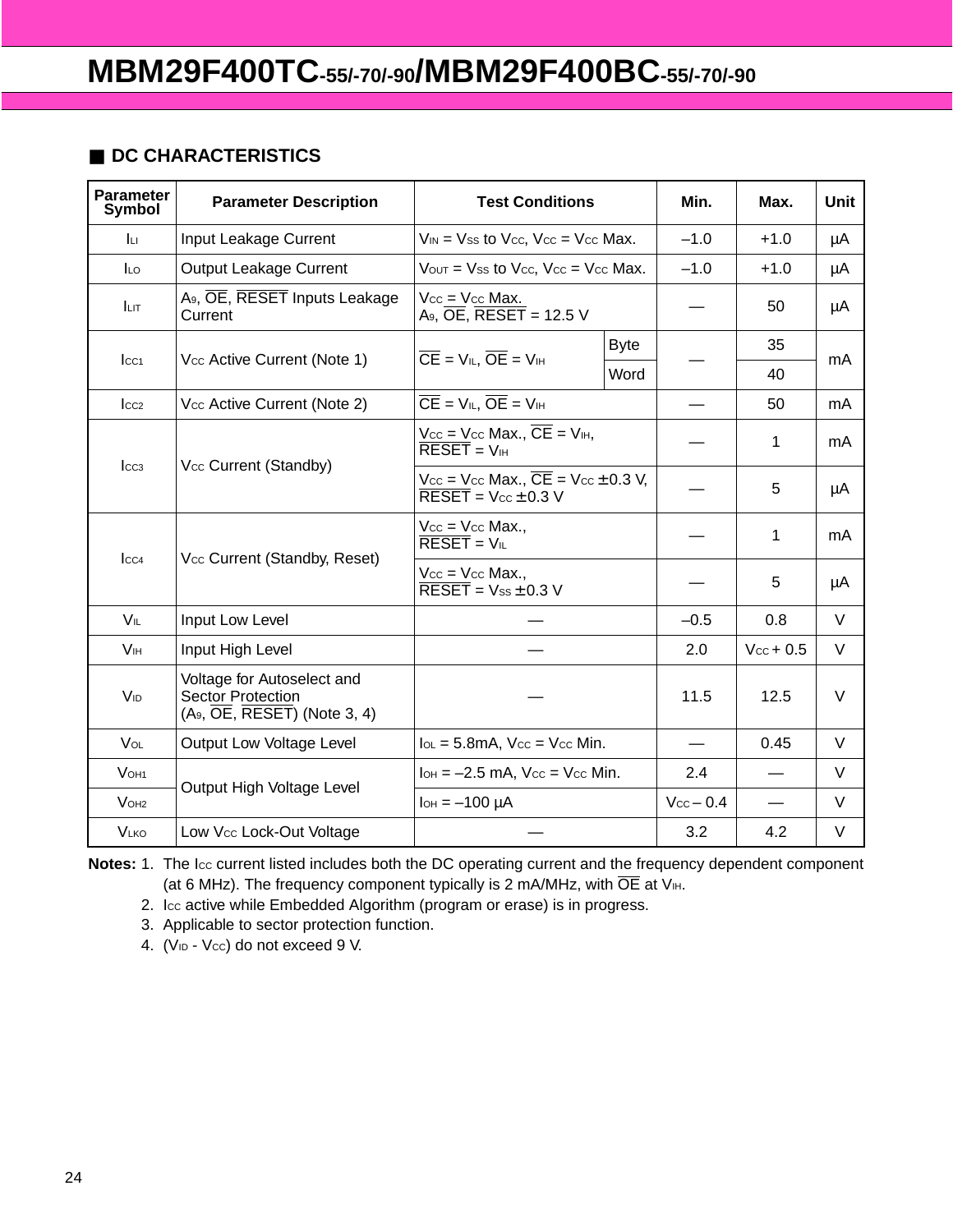## ■ DC CHARACTERISTICS

| Parameter Symbol | Parameter Description | Test Conditions | | Min. | Max. | Unit |
|---|---|---|---|---|---|---|
| $I_{LI}$ | Input Leakage Current | $V_{IN} = V_{SS}$ to $V_{CC}$, $V_{CC} = V_{CC}$ Max. | | –1.0 | +1.0 | µA |
| $I_{LO}$ | Output Leakage Current | $V_{OUT} = V_{SS}$ to $V_{CC}$, $V_{CC} = V_{CC}$ Max. | | –1.0 | +1.0 | µA |
| $I_{LIT}$ | $A_9$, $\overline{OE}$, $\overline{RESET}$ Inputs Leakage Current | $V_{CC} = V_{CC}$ Max. $A_9$, $\overline{OE}$, $\overline{RESET}$ = 12.5 V | | — | 50 | µA |
| $I_{CC1}$ | $V_{CC}$ Active Current (Note 1) | $\overline{CE} = V_{IL}$, $\overline{OE} = V_{IH}$ | Byte | — | 35 | mA |
| | | | Word | | 40 | |
| $I_{CC2}$ | $V_{CC}$ Active Current (Note 2) | $\overline{CE} = V_{IL}$, $\overline{OE} = V_{IH}$ | | — | 50 | mA |
| $I_{CC3}$ | $V_{CC}$ Current (Standby) | $V_{CC} = V_{CC}$ Max., $\overline{CE} = V_{IH}$, $\overline{RESET} = V_{IH}$ | | — | 1 | mA |
| | | $V_{CC} = V_{CC}$ Max., $\overline{CE} = V_{CC} \pm 0.3$ V, $\overline{RESET} = V_{CC} \pm 0.3$ V | | — | 5 | µA |
| $I_{CC4}$ | $V_{CC}$ Current (Standby, Reset) | $V_{CC} = V_{CC}$ Max., $\overline{RESET} = V_{IL}$ | | — | 1 | mA |
| | | $V_{CC} = V_{CC}$ Max., $\overline{RESET} = V_{SS} \pm 0.3$ V | | — | 5 | µA |
| $V_{IL}$ | Input Low Level | — | | –0.5 | 0.8 | V |
| $V_{IH}$ | Input High Level | — | | 2.0 | $V_{CC} + 0.5$ | V |
| $V_{ID}$ | Voltage for Autoselect and Sector Protection ($A_9$, $\overline{OE}$, $\overline{RESET}$) (Note 3, 4) | — | | 11.5 | 12.5 | V |
| $V_{OL}$ | Output Low Voltage Level | $I_{OL}$ = 5.8mA, $V_{CC} = V_{CC}$ Min. | | — | 0.45 | V |
| $V_{OH1}$ | Output High Voltage Level | $I_{OH}$ = –2.5 mA, $V_{CC} = V_{CC}$ Min. | | 2.4 | — | V |
| $V_{OH2}$ | | $I_{OH}$ = –100 µA | | $V_{CC} – 0.4$ | — | V |
| $V_{LKO}$ | Low $V_{CC}$ Lock-Out Voltage | — | | 3.2 | 4.2 | V |

**Notes:** 1. The $I_{CC}$ current listed includes both the DC operating current and the frequency dependent component (at 6 MHz). The frequency component typically is 2 mA/MHz, with $\overline{OE}$ at $V_{IH}$.

2. $I_{CC}$ active while Embedded Algorithm (program or erase) is in progress.
3. Applicable to sector protection function.
4. ($V_{ID}$ - $V_{CC}$) do not exceed 9 V.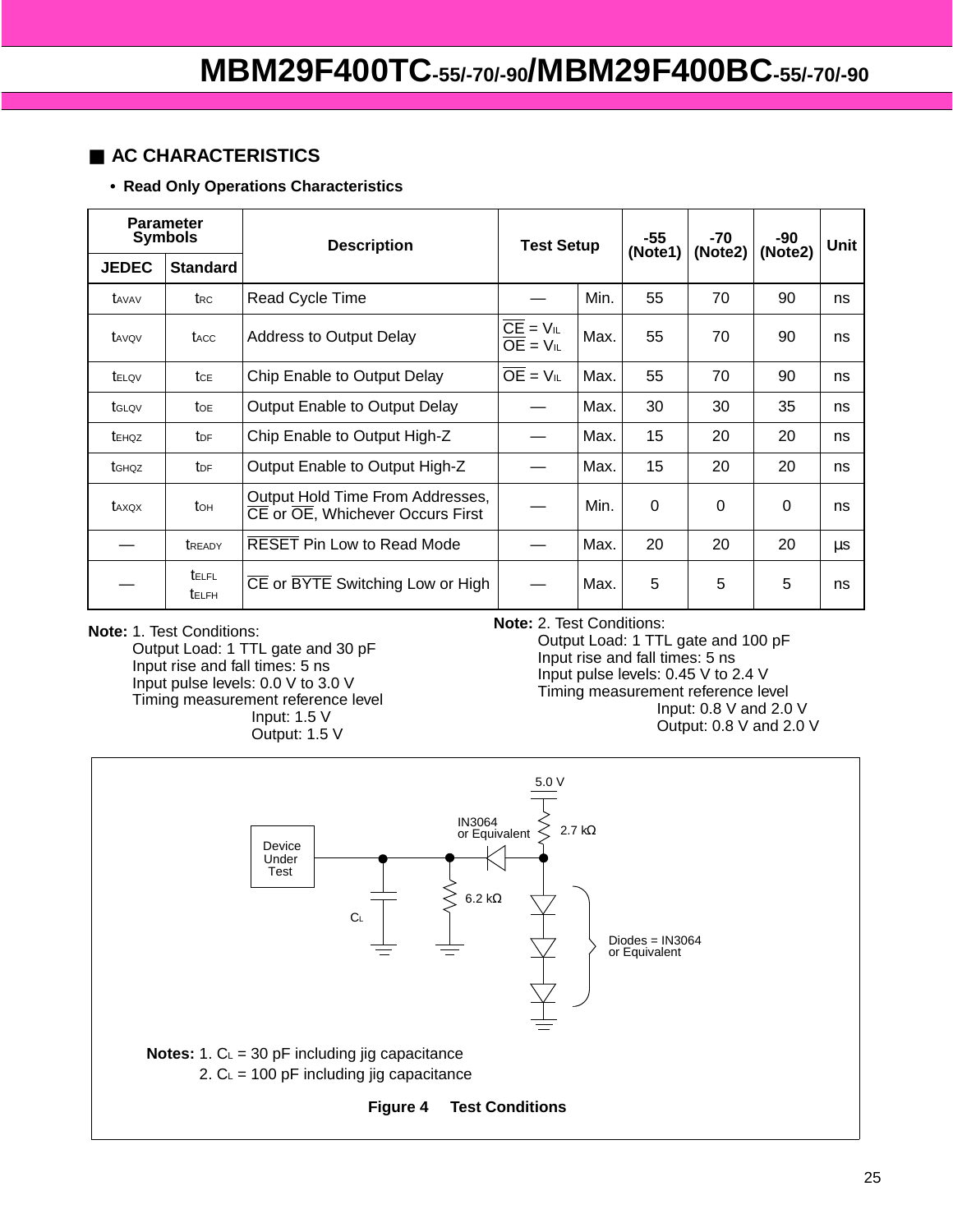## ■ AC CHARACTERISTICS

- **Read Only Operations Characteristics**

| Parameter Symbols | | Description | Test Setup | | -55 (Note1) | -70 (Note2) | -90 (Note2) | Unit |
|---|---|---|---|---|---|---|---|---|
| **JEDEC** | **Standard** | | | | | | | |
| $t_{AVAV}$ | $t_{RC}$ | Read Cycle Time | — | Min. | 55 | 70 | 90 | ns |
| $t_{AVQV}$ | $t_{ACC}$ | Address to Output Delay | $\overline{CE} = V_{IL}$ $\overline{OE} = V_{IL}$ | Max. | 55 | 70 | 90 | ns |
| $t_{ELQV}$ | $t_{CE}$ | Chip Enable to Output Delay | $\overline{OE} = V_{IL}$ | Max. | 55 | 70 | 90 | ns |
| $t_{GLQV}$ | $t_{OE}$ | Output Enable to Output Delay | — | Max. | 30 | 30 | 35 | ns |
| $t_{EHQZ}$ | $t_{DF}$ | Chip Enable to Output High-Z | — | Max. | 15 | 20 | 20 | ns |
| $t_{GHQZ}$ | $t_{DF}$ | Output Enable to Output High-Z | — | Max. | 15 | 20 | 20 | ns |
| $t_{AXQX}$ | $t_{OH}$ | Output Hold Time From Addresses, $\overline{CE}$ or $\overline{OE}$, Whichever Occurs First | — | Min. | 0 | 0 | 0 | ns |
| — | $t_{READY}$ | $\overline{RESET}$ Pin Low to Read Mode | — | Max. | 20 | 20 | 20 | µs |
| — | $t_{ELFL}$ $t_{ELFH}$ | $\overline{CE}$ or $\overline{BYTE}$ Switching Low or High | — | Max. | 5 | 5 | 5 | ns |

**Note:** 1. Test Conditions:
Output Load: 1 TTL gate and 30 pF
Input rise and fall times: 5 ns
Input pulse levels: 0.0 V to 3.0 V
Timing measurement reference level
Input: 1.5 V
Output: 1.5 V

**Note:** 2. Test Conditions:
Output Load: 1 TTL gate and 100 pF
Input rise and fall times: 5 ns
Input pulse levels: 0.45 V to 2.4 V
Timing measurement reference level
Input: 0.8 V and 2.0 V
Output: 0.8 V and 2.0 V

5.0 V

IN3064 or Equivalent — 2.7 kΩ

Device Under Test — $C_L$ — 6.2 kΩ

Diodes = IN3064 or Equivalent

**Notes:** 1. $C_L$ = 30 pF including jig capacitance
2. $C_L$ = 100 pF including jig capacitance

**Figure 4 Test Conditions**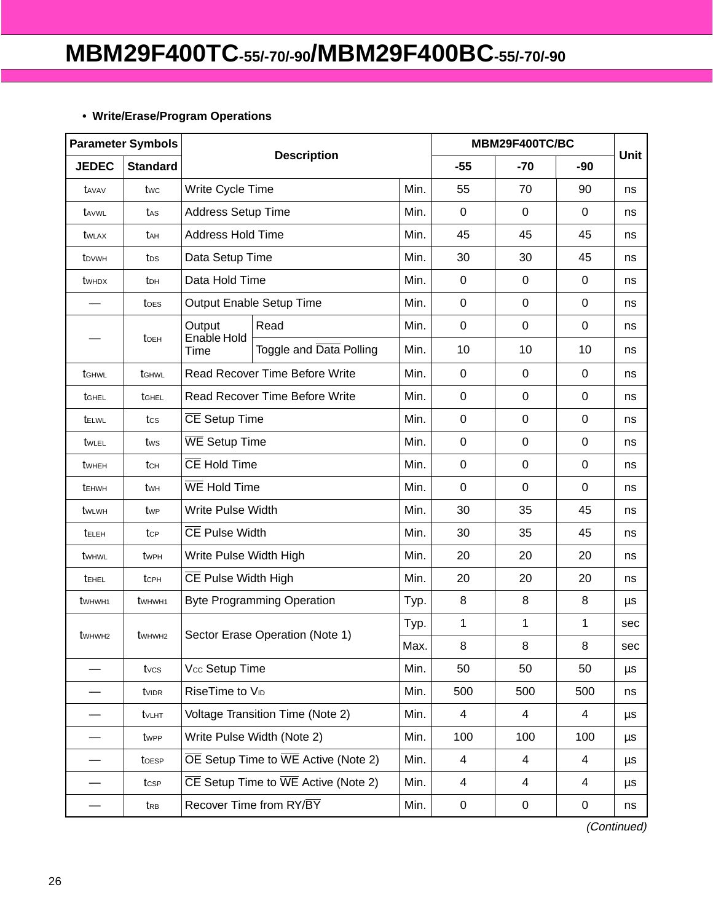- **Write/Erase/Program Operations**

| Parameter Symbols | | Description | | | MBM29F400TC/BC | | | Unit |
|---|---|---|---|---|---|---|---|---|
| JEDEC | Standard | | | | -55 | -70 | -90 | |
| $t_{AVAV}$ | $t_{WC}$ | Write Cycle Time | | Min. | 55 | 70 | 90 | ns |
| $t_{AVWL}$ | $t_{AS}$ | Address Setup Time | | Min. | 0 | 0 | 0 | ns |
| $t_{WLAX}$ | $t_{AH}$ | Address Hold Time | | Min. | 45 | 45 | 45 | ns |
| $t_{DVWH}$ | $t_{DS}$ | Data Setup Time | | Min. | 30 | 30 | 45 | ns |
| $t_{WHDX}$ | $t_{DH}$ | Data Hold Time | | Min. | 0 | 0 | 0 | ns |
| — | $t_{OES}$ | Output Enable Setup Time | | Min. | 0 | 0 | 0 | ns |
| — | $t_{OEH}$ | Output Enable Hold Time | Read | Min. | 0 | 0 | 0 | ns |
| | | | Toggle and $\overline{\text{Data}}$ Polling | Min. | 10 | 10 | 10 | ns |
| $t_{GHWL}$ | $t_{GHWL}$ | Read Recover Time Before Write | | Min. | 0 | 0 | 0 | ns |
| $t_{GHEL}$ | $t_{GHEL}$ | Read Recover Time Before Write | | Min. | 0 | 0 | 0 | ns |
| $t_{ELWL}$ | $t_{CS}$ | $\overline{\text{CE}}$ Setup Time | | Min. | 0 | 0 | 0 | ns |
| $t_{WLEL}$ | $t_{WS}$ | $\overline{\text{WE}}$ Setup Time | | Min. | 0 | 0 | 0 | ns |
| $t_{WHEH}$ | $t_{CH}$ | $\overline{\text{CE}}$ Hold Time | | Min. | 0 | 0 | 0 | ns |
| $t_{EHWH}$ | $t_{WH}$ | $\overline{\text{WE}}$ Hold Time | | Min. | 0 | 0 | 0 | ns |
| $t_{WLWH}$ | $t_{WP}$ | Write Pulse Width | | Min. | 30 | 35 | 45 | ns |
| $t_{ELEH}$ | $t_{CP}$ | $\overline{\text{CE}}$ Pulse Width | | Min. | 30 | 35 | 45 | ns |
| $t_{WHWL}$ | $t_{WPH}$ | Write Pulse Width High | | Min. | 20 | 20 | 20 | ns |
| $t_{EHEL}$ | $t_{CPH}$ | $\overline{\text{CE}}$ Pulse Width High | | Min. | 20 | 20 | 20 | ns |
| $t_{WHWH1}$ | $t_{WHWH1}$ | Byte Programming Operation | | Typ. | 8 | 8 | 8 | µs |
| $t_{WHWH2}$ | $t_{WHWH2}$ | Sector Erase Operation (Note 1) | | Typ. | 1 | 1 | 1 | sec |
| | | | | Max. | 8 | 8 | 8 | sec |
| — | $t_{VCS}$ | $V_{CC}$ Setup Time | | Min. | 50 | 50 | 50 | µs |
| — | $t_{VIDR}$ | RiseTime to $V_{ID}$ | | Min. | 500 | 500 | 500 | ns |
| — | $t_{VLHT}$ | Voltage Transition Time (Note 2) | | Min. | 4 | 4 | 4 | µs |
| — | $t_{WPP}$ | Write Pulse Width (Note 2) | | Min. | 100 | 100 | 100 | µs |
| — | $t_{OESP}$ | $\overline{\text{OE}}$ Setup Time to $\overline{\text{WE}}$ Active (Note 2) | | Min. | 4 | 4 | 4 | µs |
| — | $t_{CSP}$ | $\overline{\text{CE}}$ Setup Time to $\overline{\text{WE}}$ Active (Note 2) | | Min. | 4 | 4 | 4 | µs |
| — | $t_{RB}$ | Recover Time from RY/$\overline{\text{BY}}$ | | Min. | 0 | 0 | 0 | ns |

*(Continued)*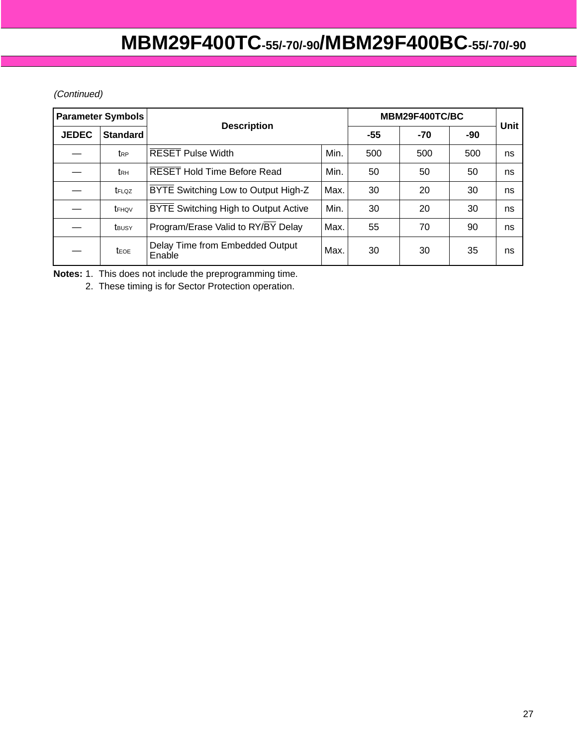*(Continued)*

| Parameter Symbols | | Description | | MBM29F400TC/BC | | | Unit |
|---|---|---|---|---|---|---|---|
| JEDEC | Standard | | | -55 | -70 | -90 | |
| — | $t_{RP}$ | $\overline{RESET}$ Pulse Width | Min. | 500 | 500 | 500 | ns |
| — | $t_{RH}$ | $\overline{RESET}$ Hold Time Before Read | Min. | 50 | 50 | 50 | ns |
| — | $t_{FLQZ}$ | $\overline{BYTE}$ Switching Low to Output High-Z | Max. | 30 | 20 | 30 | ns |
| — | $t_{FHQV}$ | $\overline{BYTE}$ Switching High to Output Active | Min. | 30 | 20 | 30 | ns |
| — | $t_{BUSY}$ | Program/Erase Valid to RY/$\overline{BY}$ Delay | Max. | 55 | 70 | 90 | ns |
| — | $t_{EOE}$ | Delay Time from Embedded Output Enable | Max. | 30 | 30 | 35 | ns |

**Notes:** 1. This does not include the preprogramming time.

2. These timing is for Sector Protection operation.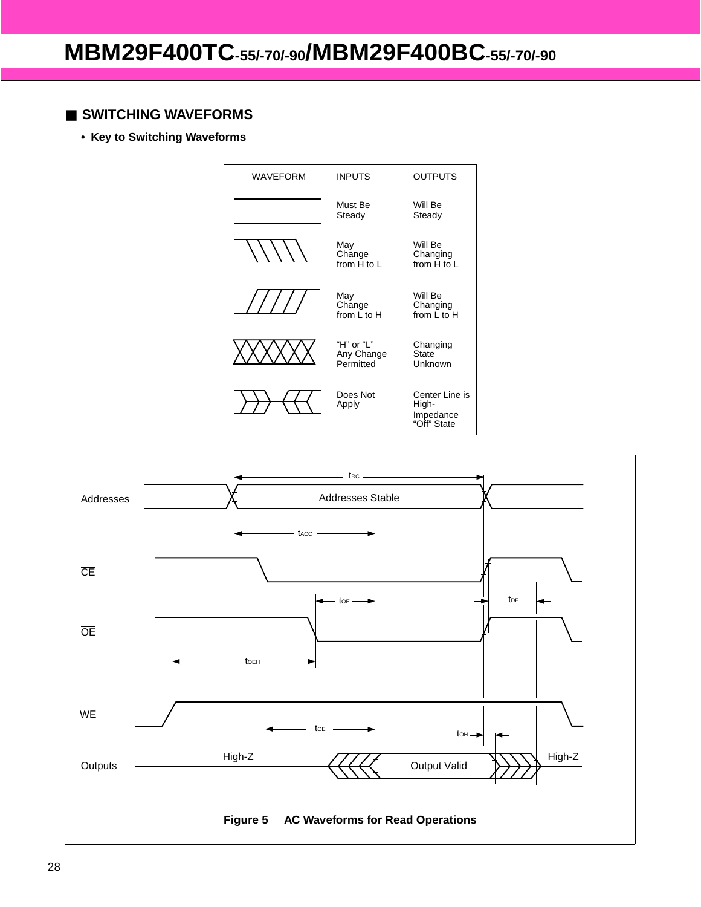## ■ SWITCHING WAVEFORMS

- **Key to Switching Waveforms**

| WAVEFORM | INPUTS | OUTPUTS |
| --- | --- | --- |
| | Must Be Steady | Will Be Steady |
| | May Change from H to L | Will Be Changing from H to L |
| | May Change from L to H | Will Be Changing from L to H |
| | "H" or "L" Any Change Permitted | Changing State Unknown |
| | Does Not Apply | Center Line is High-Impedance "Off" State |

**Figure 5 AC Waveforms for Read Operations**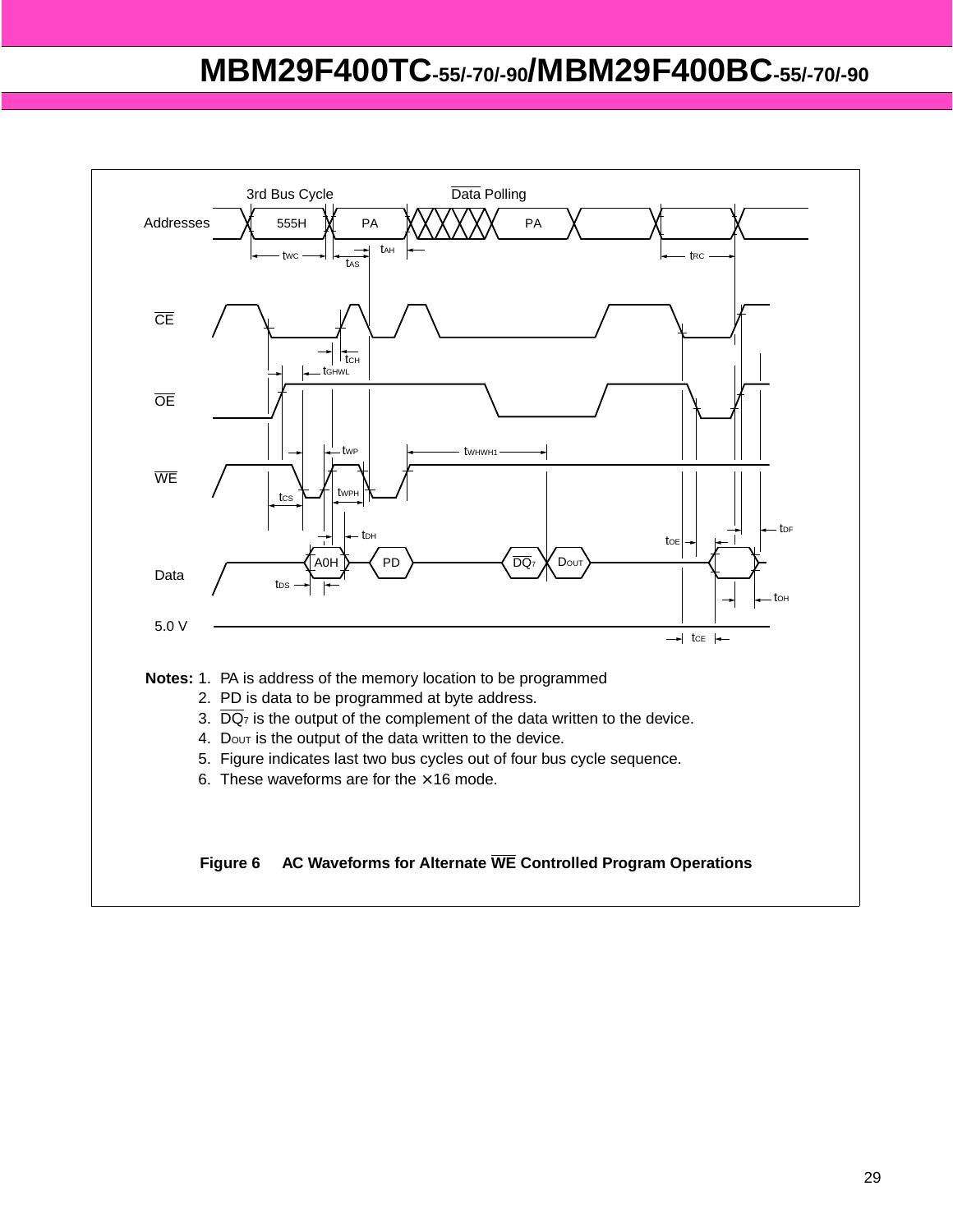**Notes:** 1. PA is address of the memory location to be programmed
2. PD is data to be programmed at byte address.
3. $\overline{DQ_7}$ is the output of the complement of the data written to the device.
4. $D_{OUT}$ is the output of the data written to the device.
5. Figure indicates last two bus cycles out of four bus cycle sequence.
6. These waveforms are for the ×16 mode.

**Figure 6 AC Waveforms for Alternate $\overline{WE}$ Controlled Program Operations**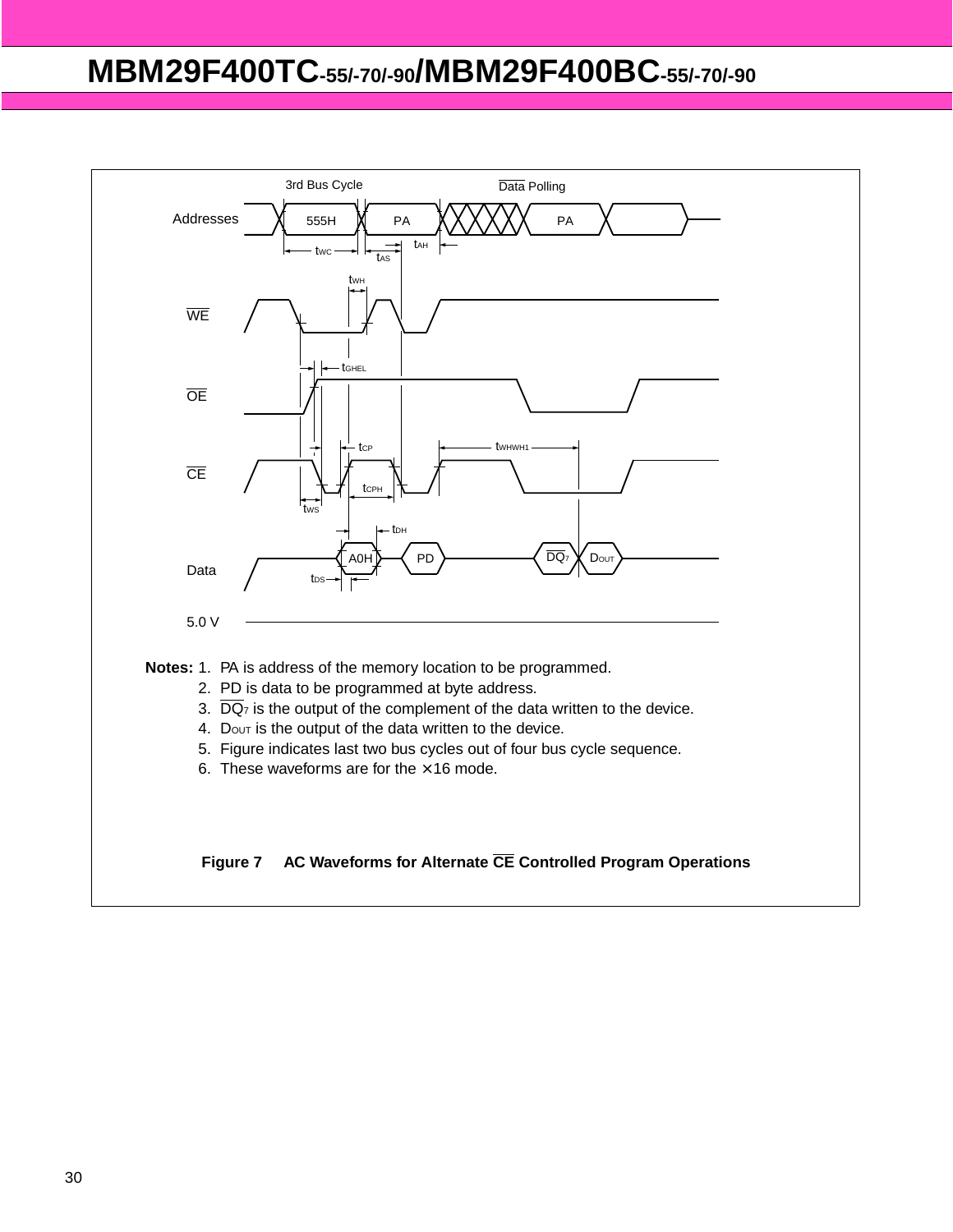Notes: 1. PA is address of the memory location to be programmed.
2. PD is data to be programmed at byte address.
3. $\overline{DQ_7}$ is the output of the complement of the data written to the device.
4. $D_{OUT}$ is the output of the data written to the device.
5. Figure indicates last two bus cycles out of four bus cycle sequence.
6. These waveforms are for the ×16 mode.

**Figure 7 AC Waveforms for Alternate $\overline{CE}$ Controlled Program Operations**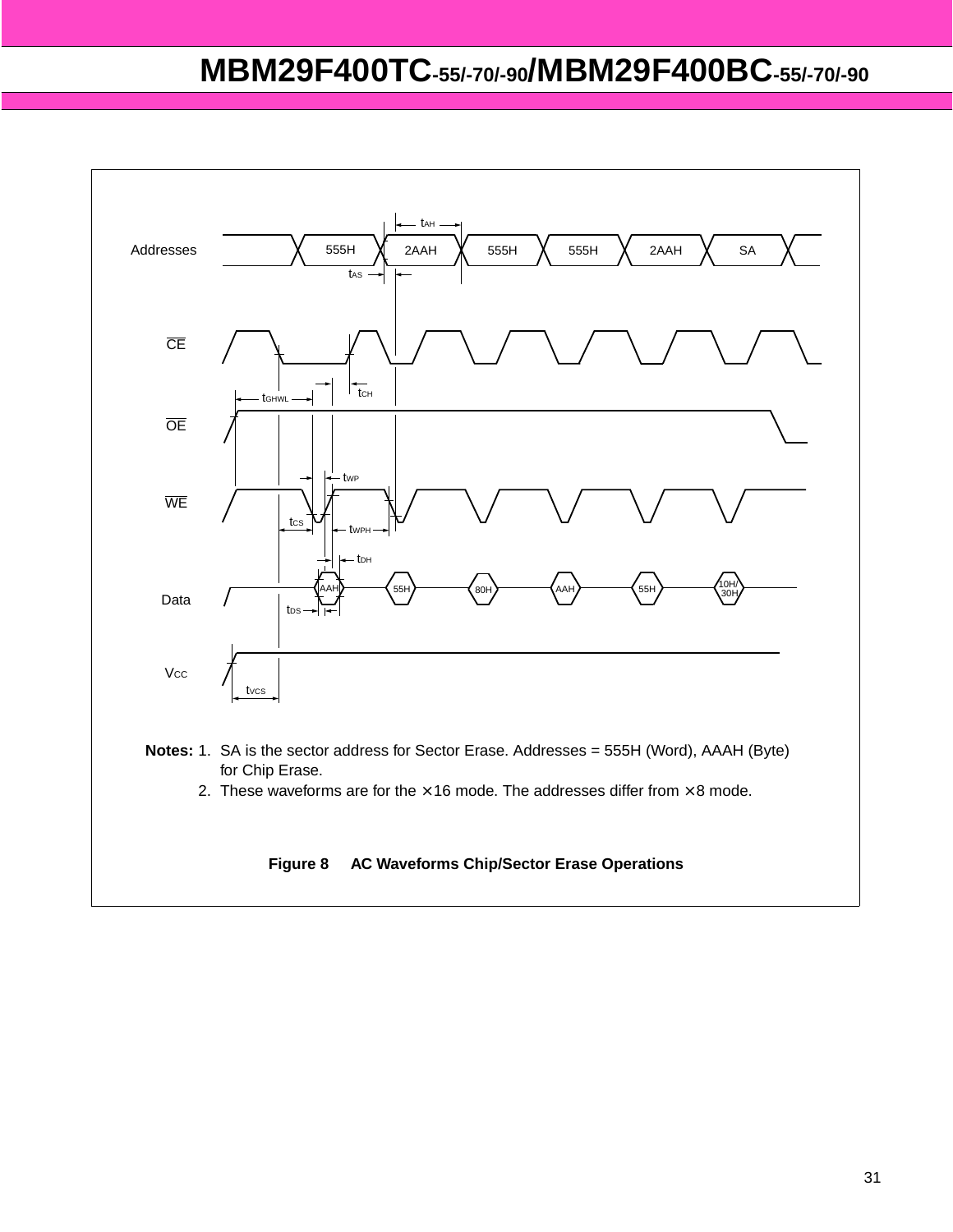**Notes:** 1. SA is the sector address for Sector Erase. Addresses = 555H (Word), AAAH (Byte) for Chip Erase.

2. These waveforms are for the ×16 mode. The addresses differ from ×8 mode.

**Figure 8 AC Waveforms Chip/Sector Erase Operations**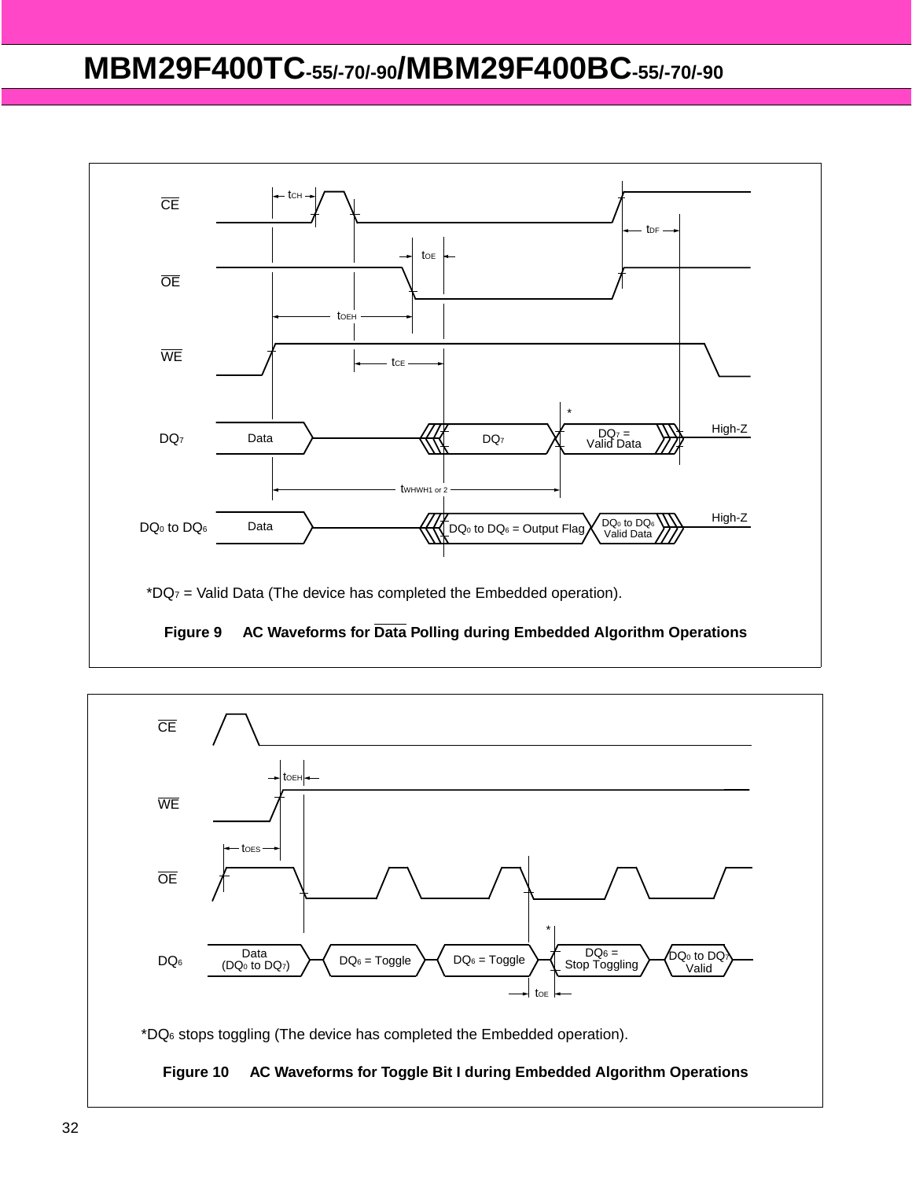*$DQ_7$ = Valid Data (The device has completed the Embedded operation).

**Figure 9 AC Waveforms for $\overline{\text{Data}}$ Polling during Embedded Algorithm Operations**

*$DQ_6$ stops toggling (The device has completed the Embedded operation).

**Figure 10 AC Waveforms for Toggle Bit I during Embedded Algorithm Operations**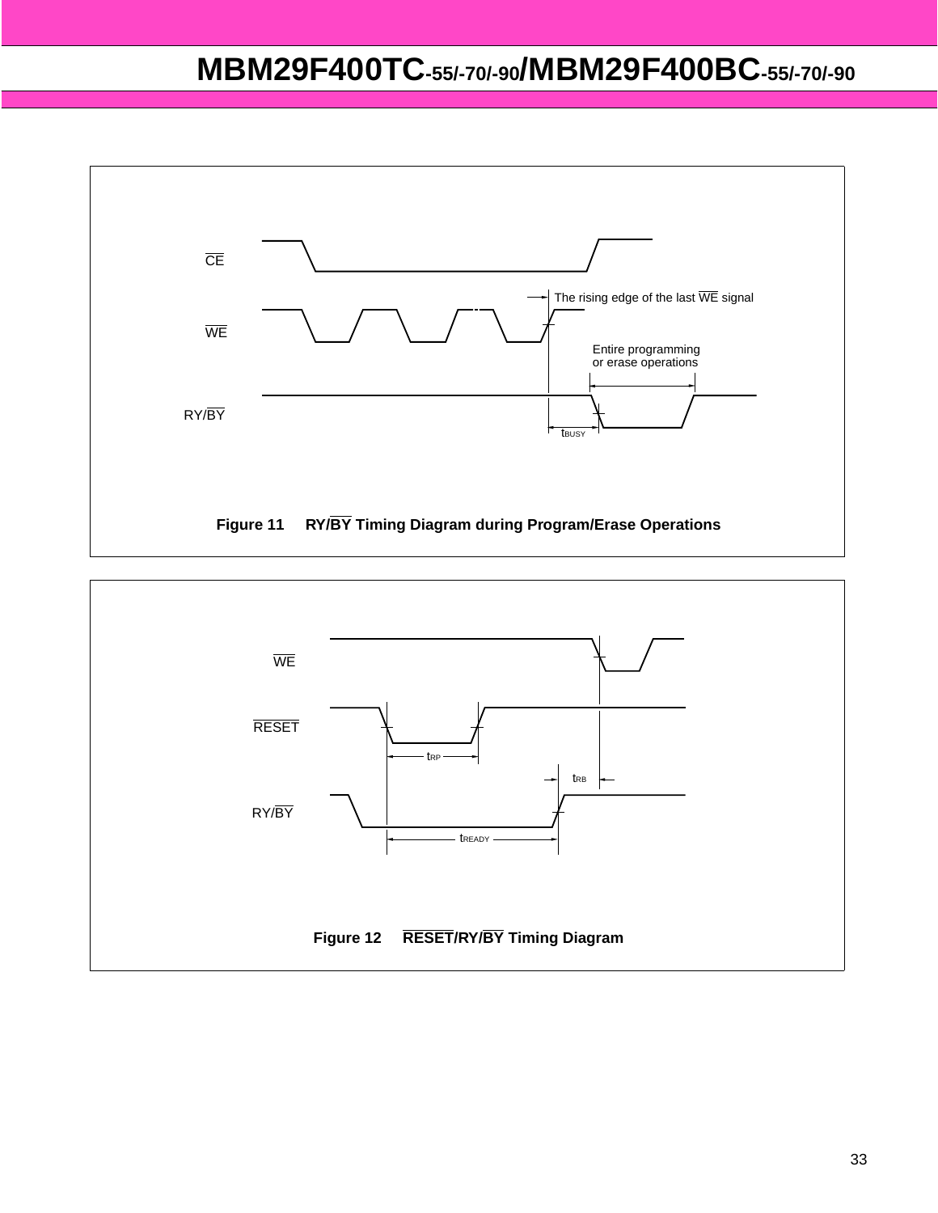CE

WE

RY/BY

The rising edge of the last WE signal

Entire programming or erase operations

$t_{BUSY}$

**Figure 11 RY/BY Timing Diagram during Program/Erase Operations**

WE

RESET

RY/BY

$t_{RP}$

$t_{RB}$

$t_{READY}$

**Figure 12 RESET/RY/BY Timing Diagram**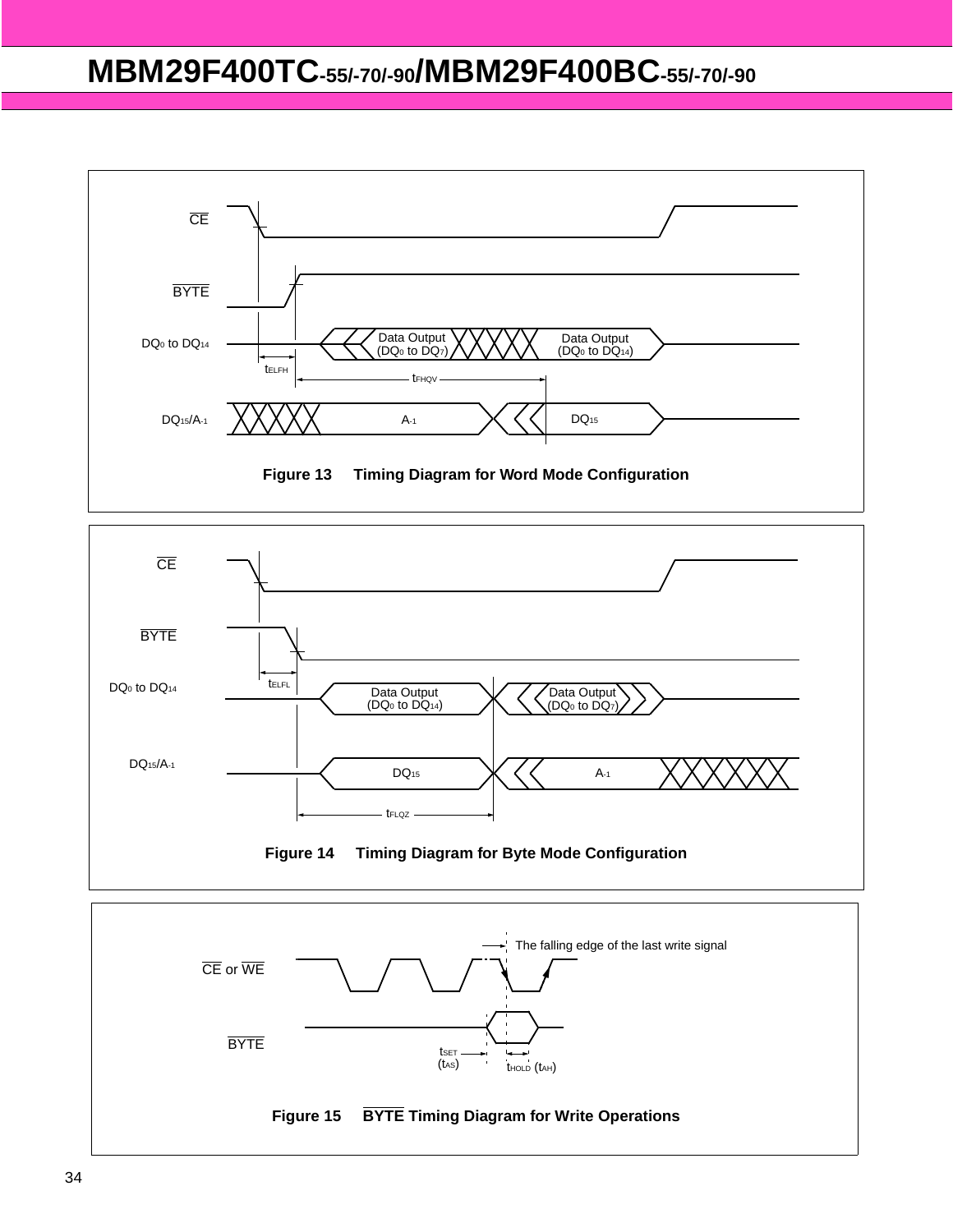Figure 13 Timing Diagram for Word Mode Configuration

Figure 14 Timing Diagram for Byte Mode Configuration

Figure 15 $\overline{BYTE}$ Timing Diagram for Write Operations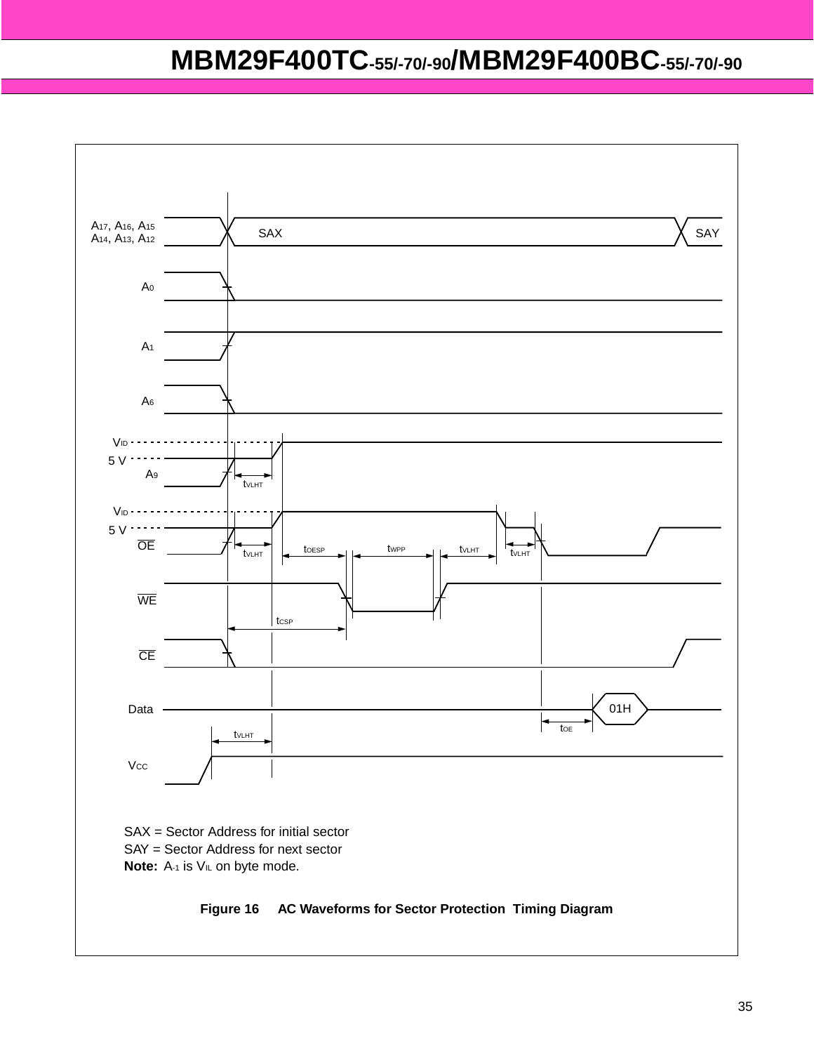SAX = Sector Address for initial sector

SAY = Sector Address for next sector

**Note:** $A_{-1}$ is $V_{IL}$ on byte mode.

**Figure 16 AC Waveforms for Sector Protection Timing Diagram**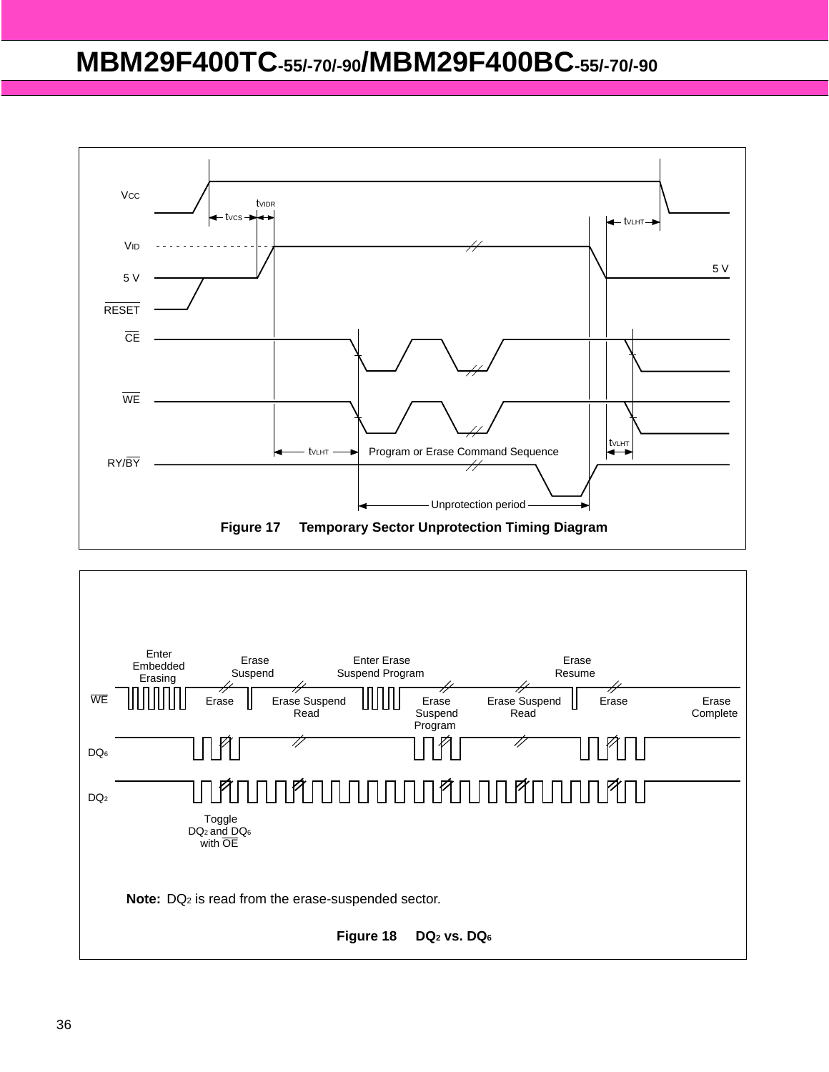Figure 17 Temporary Sector Unprotection Timing Diagram

**Note:** $DQ_2$ is read from the erase-suspended sector.

Figure 18 $DQ_2$ vs. $DQ_6$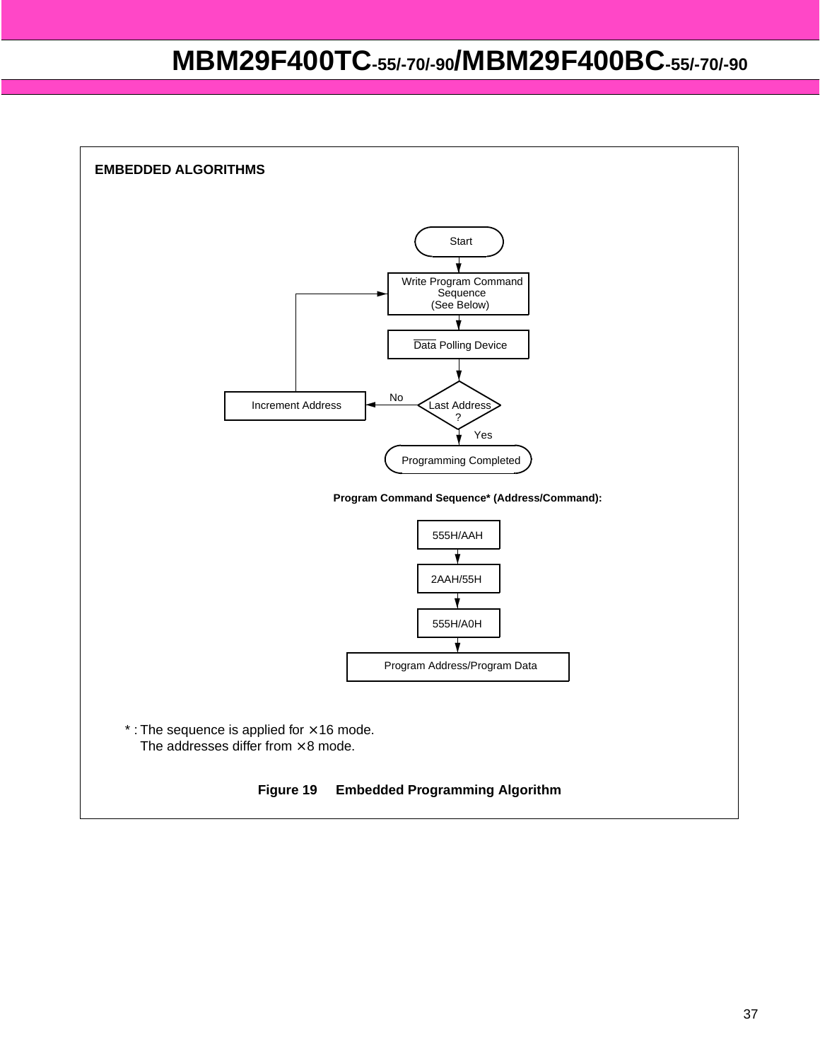## EMBEDDED ALGORITHMS

Start

Write Program Command Sequence (See Below)

Data Polling Device

Last Address ?

No → Increment Address

Yes → Programming Completed

**Program Command Sequence* (Address/Command):**

555H/AAH

2AAH/55H

555H/A0H

Program Address/Program Data

* : The sequence is applied for ×16 mode.
  The addresses differ from ×8 mode.

**Figure 19 Embedded Programming Algorithm**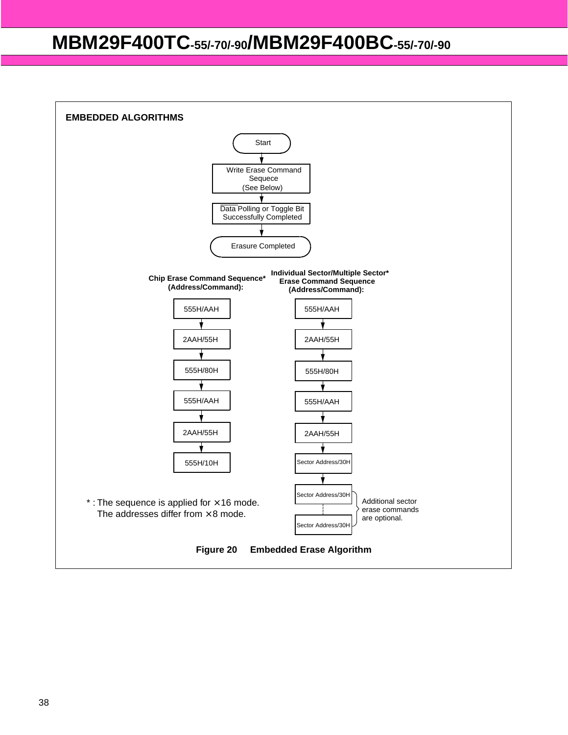## EMBEDDED ALGORITHMS

Start

↓

Write Erase Command Sequece (See Below)

↓

Data Polling or Toggle Bit Successfully Completed

↓

Erasure Completed

**Chip Erase Command Sequence* (Address/Command):**

555H/AAH
↓
2AAH/55H
↓
555H/80H
↓
555H/AAH
↓
2AAH/55H
↓
555H/10H

**Individual Sector/Multiple Sector* Erase Command Sequence (Address/Command):**

555H/AAH
↓
2AAH/55H
↓
555H/80H
↓
555H/AAH
↓
2AAH/55H
↓
Sector Address/30H
↓
Sector Address/30H
⋮
Sector Address/30H

Additional sector erase commands are optional.

* : The sequence is applied for × 16 mode.
The addresses differ from × 8 mode.

**Figure 20 Embedded Erase Algorithm**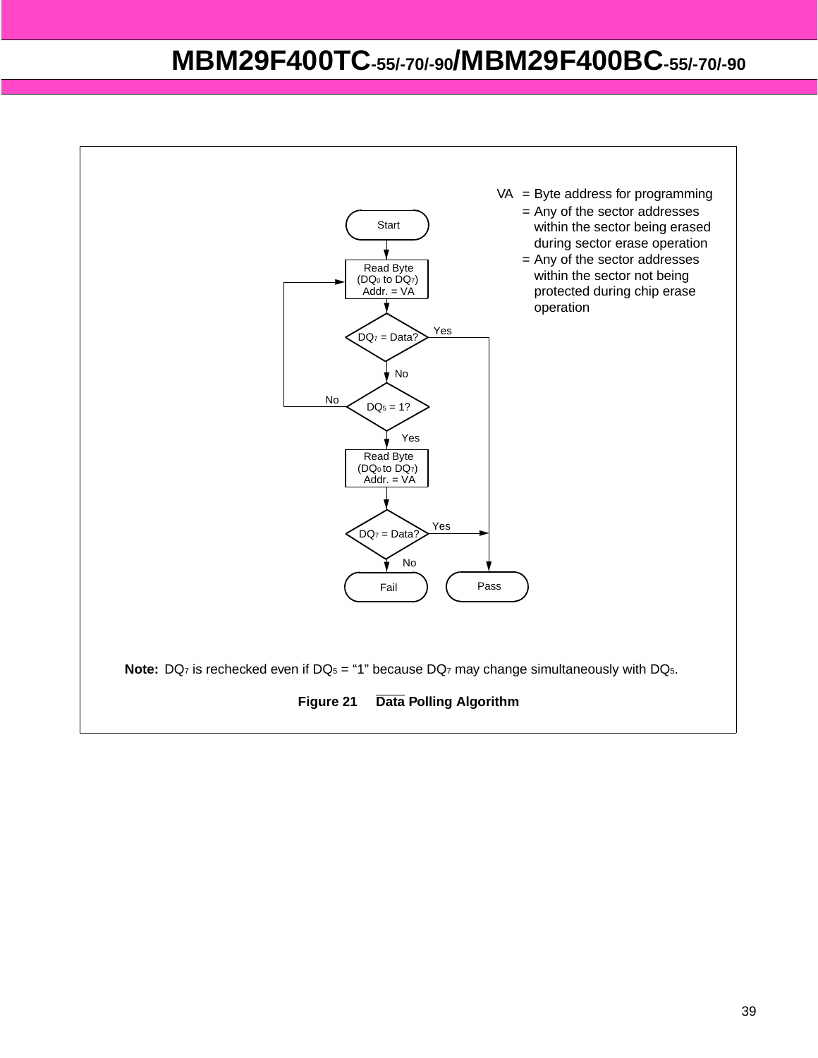VA = Byte address for programming
= Any of the sector addresses within the sector being erased during sector erase operation
= Any of the sector addresses within the sector not being protected during chip erase operation

Start

Read Byte ($DQ_0$ to $DQ_7$) Addr. = VA

$DQ_7$ = Data? — Yes → Pass; No ↓

$DQ_5$ = 1? — No → back to Read Byte; Yes ↓

Read Byte ($DQ_0$ to $DQ_7$) Addr. = VA

$DQ_7$ = Data? — Yes → Pass; No → Fail

**Note:** $DQ_7$ is rechecked even if $DQ_5$ = "1" because $DQ_7$ may change simultaneously with $DQ_5$.

**Figure 21 $\overline{\text{Data}}$ Polling Algorithm**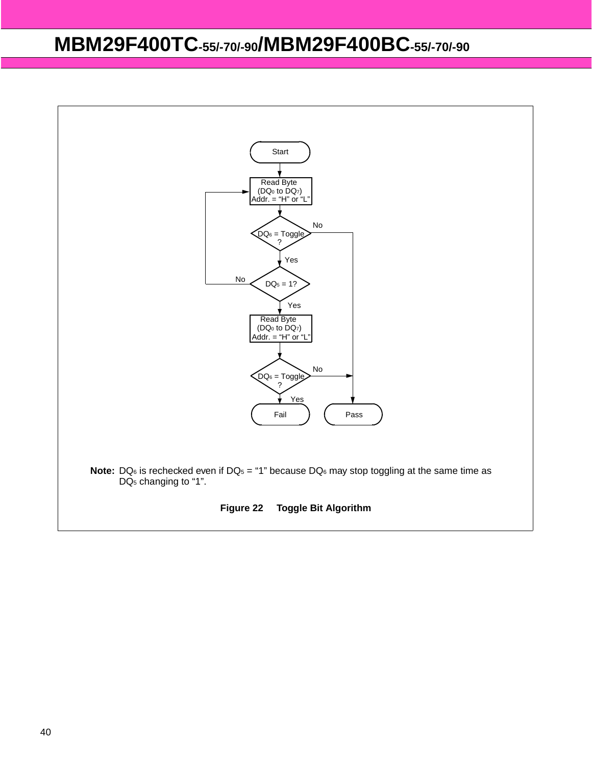Start

Read Byte ($DQ_0$ to $DQ_7$) Addr. = "H" or "L"

$DQ_6$ = Toggle ?

No / Yes

$DQ_5$ = 1?

No / Yes

Read Byte ($DQ_0$ to $DQ_7$) Addr. = "H" or "L"

$DQ_6$ = Toggle ?

No / Yes

Fail

Pass

**Note:** $DQ_6$ is rechecked even if $DQ_5$ = "1" because $DQ_6$ may stop toggling at the same time as $DQ_5$ changing to "1".

**Figure 22 Toggle Bit Algorithm**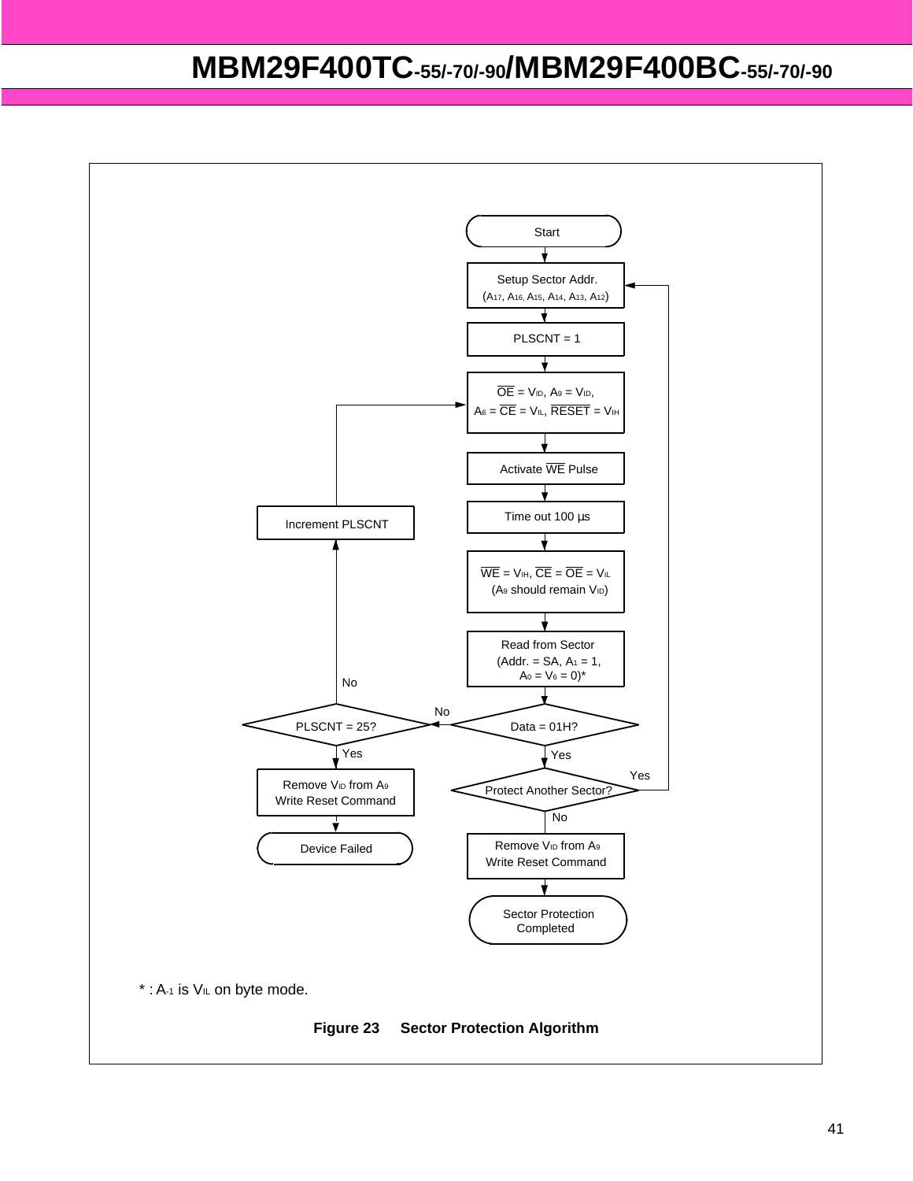Start

Setup Sector Addr. ($A_{17}$, $A_{16}$, $A_{15}$, $A_{14}$, $A_{13}$, $A_{12}$)

PLSCNT = 1

$\overline{OE}$ = $V_{ID}$, $A_9$ = $V_{ID}$, $A_6$ = $\overline{CE}$ = $V_{IL}$, $\overline{RESET}$ = $V_{IH}$

Activate $\overline{WE}$ Pulse

Time out 100 µs

$\overline{WE}$ = $V_{IH}$, $\overline{CE}$ = $\overline{OE}$ = $V_{IL}$ ($A_9$ should remain $V_{ID}$)

Read from Sector (Addr. = SA, $A_1$ = 1, $A_0$ = $V_6$ = 0)*

Data = 01H?
- No → PLSCNT = 25?
  - No → Increment PLSCNT → (return to $\overline{OE}$ = $V_{ID}$ step)
  - Yes → Remove $V_{ID}$ from $A_9$ Write Reset Command → Device Failed
- Yes → Protect Another Sector?
  - Yes → (return to Setup Sector Addr.)
  - No → Remove $V_{ID}$ from $A_9$ Write Reset Command → Sector Protection Completed

* : $A_{-1}$ is $V_{IL}$ on byte mode.

**Figure 23 Sector Protection Algorithm**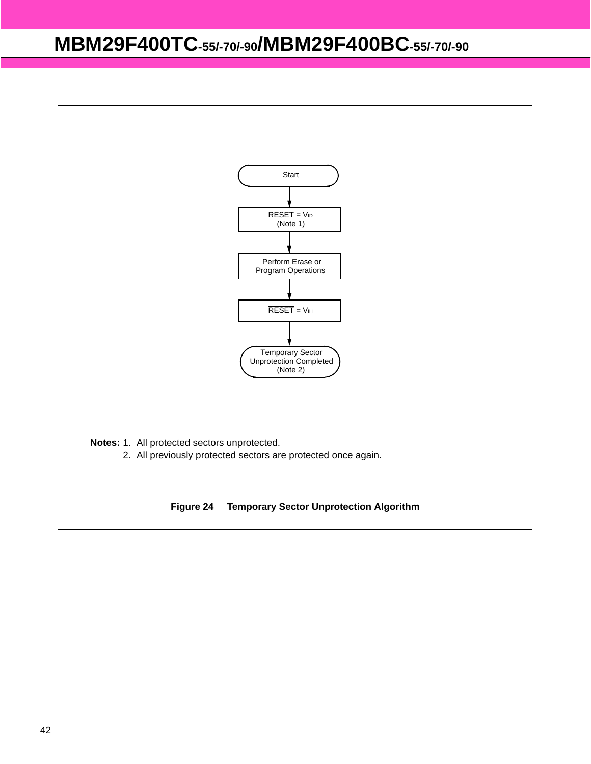Start

↓

$\overline{RESET} = V_{ID}$
(Note 1)

↓

Perform Erase or
Program Operations

↓

$\overline{RESET} = V_{IH}$

↓

Temporary Sector
Unprotection Completed
(Note 2)

**Notes:** 1. All protected sectors unprotected.

2. All previously protected sectors are protected once again.

**Figure 24 Temporary Sector Unprotection Algorithm**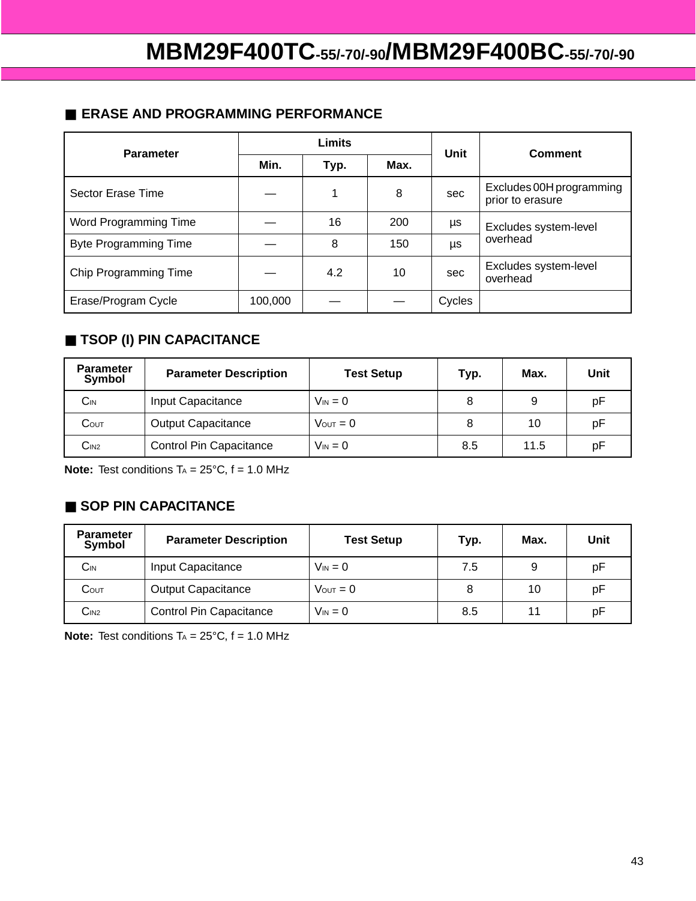## ■ ERASE AND PROGRAMMING PERFORMANCE

| Parameter | Limits | | | Unit | Comment |
|---|---|---|---|---|---|
| | Min. | Typ. | Max. | | |
| Sector Erase Time | — | 1 | 8 | sec | Excludes 00H programming prior to erasure |
| Word Programming Time | — | 16 | 200 | μs | Excludes system-level overhead |
| Byte Programming Time | — | 8 | 150 | μs | |
| Chip Programming Time | — | 4.2 | 10 | sec | Excludes system-level overhead |
| Erase/Program Cycle | 100,000 | — | — | Cycles | |

## ■ TSOP (I) PIN CAPACITANCE

| Parameter Symbol | Parameter Description | Test Setup | Typ. | Max. | Unit |
|---|---|---|---|---|---|
| $C_{IN}$ | Input Capacitance | $V_{IN} = 0$ | 8 | 9 | pF |
| $C_{OUT}$ | Output Capacitance | $V_{OUT} = 0$ | 8 | 10 | pF |
| $C_{IN2}$ | Control Pin Capacitance | $V_{IN} = 0$ | 8.5 | 11.5 | pF |

**Note:** Test conditions $T_A = 25°C$, f = 1.0 MHz

## ■ SOP PIN CAPACITANCE

| Parameter Symbol | Parameter Description | Test Setup | Typ. | Max. | Unit |
|---|---|---|---|---|---|
| $C_{IN}$ | Input Capacitance | $V_{IN} = 0$ | 7.5 | 9 | pF |
| $C_{OUT}$ | Output Capacitance | $V_{OUT} = 0$ | 8 | 10 | pF |
| $C_{IN2}$ | Control Pin Capacitance | $V_{IN} = 0$ | 8.5 | 11 | pF |

**Note:** Test conditions $T_A = 25°C$, f = 1.0 MHz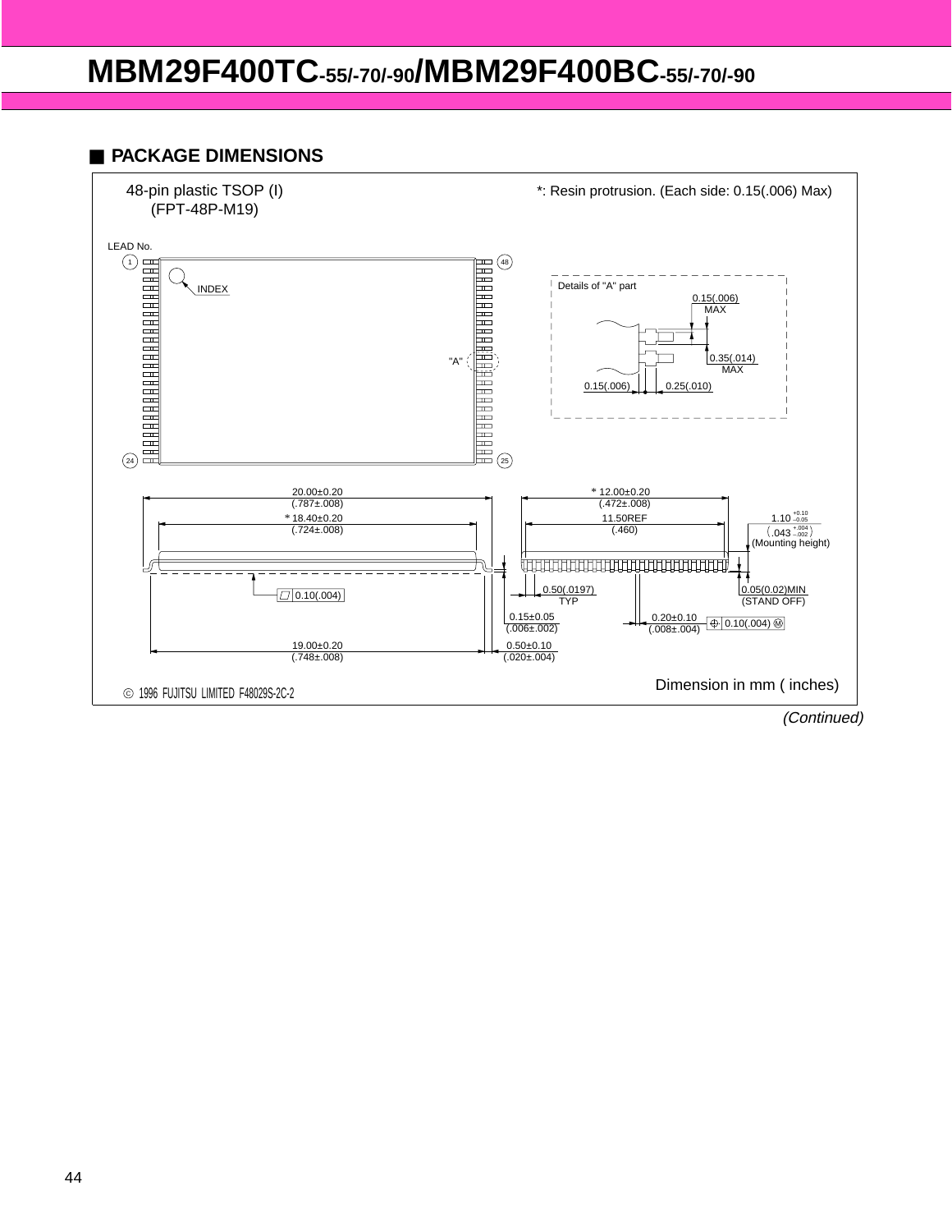## ■ PACKAGE DIMENSIONS

48-pin plastic TSOP (I)
(FPT-48P-M19)

*: Resin protrusion. (Each side: 0.15(.006) Max)

LEAD No.

1, 24, 25, 48

INDEX

"A"

Details of "A" part

0.15(.006) MAX

0.35(.014) MAX

0.15(.006)

0.25(.010)

20.00±0.20 (.787±.008)

* 18.40±0.20 (.724±.008)

* 12.00±0.20 (.472±.008)

11.50REF (.460)

$1.10^{+0.10}_{-0.05}$ $\left(.043^{+.004}_{-.002}\right)$ (Mounting height)

0.10(.004)

0.50(.0197) TYP

0.05(0.02)MIN (STAND OFF)

0.15±0.05 (.006±.002)

0.20±0.10 (.008±.004)

0.10(.004) Ⓜ

19.00±0.20 (.748±.008)

0.50±0.10 (.020±.004)

© 1996 FUJITSU LIMITED F48029S-2C-2

Dimension in mm ( inches)

*(Continued)*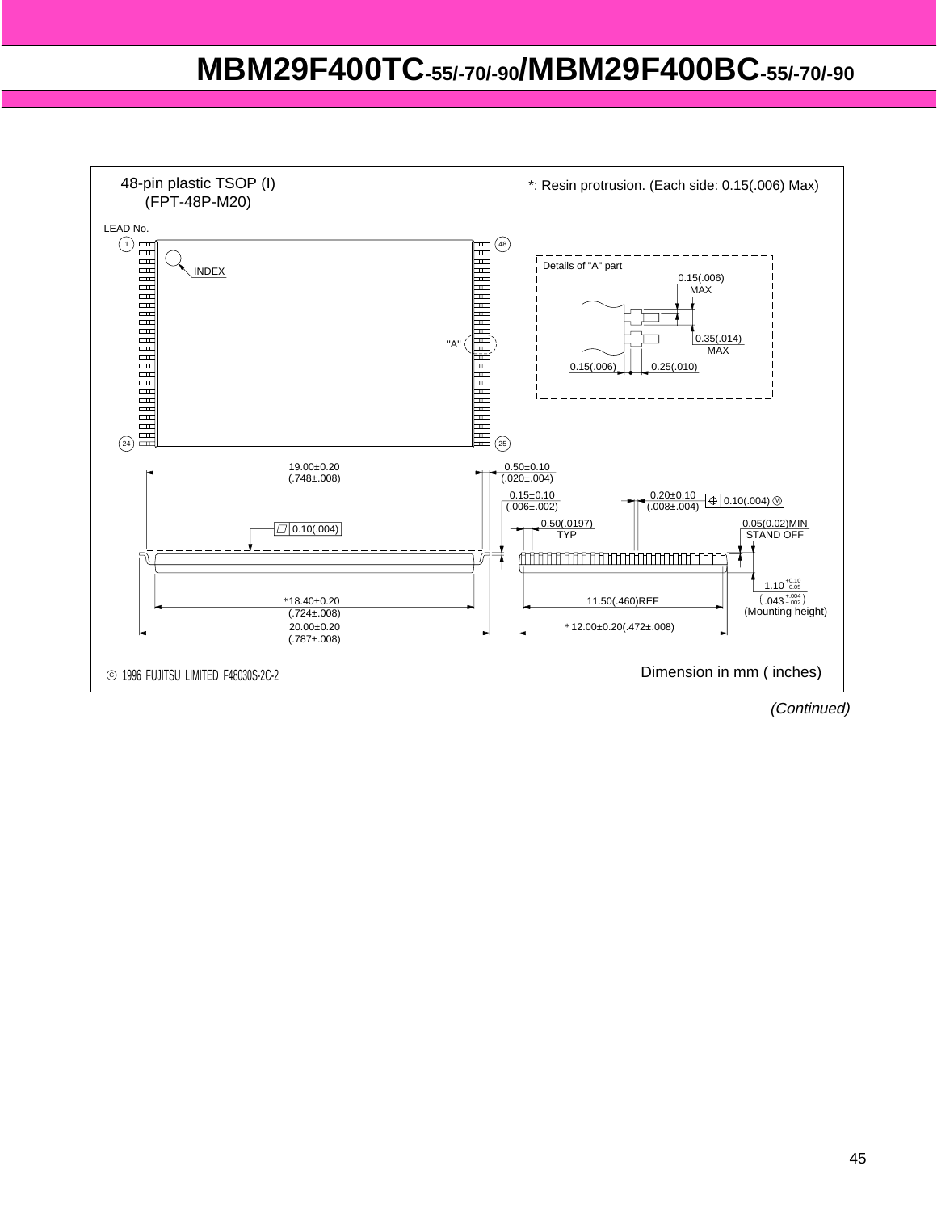48-pin plastic TSOP (I)
(FPT-48P-M20)

*: Resin protrusion. (Each side: 0.15(.006) Max)

LEAD No.

1 &nbsp; 24 &nbsp; 25 &nbsp; 48

INDEX

"A"

Details of "A" part

0.15(.006) MAX

0.35(.014) MAX

0.15(.006) &nbsp; 0.25(.010)

19.00±0.20 (.748±.008)

0.50±0.10 (.020±.004)

0.15±0.10 (.006±.002)

0.20±0.10 (.008±.004) &nbsp; ⊕ 0.10(.004) Ⓜ

0.50(.0197) TYP

0.05(0.02)MIN STAND OFF

▱ 0.10(.004)

$1.10^{+0.10}_{-0.05}$ $\left(.043^{+.004}_{-.002}\right)$ (Mounting height)

*18.40±0.20 (.724±.008)

11.50(.460)REF

20.00±0.20 (.787±.008)

*12.00±0.20(.472±.008)

© 1996 FUJITSU LIMITED F48030S-2C-2

Dimension in mm ( inches)

*(Continued)*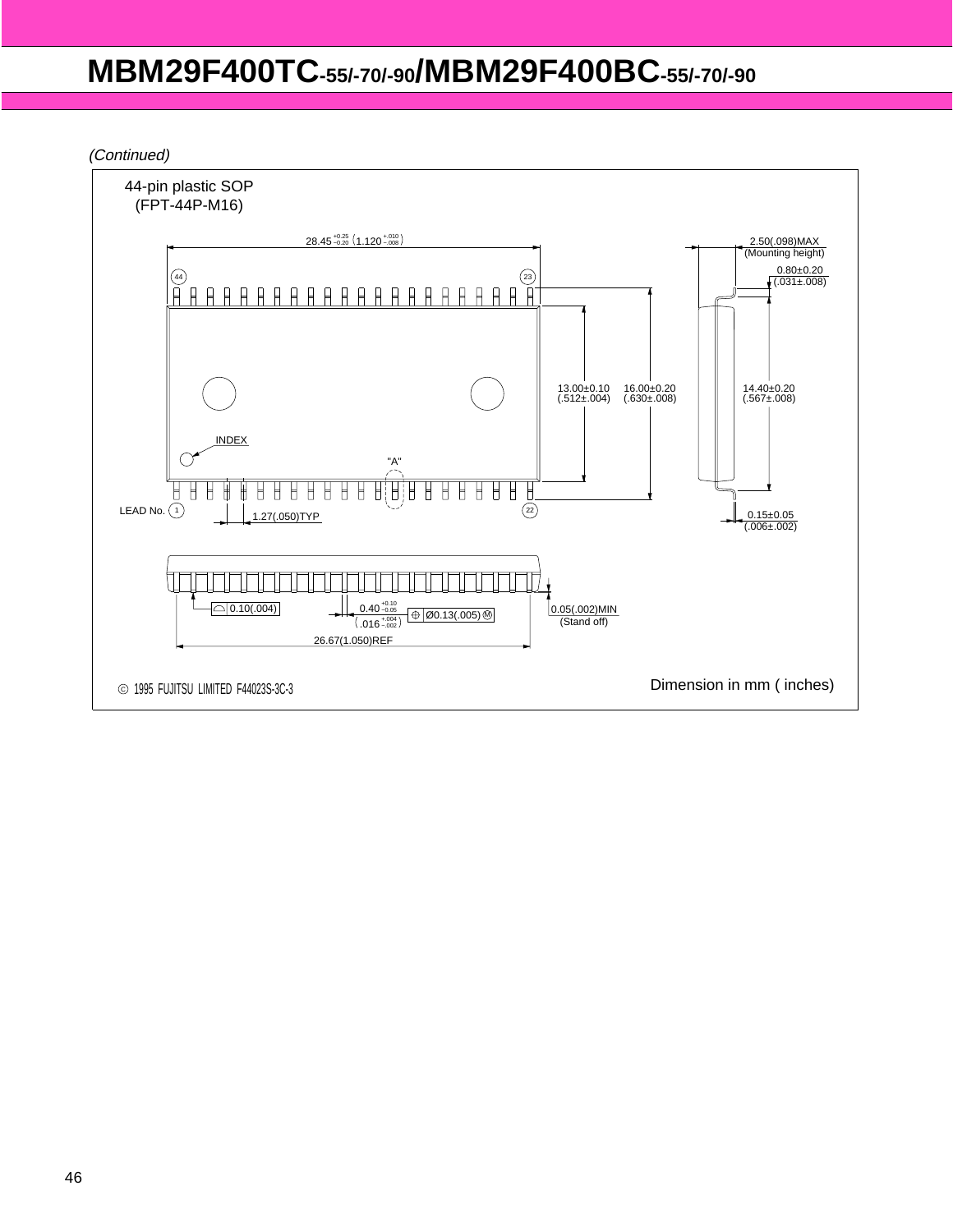*(Continued)*

44-pin plastic SOP
(FPT-44P-M16)

28.45 $^{+0.25}_{-0.20}$ (1.120 $^{+.010}_{-.008}$)

2.50(.098)MAX
(Mounting height)

0.80±0.20
(.031±.008)

13.00±0.10
(.512±.004)

16.00±0.20
(.630±.008)

14.40±0.20
(.567±.008)

INDEX

"A"

LEAD No. 1

1.27(.050)TYP

0.15±0.05
(.006±.002)

0.10(.004)

0.40 $^{+0.10}_{-0.05}$
(.016 $^{+.004}_{-.002}$)

Ø0.13(.005) Ⓜ

0.05(.002)MIN
(Stand off)

26.67(1.050)REF

© 1995 FUJITSU LIMITED F44023S-3C-3

Dimension in mm ( inches)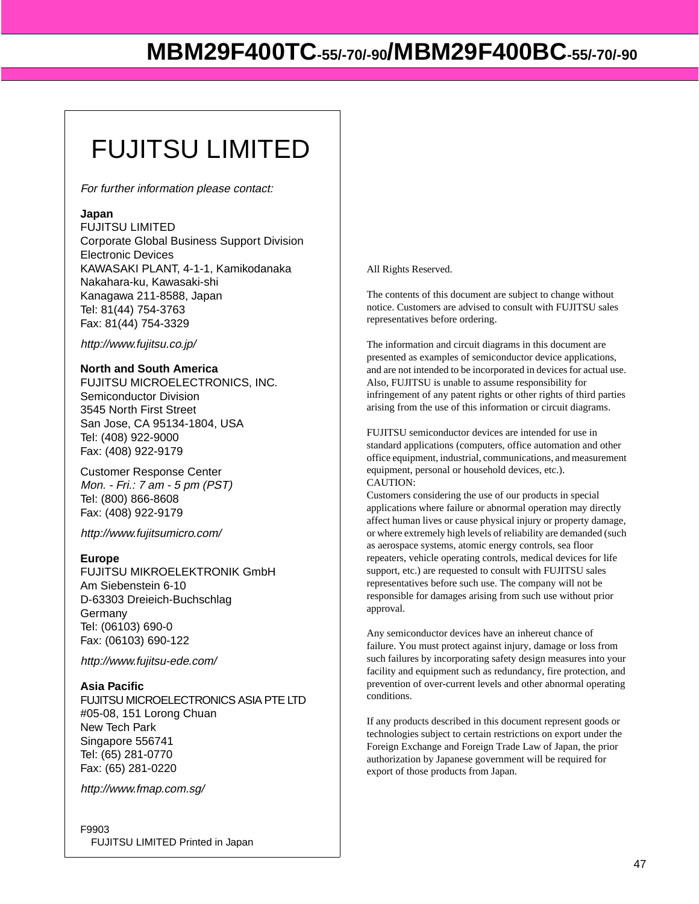# FUJITSU LIMITED

*For further information please contact:*

**Japan**
FUJITSU LIMITED
Corporate Global Business Support Division
Electronic Devices
KAWASAKI PLANT, 4-1-1, Kamikodanaka
Nakahara-ku, Kawasaki-shi
Kanagawa 211-8588, Japan
Tel: 81(44) 754-3763
Fax: 81(44) 754-3329

*http://www.fujitsu.co.jp/*

**North and South America**
FUJITSU MICROELECTRONICS, INC.
Semiconductor Division
3545 North First Street
San Jose, CA 95134-1804, USA
Tel: (408) 922-9000
Fax: (408) 922-9179

Customer Response Center
*Mon. - Fri.: 7 am - 5 pm (PST)*
Tel: (800) 866-8608
Fax: (408) 922-9179

*http://www.fujitsumicro.com/*

**Europe**
FUJITSU MIKROELEKTRONIK GmbH
Am Siebenstein 6-10
D-63303 Dreieich-Buchschlag
Germany
Tel: (06103) 690-0
Fax: (06103) 690-122

*http://www.fujitsu-ede.com/*

**Asia Pacific**
FUJITSU MICROELECTRONICS ASIA PTE LTD
#05-08, 151 Lorong Chuan
New Tech Park
Singapore 556741
Tel: (65) 281-0770
Fax: (65) 281-0220

*http://www.fmap.com.sg/*

F9903
FUJITSU LIMITED Printed in Japan

All Rights Reserved.

The contents of this document are subject to change without notice. Customers are advised to consult with FUJITSU sales representatives before ordering.

The information and circuit diagrams in this document are presented as examples of semiconductor device applications, and are not intended to be incorporated in devices for actual use. Also, FUJITSU is unable to assume responsibility for infringement of any patent rights or other rights of third parties arising from the use of this information or circuit diagrams.

FUJITSU semiconductor devices are intended for use in standard applications (computers, office automation and other office equipment, industrial, communications, and measurement equipment, personal or household devices, etc.).
CAUTION:
Customers considering the use of our products in special applications where failure or abnormal operation may directly affect human lives or cause physical injury or property damage, or where extremely high levels of reliability are demanded (such as aerospace systems, atomic energy controls, sea floor repeaters, vehicle operating controls, medical devices for life support, etc.) are requested to consult with FUJITSU sales representatives before such use. The company will not be responsible for damages arising from such use without prior approval.

Any semiconductor devices have an inhereut chance of failure. You must protect against injury, damage or loss from such failures by incorporating safety design measures into your facility and equipment such as redundancy, fire protection, and prevention of over-current levels and other abnormal operating conditions.

If any products described in this document represent goods or technologies subject to certain restrictions on export under the Foreign Exchange and Foreign Trade Law of Japan, the prior authorization by Japanese government will be required for export of those products from Japan.